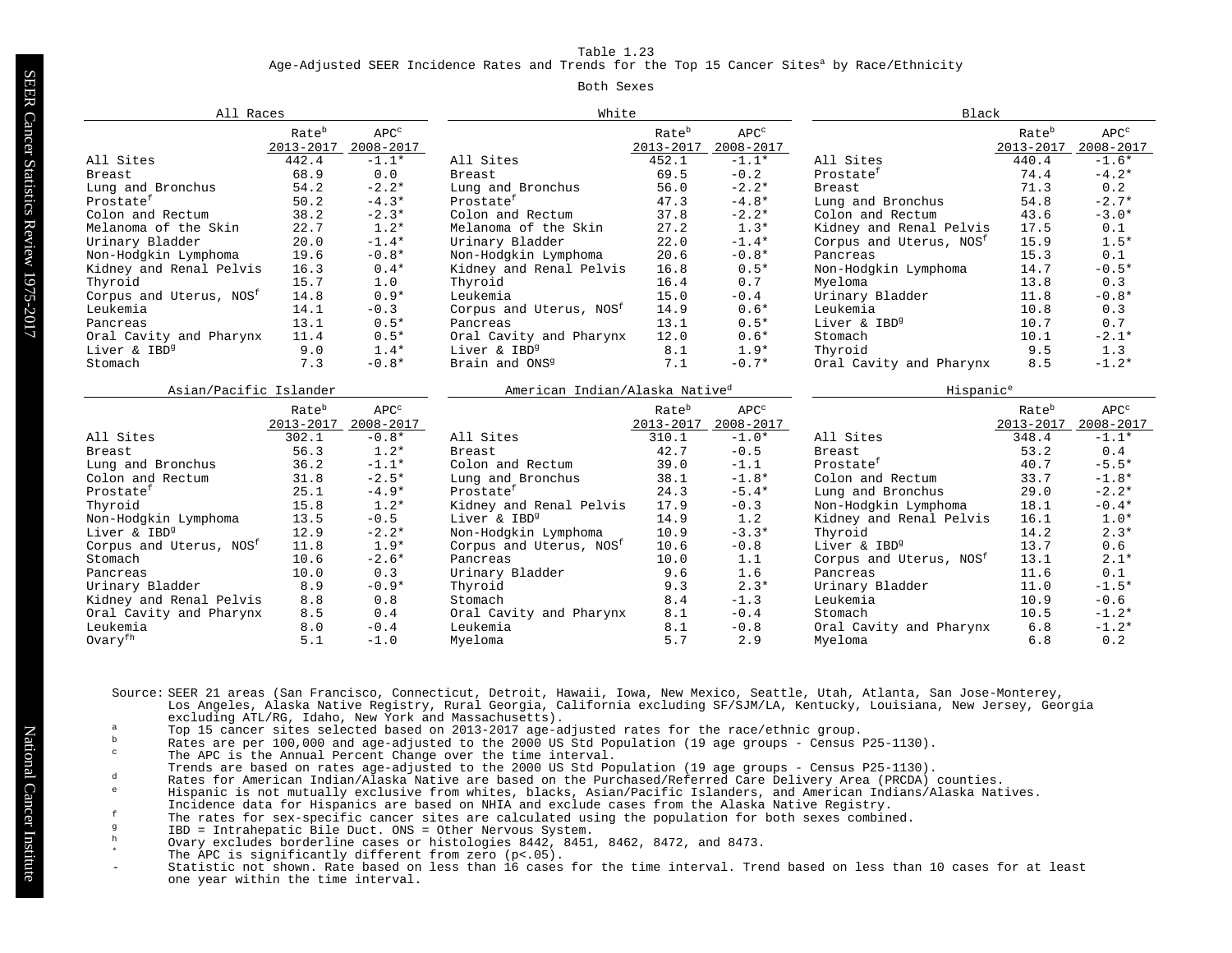# Table 1.23

## Age-Adjusted SEER Incidence Rates and Trends for the Top 15 Cancer Sites[a] by Race/Ethnicity

### Both Sexes

| All Races | Rate[b] 2013-2017 | APC[c] 2008-2017 |
|---|---|---|
| All Sites | 442.4 | -1.1* |
| Breast | 68.9 | 0.0 |
| Lung and Bronchus | 54.2 | -2.2* |
| Prostate[f] | 50.2 | -4.3* |
| Colon and Rectum | 38.2 | -2.3* |
| Melanoma of the Skin | 22.7 | 1.2* |
| Urinary Bladder | 20.0 | -1.4* |
| Non-Hodgkin Lymphoma | 19.6 | -0.8* |
| Kidney and Renal Pelvis | 16.3 | 0.4* |
| Thyroid | 15.7 | 1.0 |
| Corpus and Uterus, NOS[f] | 14.8 | 0.9* |
| Leukemia | 14.1 | -0.3 |
| Pancreas | 13.1 | 0.5* |
| Oral Cavity and Pharynx | 11.4 | 0.5* |
| Liver & IBD[g] | 9.0 | 1.4* |
| Stomach | 7.3 | -0.8* |

| White | Rate[b] 2013-2017 | APC[c] 2008-2017 |
|---|---|---|
| All Sites | 452.1 | -1.1* |
| Breast | 69.5 | -0.2 |
| Lung and Bronchus | 56.0 | -2.2* |
| Prostate[f] | 47.3 | -4.8* |
| Colon and Rectum | 37.8 | -2.2* |
| Melanoma of the Skin | 27.2 | 1.3* |
| Urinary Bladder | 22.0 | -1.4* |
| Non-Hodgkin Lymphoma | 20.6 | -0.8* |
| Kidney and Renal Pelvis | 16.8 | 0.5* |
| Thyroid | 16.4 | 0.7 |
| Leukemia | 15.0 | -0.4 |
| Corpus and Uterus, NOS[f] | 14.9 | 0.6* |
| Pancreas | 13.1 | 0.5* |
| Oral Cavity and Pharynx | 12.0 | 0.6* |
| Liver & IBD[g] | 8.1 | 1.9* |
| Brain and ONS[g] | 7.1 | -0.7* |

| Black | Rate[b] 2013-2017 | APC[c] 2008-2017 |
|---|---|---|
| All Sites | 440.4 | -1.6* |
| Prostate[f] | 74.4 | -4.2* |
| Breast | 71.3 | 0.2 |
| Lung and Bronchus | 54.8 | -2.7* |
| Colon and Rectum | 43.6 | -3.0* |
| Kidney and Renal Pelvis | 17.5 | 0.1 |
| Corpus and Uterus, NOS[f] | 15.9 | 1.5* |
| Pancreas | 15.3 | 0.1 |
| Non-Hodgkin Lymphoma | 14.7 | -0.5* |
| Myeloma | 13.8 | 0.3 |
| Urinary Bladder | 11.8 | -0.8* |
| Leukemia | 10.8 | 0.3 |
| Liver & IBD[g] | 10.7 | 0.7 |
| Stomach | 10.1 | -2.1* |
| Thyroid | 9.5 | 1.3 |
| Oral Cavity and Pharynx | 8.5 | -1.2* |

| Asian/Pacific Islander | Rate[b] 2013-2017 | APC[c] 2008-2017 |
|---|---|---|
| All Sites | 302.1 | -0.8* |
| Breast | 56.3 | 1.2* |
| Lung and Bronchus | 36.2 | -1.1* |
| Colon and Rectum | 31.8 | -2.5* |
| Prostate[f] | 25.1 | -4.9* |
| Thyroid | 15.8 | 1.2* |
| Non-Hodgkin Lymphoma | 13.5 | -0.5 |
| Liver & IBD[g] | 12.9 | -2.2* |
| Corpus and Uterus, NOS[f] | 11.8 | 1.9* |
| Stomach | 10.6 | -2.6* |
| Pancreas | 10.0 | 0.3 |
| Urinary Bladder | 8.9 | -0.9* |
| Kidney and Renal Pelvis | 8.8 | 0.8 |
| Oral Cavity and Pharynx | 8.5 | 0.4 |
| Leukemia | 8.0 | -0.4 |
| Ovary[fh] | 5.1 | -1.0 |

| American Indian/Alaska Native[d] | Rate[b] 2013-2017 | APC[c] 2008-2017 |
|---|---|---|
| All Sites | 310.1 | -1.0* |
| Breast | 42.7 | -0.5 |
| Colon and Rectum | 39.0 | -1.1 |
| Lung and Bronchus | 38.1 | -1.8* |
| Prostate[f] | 24.3 | -5.4* |
| Kidney and Renal Pelvis | 17.9 | -0.3 |
| Liver & IBD[g] | 14.9 | 1.2 |
| Non-Hodgkin Lymphoma | 10.9 | -3.3* |
| Corpus and Uterus, NOS[f] | 10.6 | -0.8 |
| Pancreas | 10.0 | 1.1 |
| Urinary Bladder | 9.6 | 1.6 |
| Thyroid | 9.3 | 2.3* |
| Stomach | 8.4 | -1.3 |
| Oral Cavity and Pharynx | 8.1 | -0.4 |
| Leukemia | 8.1 | -0.8 |
| Myeloma | 5.7 | 2.9 |

| Hispanic[e] | Rate[b] 2013-2017 | APC[c] 2008-2017 |
|---|---|---|
| All Sites | 348.4 | -1.1* |
| Breast | 53.2 | 0.4 |
| Prostate[f] | 40.7 | -5.5* |
| Colon and Rectum | 33.7 | -1.8* |
| Lung and Bronchus | 29.0 | -2.2* |
| Non-Hodgkin Lymphoma | 18.1 | -0.4* |
| Kidney and Renal Pelvis | 16.1 | 1.0* |
| Thyroid | 14.2 | 2.3* |
| Liver & IBD[g] | 13.7 | 0.6 |
| Corpus and Uterus, NOS[f] | 13.1 | 2.1* |
| Pancreas | 11.6 | 0.1 |
| Urinary Bladder | 11.0 | -1.5* |
| Leukemia | 10.9 | -0.6 |
| Stomach | 10.5 | -1.2* |
| Oral Cavity and Pharynx | 6.8 | -1.2* |
| Myeloma | 6.8 | 0.2 |

Source: SEER 21 areas (San Francisco, Connecticut, Detroit, Hawaii, Iowa, New Mexico, Seattle, Utah, Atlanta, San Jose-Monterey, Los Angeles, Alaska Native Registry, Rural Georgia, California excluding SF/SJM/LA, Kentucky, Louisiana, New Jersey, Georgia excluding ATL/RG, Idaho, New York and Massachusetts).

[a] Top 15 cancer sites selected based on 2013-2017 age-adjusted rates for the race/ethnic group.
[b] Rates are per 100,000 and age-adjusted to the 2000 US Std Population (19 age groups - Census P25-1130).
[c] The APC is the Annual Percent Change over the time interval. Trends are based on rates age-adjusted to the 2000 US Std Population (19 age groups - Census P25-1130).
[d] Rates for American Indian/Alaska Native are based on the Purchased/Referred Care Delivery Area (PRCDA) counties.
[e] Hispanic is not mutually exclusive from whites, blacks, Asian/Pacific Islanders, and American Indians/Alaska Natives. Incidence data for Hispanics are based on NHIA and exclude cases from the Alaska Native Registry.
[f] The rates for sex-specific cancer sites are calculated using the population for both sexes combined.
[g] IBD = Intrahepatic Bile Duct. ONS = Other Nervous System.
[h] Ovary excludes borderline cases or histologies 8442, 8451, 8462, 8472, and 8473.
\* The APC is significantly different from zero (p<.05).
\- Statistic not shown. Rate based on less than 16 cases for the time interval. Trend based on less than 10 cases for at least one year within the time interval.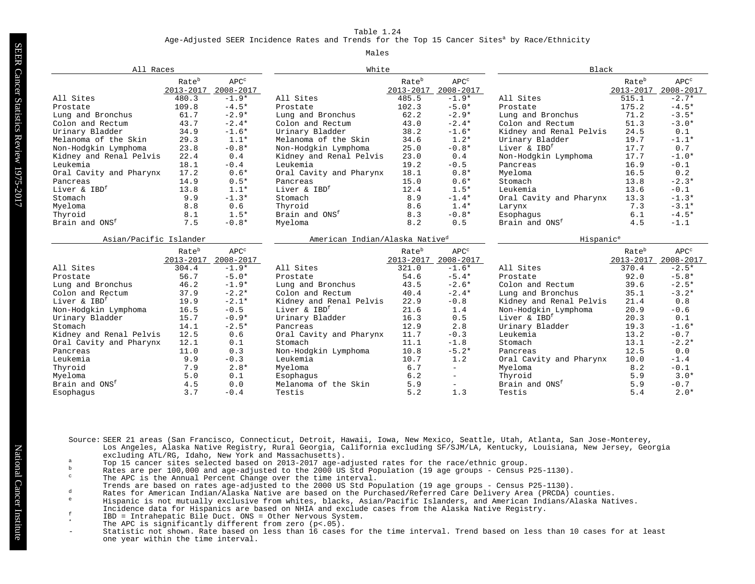Table 1.24

Age-Adjusted SEER Incidence Rates and Trends for the Top 15 Cancer Sites[a] by Race/Ethnicity

Males

| All Races | Rate[b] 2013-2017 | APC[c] 2008-2017 |
|---|---|---|
| All Sites | 480.3 | -1.9* |
| Prostate | 109.8 | -4.5* |
| Lung and Bronchus | 61.7 | -2.9* |
| Colon and Rectum | 43.7 | -2.4* |
| Urinary Bladder | 34.9 | -1.6* |
| Melanoma of the Skin | 29.3 | 1.1* |
| Non-Hodgkin Lymphoma | 23.8 | -0.8* |
| Kidney and Renal Pelvis | 22.4 | 0.4 |
| Leukemia | 18.1 | -0.4 |
| Oral Cavity and Pharynx | 17.2 | 0.6* |
| Pancreas | 14.9 | 0.5* |
| Liver & IBD[f] | 13.8 | 1.1* |
| Stomach | 9.9 | -1.3* |
| Myeloma | 8.8 | 0.6 |
| Thyroid | 8.1 | 1.5* |
| Brain and ONS[f] | 7.5 | -0.8* |

| White | Rate[b] 2013-2017 | APC[c] 2008-2017 |
|---|---|---|
| All Sites | 485.5 | -1.9* |
| Prostate | 102.3 | -5.0* |
| Lung and Bronchus | 62.2 | -2.9* |
| Colon and Rectum | 43.0 | -2.4* |
| Urinary Bladder | 38.2 | -1.6* |
| Melanoma of the Skin | 34.6 | 1.2* |
| Non-Hodgkin Lymphoma | 25.0 | -0.8* |
| Kidney and Renal Pelvis | 23.0 | 0.4 |
| Leukemia | 19.2 | -0.5 |
| Oral Cavity and Pharynx | 18.1 | 0.8* |
| Pancreas | 15.0 | 0.6* |
| Liver & IBD[f] | 12.4 | 1.5* |
| Stomach | 8.9 | -1.4* |
| Thyroid | 8.6 | 1.4* |
| Brain and ONS[f] | 8.3 | -0.8* |
| Myeloma | 8.2 | 0.5 |

| Black | Rate[b] 2013-2017 | APC[c] 2008-2017 |
|---|---|---|
| All Sites | 515.1 | -2.7* |
| Prostate | 175.2 | -4.5* |
| Lung and Bronchus | 71.2 | -3.5* |
| Colon and Rectum | 51.3 | -3.0* |
| Kidney and Renal Pelvis | 24.5 | 0.1 |
| Urinary Bladder | 19.7 | -1.1* |
| Liver & IBD[f] | 17.7 | 0.7 |
| Non-Hodgkin Lymphoma | 17.7 | -1.0* |
| Pancreas | 16.9 | -0.1 |
| Myeloma | 16.5 | 0.2 |
| Stomach | 13.8 | -2.3* |
| Leukemia | 13.6 | -0.1 |
| Oral Cavity and Pharynx | 13.3 | -1.3* |
| Larynx | 7.3 | -3.1* |
| Esophagus | 6.1 | -4.5* |
| Brain and ONS[f] | 4.5 | -1.1 |

| Asian/Pacific Islander | Rate[b] 2013-2017 | APC[c] 2008-2017 |
|---|---|---|
| All Sites | 304.4 | -1.9* |
| Prostate | 56.7 | -5.0* |
| Lung and Bronchus | 46.2 | -1.9* |
| Colon and Rectum | 37.9 | -2.2* |
| Liver & IBD[f] | 19.9 | -2.1* |
| Non-Hodgkin Lymphoma | 16.5 | -0.5 |
| Urinary Bladder | 15.7 | -0.9* |
| Stomach | 14.1 | -2.5* |
| Kidney and Renal Pelvis | 12.5 | 0.6 |
| Oral Cavity and Pharynx | 12.1 | 0.1 |
| Pancreas | 11.0 | 0.3 |
| Leukemia | 9.9 | -0.3 |
| Thyroid | 7.9 | 2.8* |
| Myeloma | 5.0 | 0.1 |
| Brain and ONS[f] | 4.5 | 0.0 |
| Esophagus | 3.7 | -0.4 |

| American Indian/Alaska Native[d] | Rate[b] 2013-2017 | APC[c] 2008-2017 |
|---|---|---|
| All Sites | 321.0 | -1.6* |
| Prostate | 54.6 | -5.4* |
| Lung and Bronchus | 43.5 | -2.6* |
| Colon and Rectum | 40.4 | -2.4* |
| Kidney and Renal Pelvis | 22.9 | -0.8 |
| Liver & IBD[f] | 21.6 | 1.4 |
| Urinary Bladder | 16.3 | 0.5 |
| Pancreas | 12.9 | 2.8 |
| Oral Cavity and Pharynx | 11.7 | -0.3 |
| Stomach | 11.1 | -1.8 |
| Non-Hodgkin Lymphoma | 10.8 | -5.2* |
| Leukemia | 10.7 | 1.2 |
| Myeloma | 6.7 | - |
| Esophagus | 6.2 | - |
| Melanoma of the Skin | 5.9 | - |
| Testis | 5.2 | 1.3 |

| Hispanic[e] | Rate[b] 2013-2017 | APC[c] 2008-2017 |
|---|---|---|
| All Sites | 370.4 | -2.5* |
| Prostate | 92.0 | -5.8* |
| Colon and Rectum | 39.6 | -2.5* |
| Lung and Bronchus | 35.1 | -3.2* |
| Kidney and Renal Pelvis | 21.4 | 0.8 |
| Non-Hodgkin Lymphoma | 20.9 | -0.6 |
| Liver & IBD[f] | 20.3 | 0.1 |
| Urinary Bladder | 19.3 | -1.6* |
| Leukemia | 13.2 | -0.7 |
| Stomach | 13.1 | -2.2* |
| Pancreas | 12.5 | 0.0 |
| Oral Cavity and Pharynx | 10.0 | -1.4 |
| Myeloma | 8.2 | -0.1 |
| Thyroid | 5.9 | 3.0* |
| Brain and ONS[f] | 5.9 | -0.7 |
| Testis | 5.4 | 2.0* |

Source: SEER 21 areas (San Francisco, Connecticut, Detroit, Hawaii, Iowa, New Mexico, Seattle, Utah, Atlanta, San Jose-Monterey, Los Angeles, Alaska Native Registry, Rural Georgia, California excluding SF/SJM/LA, Kentucky, Louisiana, New Jersey, Georgia excluding ATL/RG, Idaho, New York and Massachusetts).

[a] Top 15 cancer sites selected based on 2013-2017 age-adjusted rates for the race/ethnic group.
[b] Rates are per 100,000 and age-adjusted to the 2000 US Std Population (19 age groups - Census P25-1130).
[c] The APC is the Annual Percent Change over the time interval. Trends are based on rates age-adjusted to the 2000 US Std Population (19 age groups - Census P25-1130).
[d] Rates for American Indian/Alaska Native are based on the Purchased/Referred Care Delivery Area (PRCDA) counties.
[e] Hispanic is not mutually exclusive from whites, blacks, Asian/Pacific Islanders, and American Indians/Alaska Natives. Incidence data for Hispanics are based on NHIA and exclude cases from the Alaska Native Registry.
[f] IBD = Intrahepatic Bile Duct. ONS = Other Nervous System.
\* The APC is significantly different from zero (p<.05).
\- Statistic not shown. Rate based on less than 16 cases for the time interval. Trend based on less than 10 cases for at least one year within the time interval.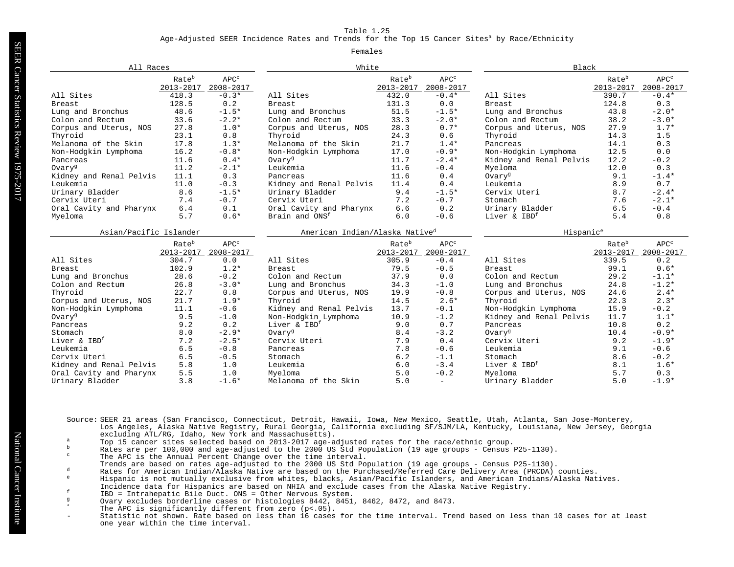Table 1.25

Age-Adjusted SEER Incidence Rates and Trends for the Top 15 Cancer Sites[a] by Race/Ethnicity

Females

| All Races | Rate[b] 2013-2017 | APC[c] 2008-2017 |
|---|---|---|
| All Sites | 418.3 | -0.3* |
| Breast | 128.5 | 0.2 |
| Lung and Bronchus | 48.6 | -1.5* |
| Colon and Rectum | 33.6 | -2.2* |
| Corpus and Uterus, NOS | 27.8 | 1.0* |
| Thyroid | 23.1 | 0.8 |
| Melanoma of the Skin | 17.8 | 1.3* |
| Non-Hodgkin Lymphoma | 16.2 | -0.8* |
| Pancreas | 11.6 | 0.4* |
| Ovary[g] | 11.2 | -2.1* |
| Kidney and Renal Pelvis | 11.1 | 0.3 |
| Leukemia | 11.0 | -0.3 |
| Urinary Bladder | 8.6 | -1.5* |
| Cervix Uteri | 7.4 | -0.7 |
| Oral Cavity and Pharynx | 6.4 | 0.1 |
| Myeloma | 5.7 | 0.6* |

| White | Rate[b] 2013-2017 | APC[c] 2008-2017 |
|---|---|---|
| All Sites | 432.0 | -0.4* |
| Breast | 131.3 | 0.0 |
| Lung and Bronchus | 51.5 | -1.5* |
| Colon and Rectum | 33.3 | -2.0* |
| Corpus and Uterus, NOS | 28.3 | 0.7* |
| Thyroid | 24.3 | 0.6 |
| Melanoma of the Skin | 21.7 | 1.4* |
| Non-Hodgkin Lymphoma | 17.0 | -0.9* |
| Ovary[g] | 11.7 | -2.4* |
| Leukemia | 11.6 | -0.4 |
| Pancreas | 11.6 | 0.4 |
| Kidney and Renal Pelvis | 11.4 | 0.4 |
| Urinary Bladder | 9.4 | -1.5* |
| Cervix Uteri | 7.2 | -0.7 |
| Oral Cavity and Pharynx | 6.6 | 0.2 |
| Brain and ONS[f] | 6.0 | -0.6 |

| Black | Rate[b] 2013-2017 | APC[c] 2008-2017 |
|---|---|---|
| All Sites | 390.7 | -0.4* |
| Breast | 124.8 | 0.3 |
| Lung and Bronchus | 43.8 | -2.0* |
| Colon and Rectum | 38.2 | -3.0* |
| Corpus and Uterus, NOS | 27.9 | 1.7* |
| Thyroid | 14.3 | 1.5 |
| Pancreas | 14.1 | 0.3 |
| Non-Hodgkin Lymphoma | 12.5 | 0.0 |
| Kidney and Renal Pelvis | 12.2 | -0.2 |
| Myeloma | 12.0 | 0.3 |
| Ovary[g] | 9.1 | -1.4* |
| Leukemia | 8.9 | 0.7 |
| Cervix Uteri | 8.7 | -2.4* |
| Stomach | 7.6 | -2.1* |
| Urinary Bladder | 6.5 | -0.4 |
| Liver & IBD[f] | 5.4 | 0.8 |

| Asian/Pacific Islander | Rate[b] 2013-2017 | APC[c] 2008-2017 |
|---|---|---|
| All Sites | 304.7 | 0.0 |
| Breast | 102.9 | 1.2* |
| Lung and Bronchus | 28.6 | -0.2 |
| Colon and Rectum | 26.8 | -3.0* |
| Thyroid | 22.7 | 0.8 |
| Corpus and Uterus, NOS | 21.7 | 1.9* |
| Non-Hodgkin Lymphoma | 11.1 | -0.6 |
| Ovary[g] | 9.5 | -1.0 |
| Pancreas | 9.2 | 0.2 |
| Stomach | 8.0 | -2.9* |
| Liver & IBD[f] | 7.2 | -2.5* |
| Leukemia | 6.5 | -0.8 |
| Cervix Uteri | 6.5 | -0.5 |
| Kidney and Renal Pelvis | 5.8 | 1.0 |
| Oral Cavity and Pharynx | 5.5 | 1.0 |
| Urinary Bladder | 3.8 | -1.6* |

| American Indian/Alaska Native[d] | Rate[b] 2013-2017 | APC[c] 2008-2017 |
|---|---|---|
| All Sites | 305.9 | -0.4 |
| Breast | 79.5 | -0.5 |
| Colon and Rectum | 37.9 | 0.0 |
| Lung and Bronchus | 34.3 | -1.0 |
| Corpus and Uterus, NOS | 19.9 | -0.8 |
| Thyroid | 14.5 | 2.6* |
| Kidney and Renal Pelvis | 13.7 | -0.1 |
| Non-Hodgkin Lymphoma | 10.9 | -1.2 |
| Liver & IBD[f] | 9.0 | 0.7 |
| Ovary[g] | 8.4 | -3.2 |
| Cervix Uteri | 7.9 | 0.4 |
| Pancreas | 7.8 | -0.6 |
| Stomach | 6.2 | -1.1 |
| Leukemia | 6.0 | -3.4 |
| Myeloma | 5.0 | -0.2 |
| Melanoma of the Skin | 5.0 | - |

| Hispanic[e] | Rate[b] 2013-2017 | APC[c] 2008-2017 |
|---|---|---|
| All Sites | 339.5 | 0.2 |
| Breast | 99.1 | 0.6* |
| Colon and Rectum | 29.2 | -1.1* |
| Lung and Bronchus | 24.8 | -1.2* |
| Corpus and Uterus, NOS | 24.6 | 2.4* |
| Thyroid | 22.3 | 2.3* |
| Non-Hodgkin Lymphoma | 15.9 | -0.2 |
| Kidney and Renal Pelvis | 11.7 | 1.1* |
| Pancreas | 10.8 | 0.2 |
| Ovary[g] | 10.4 | -0.9* |
| Cervix Uteri | 9.2 | -1.9* |
| Leukemia | 9.1 | -0.6 |
| Stomach | 8.6 | -0.2 |
| Liver & IBD[f] | 8.1 | 1.6* |
| Myeloma | 5.7 | 0.3 |
| Urinary Bladder | 5.0 | -1.9* |

Source: SEER 21 areas (San Francisco, Connecticut, Detroit, Hawaii, Iowa, New Mexico, Seattle, Utah, Atlanta, San Jose-Monterey, Los Angeles, Alaska Native Registry, Rural Georgia, California excluding SF/SJM/LA, Kentucky, Louisiana, New Jersey, Georgia excluding ATL/RG, Idaho, New York and Massachusetts).

[a] Top 15 cancer sites selected based on 2013-2017 age-adjusted rates for the race/ethnic group.
[b] Rates are per 100,000 and age-adjusted to the 2000 US Std Population (19 age groups - Census P25-1130).
[c] The APC is the Annual Percent Change over the time interval. Trends are based on rates age-adjusted to the 2000 US Std Population (19 age groups - Census P25-1130).
[d] Rates for American Indian/Alaska Native are based on the Purchased/Referred Care Delivery Area (PRCDA) counties.
[e] Hispanic is not mutually exclusive from whites, blacks, Asian/Pacific Islanders, and American Indians/Alaska Natives. Incidence data for Hispanics are based on NHIA and exclude cases from the Alaska Native Registry.
[f] IBD = Intrahepatic Bile Duct. ONS = Other Nervous System.
[g] Ovary excludes borderline cases or histologies 8442, 8451, 8462, 8472, and 8473.
* The APC is significantly different from zero (p<.05).
- Statistic not shown. Rate based on less than 16 cases for the time interval. Trend based on less than 10 cases for at least one year within the time interval.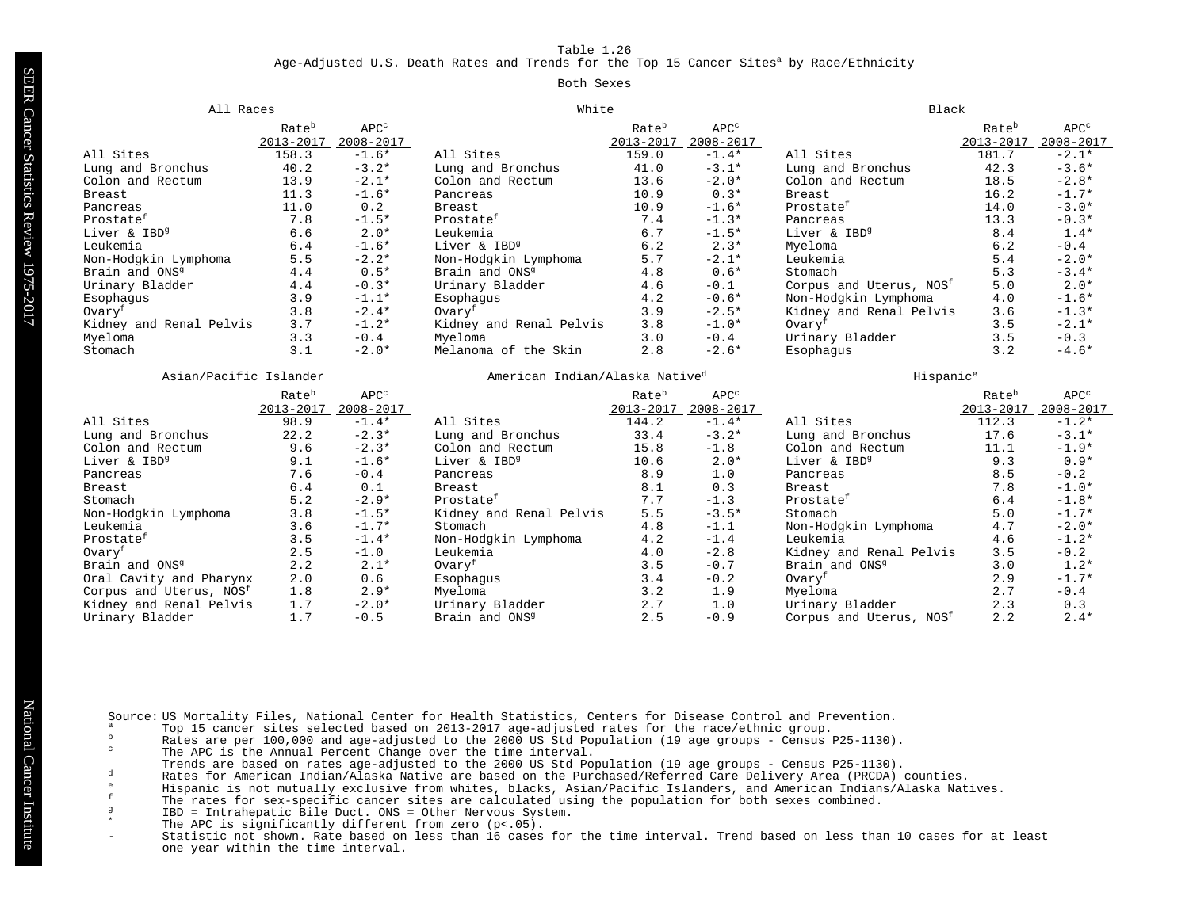# Table 1.26

## Age-Adjusted U.S. Death Rates and Trends for the Top 15 Cancer Sites[a] by Race/Ethnicity

### Both Sexes

| All Races | Rate[b] 2013-2017 | APC[c] 2008-2017 |
|---|---|---|
| All Sites | 158.3 | -1.6* |
| Lung and Bronchus | 40.2 | -3.2* |
| Colon and Rectum | 13.9 | -2.1* |
| Breast | 11.3 | -1.6* |
| Pancreas | 11.0 | 0.2 |
| Prostate[f] | 7.8 | -1.5* |
| Liver & IBD[g] | 6.6 | 2.0* |
| Leukemia | 6.4 | -1.6* |
| Non-Hodgkin Lymphoma | 5.5 | -2.2* |
| Brain and ONS[g] | 4.4 | 0.5* |
| Urinary Bladder | 4.4 | -0.3* |
| Esophagus | 3.9 | -1.1* |
| Ovary[f] | 3.8 | -2.4* |
| Kidney and Renal Pelvis | 3.7 | -1.2* |
| Myeloma | 3.3 | -0.4 |
| Stomach | 3.1 | -2.0* |

| White | Rate[b] 2013-2017 | APC[c] 2008-2017 |
|---|---|---|
| All Sites | 159.0 | -1.4* |
| Lung and Bronchus | 41.0 | -3.1* |
| Colon and Rectum | 13.6 | -2.0* |
| Pancreas | 10.9 | 0.3* |
| Breast | 10.9 | -1.6* |
| Prostate[f] | 7.4 | -1.3* |
| Leukemia | 6.7 | -1.5* |
| Liver & IBD[g] | 6.2 | 2.3* |
| Non-Hodgkin Lymphoma | 5.7 | -2.1* |
| Brain and ONS[g] | 4.8 | 0.6* |
| Urinary Bladder | 4.6 | -0.1 |
| Esophagus | 4.2 | -0.6* |
| Ovary[f] | 3.9 | -2.5* |
| Kidney and Renal Pelvis | 3.8 | -1.0* |
| Myeloma | 3.0 | -0.4 |
| Melanoma of the Skin | 2.8 | -2.6* |

| Black | Rate[b] 2013-2017 | APC[c] 2008-2017 |
|---|---|---|
| All Sites | 181.7 | -2.1* |
| Lung and Bronchus | 42.3 | -3.6* |
| Colon and Rectum | 18.5 | -2.8* |
| Breast | 16.2 | -1.7* |
| Prostate[f] | 14.0 | -3.0* |
| Pancreas | 13.3 | -0.3* |
| Liver & IBD[g] | 8.4 | 1.4* |
| Myeloma | 6.2 | -0.4 |
| Leukemia | 5.4 | -2.0* |
| Stomach | 5.3 | -3.4* |
| Corpus and Uterus, NOS[f] | 5.0 | 2.0* |
| Non-Hodgkin Lymphoma | 4.0 | -1.6* |
| Kidney and Renal Pelvis | 3.6 | -1.3* |
| Ovary[f] | 3.5 | -2.1* |
| Urinary Bladder | 3.5 | -0.3 |
| Esophagus | 3.2 | -4.6* |

| Asian/Pacific Islander | Rate[b] 2013-2017 | APC[c] 2008-2017 |
|---|---|---|
| All Sites | 98.9 | -1.4* |
| Lung and Bronchus | 22.2 | -2.3* |
| Colon and Rectum | 9.6 | -2.3* |
| Liver & IBD[g] | 9.1 | -1.6* |
| Pancreas | 7.6 | -0.4 |
| Breast | 6.4 | 0.1 |
| Stomach | 5.2 | -2.9* |
| Non-Hodgkin Lymphoma | 3.8 | -1.5* |
| Leukemia | 3.6 | -1.7* |
| Prostate[f] | 3.5 | -1.4* |
| Ovary[f] | 2.5 | -1.0 |
| Brain and ONS[g] | 2.2 | 2.1* |
| Oral Cavity and Pharynx | 2.0 | 0.6 |
| Corpus and Uterus, NOS[f] | 1.8 | 2.9* |
| Kidney and Renal Pelvis | 1.7 | -2.0* |
| Urinary Bladder | 1.7 | -0.5 |

| American Indian/Alaska Native[d] | Rate[b] 2013-2017 | APC[c] 2008-2017 |
|---|---|---|
| All Sites | 144.2 | -1.4* |
| Lung and Bronchus | 33.4 | -3.2* |
| Colon and Rectum | 15.8 | -1.8 |
| Liver & IBD[g] | 10.6 | 2.0* |
| Pancreas | 8.9 | 1.0 |
| Breast | 8.1 | 0.3 |
| Prostate[f] | 7.7 | -1.3 |
| Kidney and Renal Pelvis | 5.5 | -3.5* |
| Stomach | 4.8 | -1.1 |
| Non-Hodgkin Lymphoma | 4.2 | -1.4 |
| Leukemia | 4.0 | -2.8 |
| Ovary[f] | 3.5 | -0.7 |
| Esophagus | 3.4 | -0.2 |
| Myeloma | 3.2 | 1.9 |
| Urinary Bladder | 2.7 | 1.0 |
| Brain and ONS[g] | 2.5 | -0.9 |

| Hispanic[e] | Rate[b] 2013-2017 | APC[c] 2008-2017 |
|---|---|---|
| All Sites | 112.3 | -1.2* |
| Lung and Bronchus | 17.6 | -3.1* |
| Colon and Rectum | 11.1 | -1.9* |
| Liver & IBD[g] | 9.3 | 0.9* |
| Pancreas | 8.5 | -0.2 |
| Breast | 7.8 | -1.0* |
| Prostate[f] | 6.4 | -1.8* |
| Stomach | 5.0 | -1.7* |
| Non-Hodgkin Lymphoma | 4.7 | -2.0* |
| Leukemia | 4.6 | -1.2* |
| Kidney and Renal Pelvis | 3.5 | -0.2 |
| Brain and ONS[g] | 3.0 | 1.2* |
| Ovary[f] | 2.9 | -1.7* |
| Myeloma | 2.7 | -0.4 |
| Urinary Bladder | 2.3 | 0.3 |
| Corpus and Uterus, NOS[f] | 2.2 | 2.4* |

Source: US Mortality Files, National Center for Health Statistics, Centers for Disease Control and Prevention.

- [a] Top 15 cancer sites selected based on 2013-2017 age-adjusted rates for the race/ethnic group.
- [b] Rates are per 100,000 and age-adjusted to the 2000 US Std Population (19 age groups - Census P25-1130).
- [c] The APC is the Annual Percent Change over the time interval. Trends are based on rates age-adjusted to the 2000 US Std Population (19 age groups - Census P25-1130).
- [d] Rates for American Indian/Alaska Native are based on the Purchased/Referred Care Delivery Area (PRCDA) counties.
- [e] Hispanic is not mutually exclusive from whites, blacks, Asian/Pacific Islanders, and American Indians/Alaska Natives.
- [f] The rates for sex-specific cancer sites are calculated using the population for both sexes combined.
- [g] IBD = Intrahepatic Bile Duct. ONS = Other Nervous System.
- * The APC is significantly different from zero (p<.05).
- \- Statistic not shown. Rate based on less than 16 cases for the time interval. Trend based on less than 10 cases for at least one year within the time interval.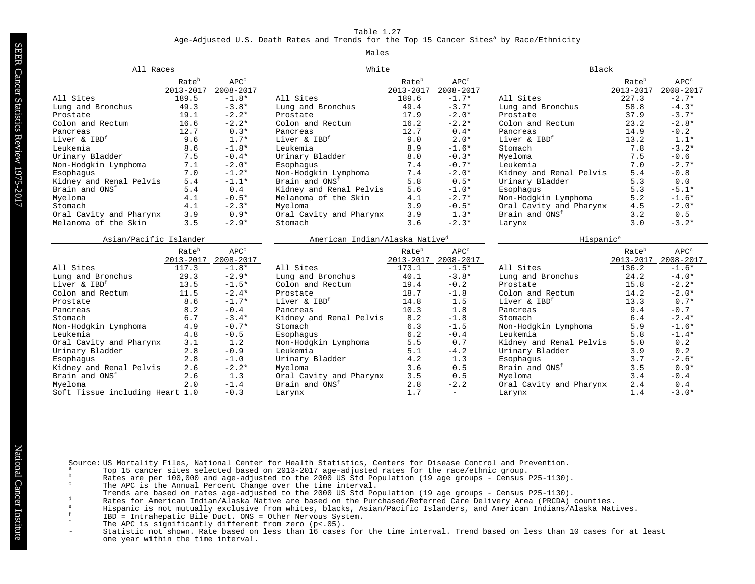Table 1.27
Age-Adjusted U.S. Death Rates and Trends for the Top 15 Cancer Sites[a] by Race/Ethnicity

Males

**All Races**

| | Rate[b] 2013-2017 | APC[c] 2008-2017 |
|---|---|---|
| All Sites | 189.5 | -1.8* |
| Lung and Bronchus | 49.3 | -3.8* |
| Prostate | 19.1 | -2.2* |
| Colon and Rectum | 16.6 | -2.2* |
| Pancreas | 12.7 | 0.3* |
| Liver & IBD[f] | 9.6 | 1.7* |
| Leukemia | 8.6 | -1.8* |
| Urinary Bladder | 7.5 | -0.4* |
| Non-Hodgkin Lymphoma | 7.1 | -2.0* |
| Esophagus | 7.0 | -1.2* |
| Kidney and Renal Pelvis | 5.4 | -1.1* |
| Brain and ONS[f] | 5.4 | 0.4 |
| Myeloma | 4.1 | -0.5* |
| Stomach | 4.1 | -2.3* |
| Oral Cavity and Pharynx | 3.9 | 0.9* |
| Melanoma of the Skin | 3.5 | -2.9* |

**White**

| | Rate[b] 2013-2017 | APC[c] 2008-2017 |
|---|---|---|
| All Sites | 189.6 | -1.7* |
| Lung and Bronchus | 49.4 | -3.7* |
| Prostate | 17.9 | -2.0* |
| Colon and Rectum | 16.2 | -2.2* |
| Pancreas | 12.7 | 0.4* |
| Liver & IBD[f] | 9.0 | 2.0* |
| Leukemia | 8.9 | -1.6* |
| Urinary Bladder | 8.0 | -0.3* |
| Esophagus | 7.4 | -0.7* |
| Non-Hodgkin Lymphoma | 7.4 | -2.0* |
| Brain and ONS[f] | 5.8 | 0.5* |
| Kidney and Renal Pelvis | 5.6 | -1.0* |
| Melanoma of the Skin | 4.1 | -2.7* |
| Myeloma | 3.9 | -0.5* |
| Oral Cavity and Pharynx | 3.9 | 1.3* |
| Stomach | 3.6 | -2.3* |

**Black**

| | Rate[b] 2013-2017 | APC[c] 2008-2017 |
|---|---|---|
| All Sites | 227.3 | -2.7* |
| Lung and Bronchus | 58.8 | -4.3* |
| Prostate | 37.9 | -3.7* |
| Colon and Rectum | 23.2 | -2.8* |
| Pancreas | 14.9 | -0.2 |
| Liver & IBD[f] | 13.2 | 1.1* |
| Stomach | 7.8 | -3.2* |
| Myeloma | 7.5 | -0.6 |
| Leukemia | 7.0 | -2.7* |
| Kidney and Renal Pelvis | 5.4 | -0.8 |
| Urinary Bladder | 5.3 | 0.0 |
| Esophagus | 5.3 | -5.1* |
| Non-Hodgkin Lymphoma | 5.2 | -1.6* |
| Oral Cavity and Pharynx | 4.5 | -2.0* |
| Brain and ONS[f] | 3.2 | 0.5 |
| Larynx | 3.0 | -3.2* |

**Asian/Pacific Islander**

| | Rate[b] 2013-2017 | APC[c] 2008-2017 |
|---|---|---|
| All Sites | 117.3 | -1.8* |
| Lung and Bronchus | 29.3 | -2.9* |
| Liver & IBD[f] | 13.5 | -1.5* |
| Colon and Rectum | 11.5 | -2.4* |
| Prostate | 8.6 | -1.7* |
| Pancreas | 8.2 | -0.4 |
| Stomach | 6.7 | -3.4* |
| Non-Hodgkin Lymphoma | 4.9 | -0.7* |
| Leukemia | 4.8 | -0.5 |
| Oral Cavity and Pharynx | 3.1 | 1.2 |
| Urinary Bladder | 2.8 | -0.9 |
| Esophagus | 2.8 | -1.0 |
| Kidney and Renal Pelvis | 2.6 | -2.2* |
| Brain and ONS[f] | 2.6 | 1.3 |
| Myeloma | 2.0 | -1.4 |
| Soft Tissue including Heart | 1.0 | -0.3 |

**American Indian/Alaska Native[d]**

| | Rate[b] 2013-2017 | APC[c] 2008-2017 |
|---|---|---|
| All Sites | 173.1 | -1.5* |
| Lung and Bronchus | 40.1 | -3.8* |
| Colon and Rectum | 19.4 | -0.2 |
| Prostate | 18.7 | -1.8 |
| Liver & IBD[f] | 14.8 | 1.5 |
| Pancreas | 10.3 | 1.8 |
| Kidney and Renal Pelvis | 8.2 | -1.8 |
| Stomach | 6.3 | -1.5 |
| Esophagus | 6.2 | -0.4 |
| Non-Hodgkin Lymphoma | 5.5 | 0.7 |
| Leukemia | 5.1 | -4.2 |
| Urinary Bladder | 4.2 | 1.3 |
| Myeloma | 3.6 | 0.5 |
| Oral Cavity and Pharynx | 3.5 | 0.5 |
| Brain and ONS[f] | 2.8 | -2.2 |
| Larynx | 1.7 | - |

**Hispanic[e]**

| | Rate[b] 2013-2017 | APC[c] 2008-2017 |
|---|---|---|
| All Sites | 136.2 | -1.6* |
| Lung and Bronchus | 24.2 | -4.0* |
| Prostate | 15.8 | -2.2* |
| Colon and Rectum | 14.2 | -2.0* |
| Liver & IBD[f] | 13.3 | 0.7* |
| Pancreas | 9.4 | -0.7 |
| Stomach | 6.4 | -2.4* |
| Non-Hodgkin Lymphoma | 5.9 | -1.6* |
| Leukemia | 5.8 | -1.4* |
| Kidney and Renal Pelvis | 5.0 | 0.2 |
| Urinary Bladder | 3.9 | 0.2 |
| Esophagus | 3.7 | -2.6* |
| Brain and ONS[f] | 3.5 | 0.9* |
| Myeloma | 3.4 | -0.4 |
| Oral Cavity and Pharynx | 2.4 | 0.4 |
| Larynx | 1.4 | -3.0* |

Source: US Mortality Files, National Center for Health Statistics, Centers for Disease Control and Prevention.

[a] Top 15 cancer sites selected based on 2013-2017 age-adjusted rates for the race/ethnic group.
[b] Rates are per 100,000 and age-adjusted to the 2000 US Std Population (19 age groups - Census P25-1130).
[c] The APC is the Annual Percent Change over the time interval. Trends are based on rates age-adjusted to the 2000 US Std Population (19 age groups - Census P25-1130).
[d] Rates for American Indian/Alaska Native are based on the Purchased/Referred Care Delivery Area (PRCDA) counties.
[e] Hispanic is not mutually exclusive from whites, blacks, Asian/Pacific Islanders, and American Indians/Alaska Natives.
[f] IBD = Intrahepatic Bile Duct. ONS = Other Nervous System.
\* The APC is significantly different from zero (p<.05).
\- Statistic not shown. Rate based on less than 16 cases for the time interval. Trend based on less than 10 cases for at least one year within the time interval.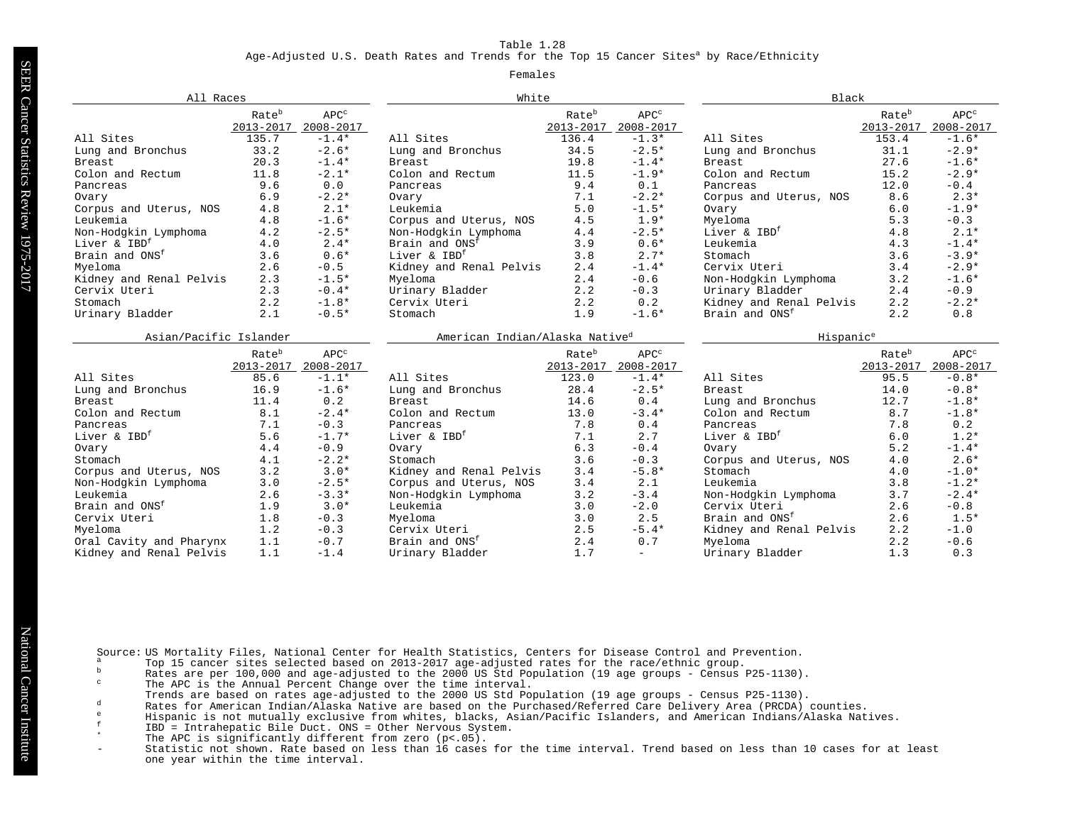Table 1.28

Age-Adjusted U.S. Death Rates and Trends for the Top 15 Cancer Sites[a] by Race/Ethnicity

Females

**All Races**

| | Rate[b] 2013-2017 | APC[c] 2008-2017 |
|---|---|---|
| All Sites | 135.7 | -1.4* |
| Lung and Bronchus | 33.2 | -2.6* |
| Breast | 20.3 | -1.4* |
| Colon and Rectum | 11.8 | -2.1* |
| Pancreas | 9.6 | 0.0 |
| Ovary | 6.9 | -2.2* |
| Corpus and Uterus, NOS | 4.8 | 2.1* |
| Leukemia | 4.8 | -1.6* |
| Non-Hodgkin Lymphoma | 4.2 | -2.5* |
| Liver & IBD[f] | 4.0 | 2.4* |
| Brain and ONS[f] | 3.6 | 0.6* |
| Myeloma | 2.6 | -0.5 |
| Kidney and Renal Pelvis | 2.3 | -1.5* |
| Cervix Uteri | 2.3 | -0.4* |
| Stomach | 2.2 | -1.8* |
| Urinary Bladder | 2.1 | -0.5* |

**White**

| | Rate[b] 2013-2017 | APC[c] 2008-2017 |
|---|---|---|
| All Sites | 136.4 | -1.3* |
| Lung and Bronchus | 34.5 | -2.5* |
| Breast | 19.8 | -1.4* |
| Colon and Rectum | 11.5 | -1.9* |
| Pancreas | 9.4 | 0.1 |
| Ovary | 7.1 | -2.2* |
| Leukemia | 5.0 | -1.5* |
| Corpus and Uterus, NOS | 4.5 | 1.9* |
| Non-Hodgkin Lymphoma | 4.4 | -2.5* |
| Brain and ONS[f] | 3.9 | 0.6* |
| Liver & IBD[f] | 3.8 | 2.7* |
| Kidney and Renal Pelvis | 2.4 | -1.4* |
| Myeloma | 2.4 | -0.6 |
| Urinary Bladder | 2.2 | -0.3 |
| Cervix Uteri | 2.2 | 0.2 |
| Stomach | 1.9 | -1.6* |

**Black**

| | Rate[b] 2013-2017 | APC[c] 2008-2017 |
|---|---|---|
| All Sites | 153.4 | -1.6* |
| Lung and Bronchus | 31.1 | -2.9* |
| Breast | 27.6 | -1.6* |
| Colon and Rectum | 15.2 | -2.9* |
| Pancreas | 12.0 | -0.4 |
| Corpus and Uterus, NOS | 8.6 | 2.3* |
| Ovary | 6.0 | -1.9* |
| Myeloma | 5.3 | -0.3 |
| Liver & IBD[f] | 4.8 | 2.1* |
| Leukemia | 4.3 | -1.4* |
| Stomach | 3.6 | -3.9* |
| Cervix Uteri | 3.4 | -2.9* |
| Non-Hodgkin Lymphoma | 3.2 | -1.6* |
| Urinary Bladder | 2.4 | -0.9 |
| Kidney and Renal Pelvis | 2.2 | -2.2* |
| Brain and ONS[f] | 2.2 | 0.8 |

**Asian/Pacific Islander**

| | Rate[b] 2013-2017 | APC[c] 2008-2017 |
|---|---|---|
| All Sites | 85.6 | -1.1* |
| Lung and Bronchus | 16.9 | -1.6* |
| Breast | 11.4 | 0.2 |
| Colon and Rectum | 8.1 | -2.4* |
| Pancreas | 7.1 | -0.3 |
| Liver & IBD[f] | 5.6 | -1.7* |
| Ovary | 4.4 | -0.9 |
| Stomach | 4.1 | -2.2* |
| Corpus and Uterus, NOS | 3.2 | 3.0* |
| Non-Hodgkin Lymphoma | 3.0 | -2.5* |
| Leukemia | 2.6 | -3.3* |
| Brain and ONS[f] | 1.9 | 3.0* |
| Cervix Uteri | 1.8 | -0.3 |
| Myeloma | 1.2 | -0.3 |
| Oral Cavity and Pharynx | 1.1 | -0.7 |
| Kidney and Renal Pelvis | 1.1 | -1.4 |

**American Indian/Alaska Native[d]**

| | Rate[b] 2013-2017 | APC[c] 2008-2017 |
|---|---|---|
| All Sites | 123.0 | -1.4* |
| Lung and Bronchus | 28.4 | -2.5* |
| Breast | 14.6 | 0.4 |
| Colon and Rectum | 13.0 | -3.4* |
| Pancreas | 7.8 | 0.4 |
| Liver & IBD[f] | 7.1 | 2.7 |
| Ovary | 6.3 | -0.4 |
| Stomach | 3.6 | -0.3 |
| Kidney and Renal Pelvis | 3.4 | -5.8* |
| Corpus and Uterus, NOS | 3.4 | 2.1 |
| Non-Hodgkin Lymphoma | 3.2 | -3.4 |
| Leukemia | 3.0 | -2.0 |
| Myeloma | 3.0 | 2.5 |
| Cervix Uteri | 2.5 | -5.4* |
| Brain and ONS[f] | 2.4 | 0.7 |
| Urinary Bladder | 1.7 | - |

**Hispanic[e]**

| | Rate[b] 2013-2017 | APC[c] 2008-2017 |
|---|---|---|
| All Sites | 95.5 | -0.8* |
| Breast | 14.0 | -0.8* |
| Lung and Bronchus | 12.7 | -1.8* |
| Colon and Rectum | 8.7 | -1.8* |
| Pancreas | 7.8 | 0.2 |
| Liver & IBD[f] | 6.0 | 1.2* |
| Ovary | 5.2 | -1.4* |
| Corpus and Uterus, NOS | 4.0 | 2.6* |
| Stomach | 4.0 | -1.0* |
| Leukemia | 3.8 | -1.2* |
| Non-Hodgkin Lymphoma | 3.7 | -2.4* |
| Cervix Uteri | 2.6 | -0.8 |
| Brain and ONS[f] | 2.6 | 1.5* |
| Kidney and Renal Pelvis | 2.2 | -1.0 |
| Myeloma | 2.2 | -0.6 |
| Urinary Bladder | 1.3 | 0.3 |

Source: US Mortality Files, National Center for Health Statistics, Centers for Disease Control and Prevention.

[a] Top 15 cancer sites selected based on 2013-2017 age-adjusted rates for the race/ethnic group.

[b] Rates are per 100,000 and age-adjusted to the 2000 US Std Population (19 age groups - Census P25-1130).

[c] The APC is the Annual Percent Change over the time interval. Trends are based on rates age-adjusted to the 2000 US Std Population (19 age groups - Census P25-1130).

[d] Rates for American Indian/Alaska Native are based on the Purchased/Referred Care Delivery Area (PRCDA) counties.

[e] Hispanic is not mutually exclusive from whites, blacks, Asian/Pacific Islanders, and American Indians/Alaska Natives.

[f] IBD = Intrahepatic Bile Duct. ONS = Other Nervous System.

* The APC is significantly different from zero (p<.05).

- Statistic not shown. Rate based on less than 16 cases for the time interval. Trend based on less than 10 cases for at least one year within the time interval.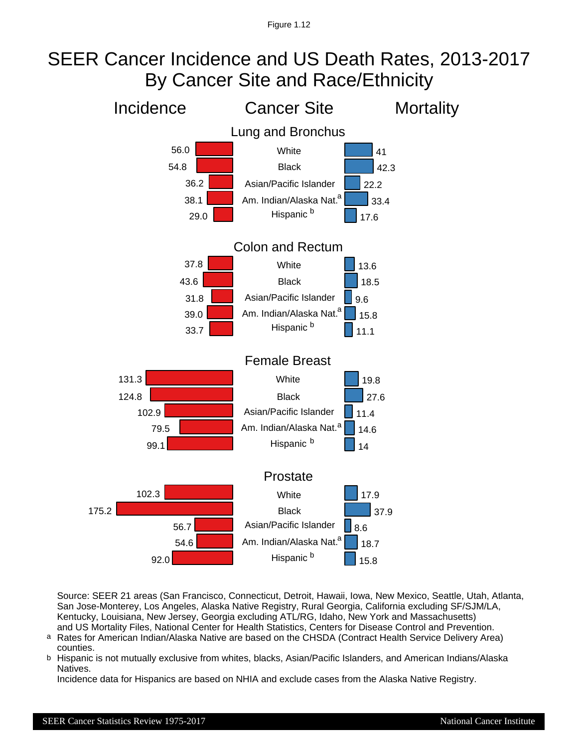Figure 1.12

# SEER Cancer Incidence and US Death Rates, 2013-2017
# By Cancer Site and Race/Ethnicity

| Cancer Site | Race/Ethnicity | Incidence | Mortality |
|---|---|---|---|
| **Lung and Bronchus** | White | 56.0 | 41 |
| | Black | 54.8 | 42.3 |
| | Asian/Pacific Islander | 36.2 | 22.2 |
| | Am. Indian/Alaska Nat.[a] | 38.1 | 33.4 |
| | Hispanic [b] | 29.0 | 17.6 |
| **Colon and Rectum** | White | 37.8 | 13.6 |
| | Black | 43.6 | 18.5 |
| | Asian/Pacific Islander | 31.8 | 9.6 |
| | Am. Indian/Alaska Nat.[a] | 39.0 | 15.8 |
| | Hispanic [b] | 33.7 | 11.1 |
| **Female Breast** | White | 131.3 | 19.8 |
| | Black | 124.8 | 27.6 |
| | Asian/Pacific Islander | 102.9 | 11.4 |
| | Am. Indian/Alaska Nat.[a] | 79.5 | 14.6 |
| | Hispanic [b] | 99.1 | 14 |
| **Prostate** | White | 102.3 | 17.9 |
| | Black | 175.2 | 37.9 |
| | Asian/Pacific Islander | 56.7 | 8.6 |
| | Am. Indian/Alaska Nat.[a] | 54.6 | 18.7 |
| | Hispanic [b] | 92.0 | 15.8 |

Source: SEER 21 areas (San Francisco, Connecticut, Detroit, Hawaii, Iowa, New Mexico, Seattle, Utah, Atlanta, San Jose-Monterey, Los Angeles, Alaska Native Registry, Rural Georgia, California excluding SF/SJM/LA, Kentucky, Louisiana, New Jersey, Georgia excluding ATL/RG, Idaho, New York and Massachusetts) and US Mortality Files, National Center for Health Statistics, Centers for Disease Control and Prevention.

[a] Rates for American Indian/Alaska Native are based on the CHSDA (Contract Health Service Delivery Area) counties.

[b] Hispanic is not mutually exclusive from whites, blacks, Asian/Pacific Islanders, and American Indians/Alaska Natives.
Incidence data for Hispanics are based on NHIA and exclude cases from the Alaska Native Registry.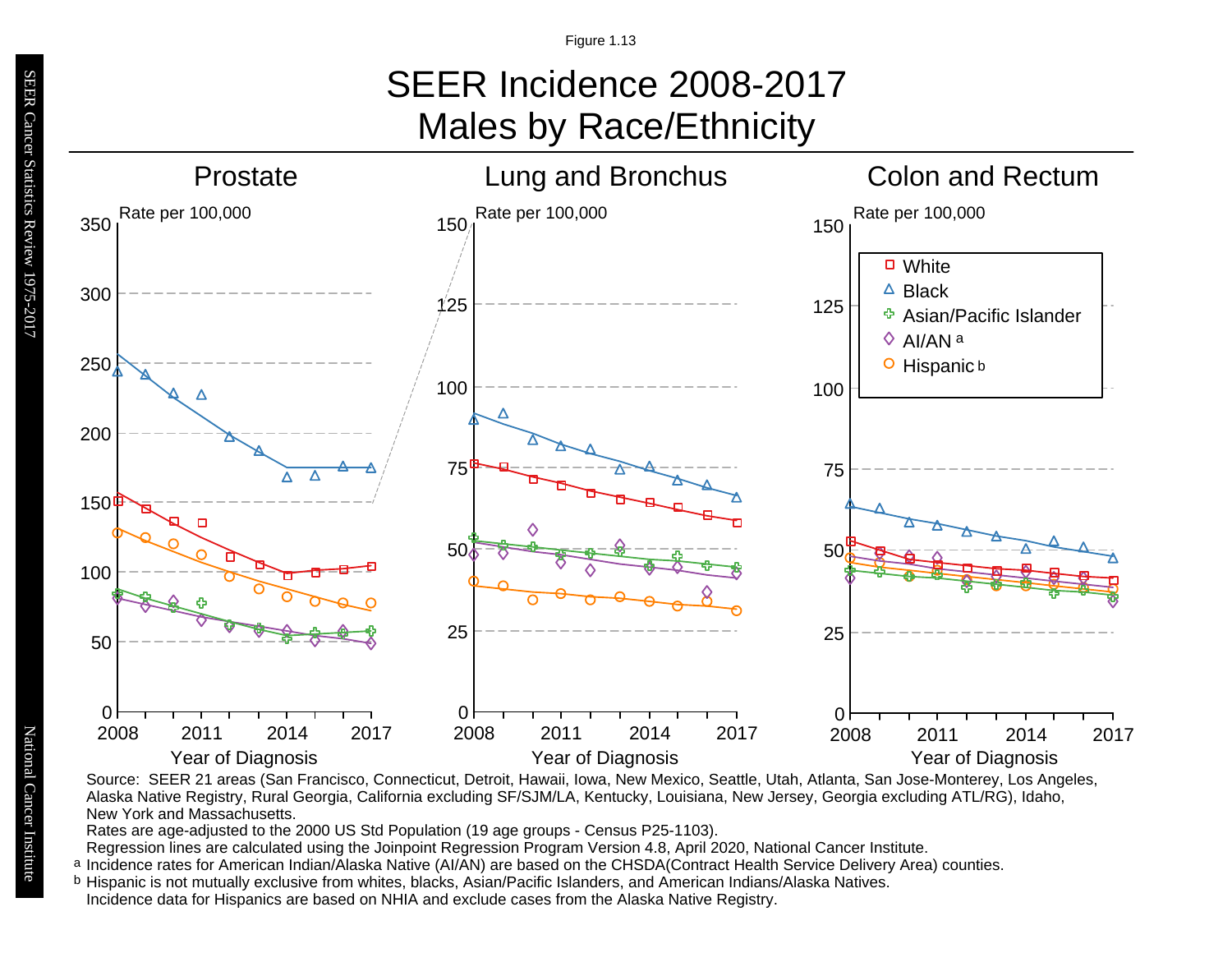Figure 1.13

# SEER Incidence 2008-2017
# Males by Race/Ethnicity

## Prostate

Rate per 100,000

Year of Diagnosis

## Lung and Bronchus

Rate per 100,000

Year of Diagnosis

## Colon and Rectum

Rate per 100,000

Year of Diagnosis

- White
- Black
- Asian/Pacific Islander
- AI/AN [a]
- Hispanic [b]

Source: SEER 21 areas (San Francisco, Connecticut, Detroit, Hawaii, Iowa, New Mexico, Seattle, Utah, Atlanta, San Jose-Monterey, Los Angeles, Alaska Native Registry, Rural Georgia, California excluding SF/SJM/LA, Kentucky, Louisiana, New Jersey, Georgia excluding ATL/RG), Idaho, New York and Massachusetts.

Rates are age-adjusted to the 2000 US Std Population (19 age groups - Census P25-1103).

Regression lines are calculated using the Joinpoint Regression Program Version 4.8, April 2020, National Cancer Institute.

[a] Incidence rates for American Indian/Alaska Native (AI/AN) are based on the CHSDA(Contract Health Service Delivery Area) counties.

[b] Hispanic is not mutually exclusive from whites, blacks, Asian/Pacific Islanders, and American Indians/Alaska Natives. Incidence data for Hispanics are based on NHIA and exclude cases from the Alaska Native Registry.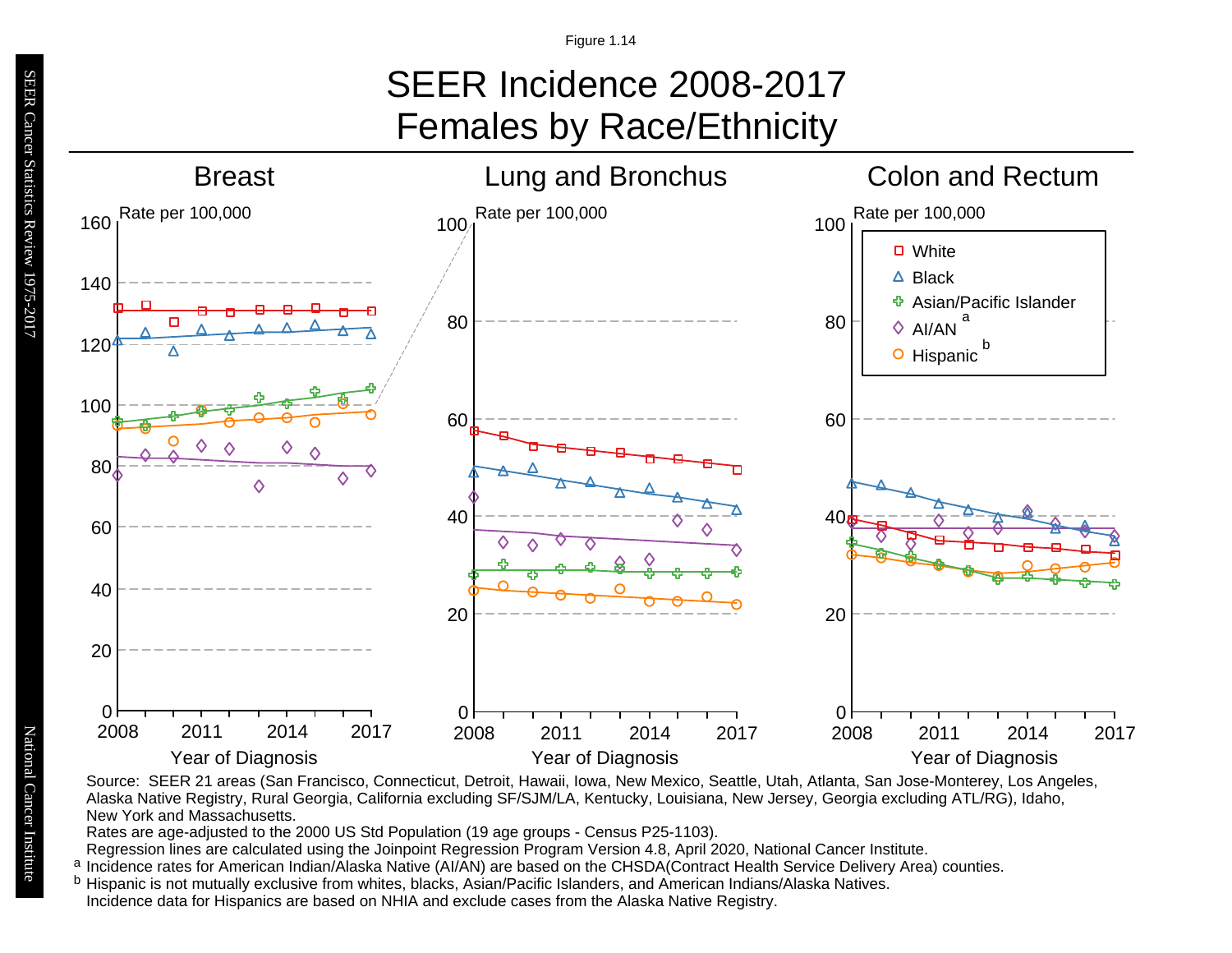Figure 1.14

# SEER Incidence 2008-2017
# Females by Race/Ethnicity

## Breast

## Lung and Bronchus

## Colon and Rectum

Rate per 100,000

Year of Diagnosis

White
Black
Asian/Pacific Islander
AI/AN [a]
Hispanic [b]

Source: SEER 21 areas (San Francisco, Connecticut, Detroit, Hawaii, Iowa, New Mexico, Seattle, Utah, Atlanta, San Jose-Monterey, Los Angeles, Alaska Native Registry, Rural Georgia, California excluding SF/SJM/LA, Kentucky, Louisiana, New Jersey, Georgia excluding ATL/RG), Idaho, New York and Massachusetts.

Rates are age-adjusted to the 2000 US Std Population (19 age groups - Census P25-1103).

Regression lines are calculated using the Joinpoint Regression Program Version 4.8, April 2020, National Cancer Institute.

[a] Incidence rates for American Indian/Alaska Native (AI/AN) are based on the CHSDA(Contract Health Service Delivery Area) counties.

[b] Hispanic is not mutually exclusive from whites, blacks, Asian/Pacific Islanders, and American Indians/Alaska Natives. Incidence data for Hispanics are based on NHIA and exclude cases from the Alaska Native Registry.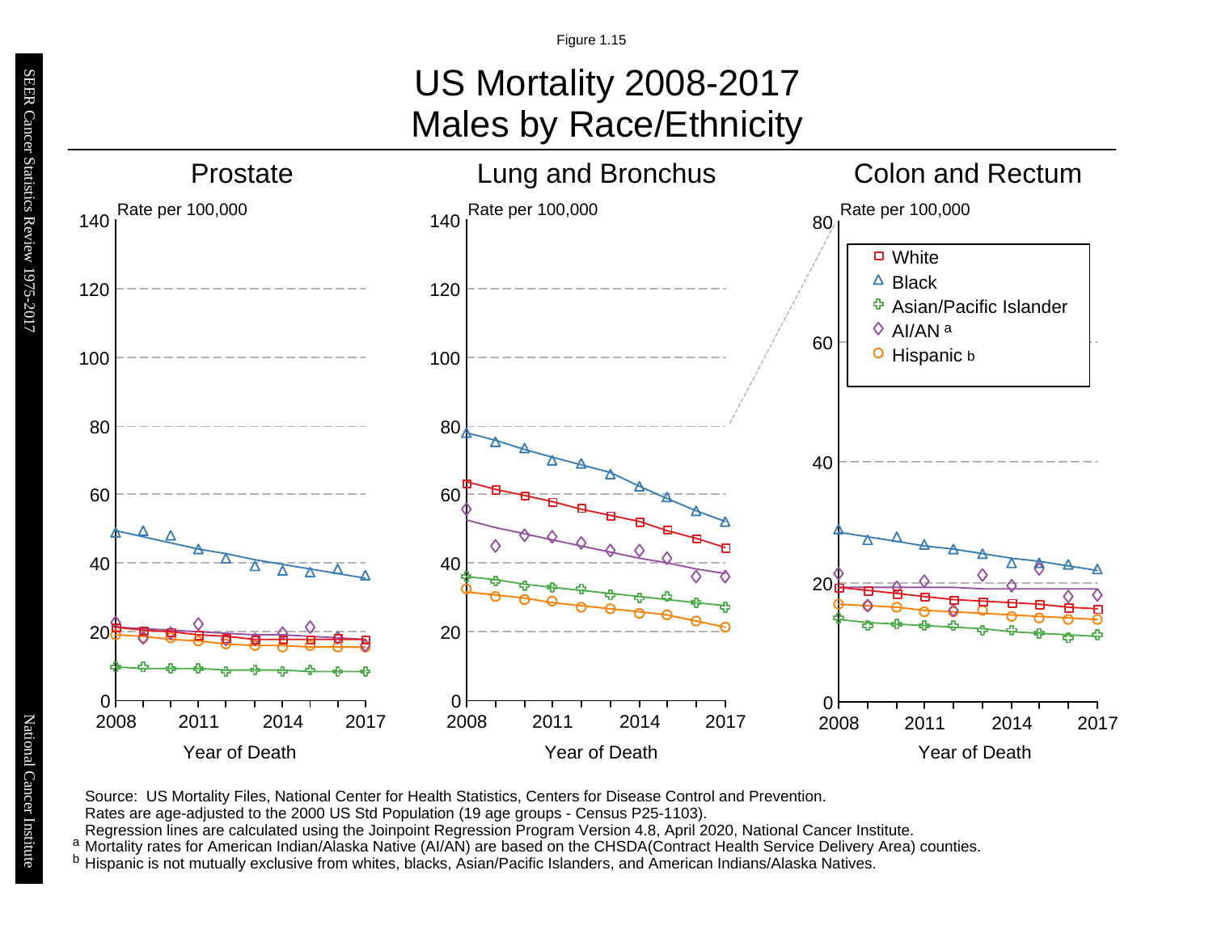Figure 1.15

# US Mortality 2008-2017
# Males by Race/Ethnicity

## Prostate

Rate per 100,000

Year of Death

## Lung and Bronchus

Rate per 100,000

Year of Death

## Colon and Rectum

Rate per 100,000

Year of Death

- White
- Black
- Asian/Pacific Islander
- AI/AN [a]
- Hispanic [b]

Source: US Mortality Files, National Center for Health Statistics, Centers for Disease Control and Prevention.
Rates are age-adjusted to the 2000 US Std Population (19 age groups - Census P25-1103).
Regression lines are calculated using the Joinpoint Regression Program Version 4.8, April 2020, National Cancer Institute.
[a] Mortality rates for American Indian/Alaska Native (AI/AN) are based on the CHSDA(Contract Health Service Delivery Area) counties.
[b] Hispanic is not mutually exclusive from whites, blacks, Asian/Pacific Islanders, and American Indians/Alaska Natives.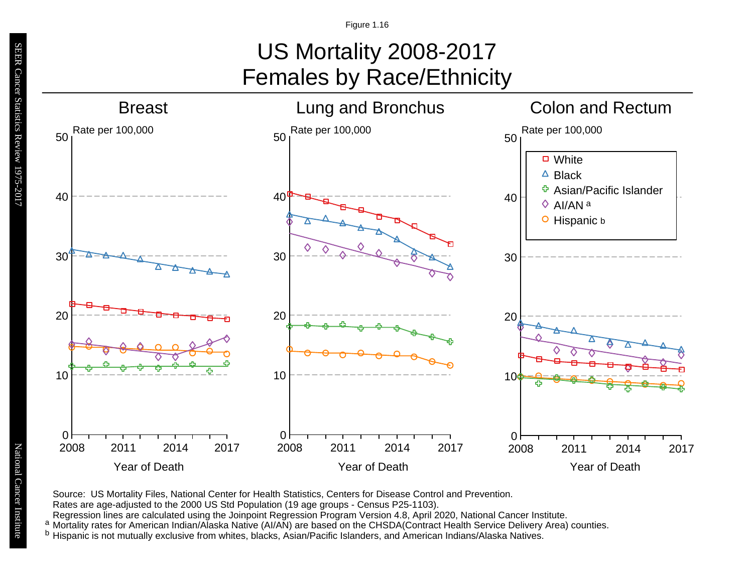Figure 1.16

# US Mortality 2008-2017
# Females by Race/Ethnicity

## Breast

Rate per 100,000

Year of Death

## Lung and Bronchus

Rate per 100,000

Year of Death

## Colon and Rectum

Rate per 100,000

Year of Death

- White
- Black
- Asian/Pacific Islander
- AI/AN [a]
- Hispanic [b]

Source: US Mortality Files, National Center for Health Statistics, Centers for Disease Control and Prevention.
Rates are age-adjusted to the 2000 US Std Population (19 age groups - Census P25-1103).
Regression lines are calculated using the Joinpoint Regression Program Version 4.8, April 2020, National Cancer Institute.
[a] Mortality rates for American Indian/Alaska Native (AI/AN) are based on the CHSDA(Contract Health Service Delivery Area) counties.
[b] Hispanic is not mutually exclusive from whites, blacks, Asian/Pacific Islanders, and American Indians/Alaska Natives.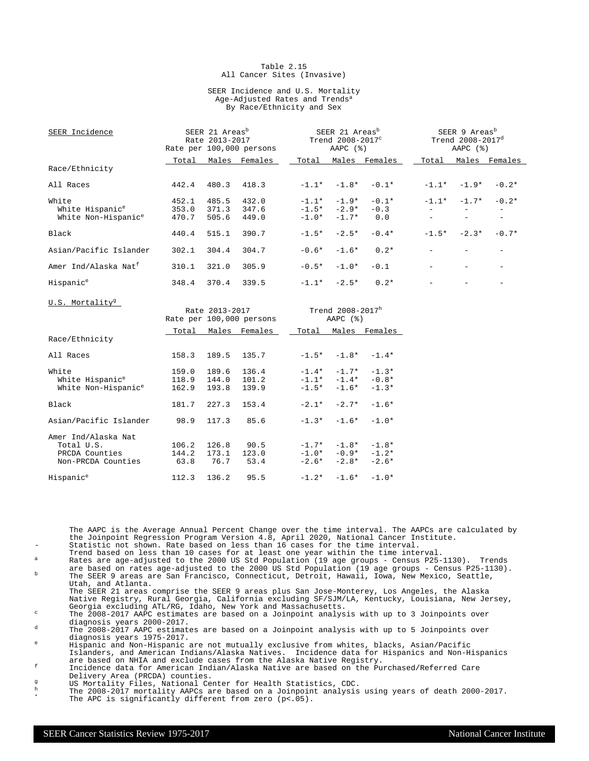Table 2.15
All Cancer Sites (Invasive)

SEER Incidence and U.S. Mortality
Age-Adjusted Rates and Trends[a]
By Race/Ethnicity and Sex

| SEER Incidence | SEER 21 Areas[b] Rate 2013-2017 Rate per 100,000 persons | | | SEER 21 Areas[b] Trend 2008-2017[c] AAPC (%) | | | SEER 9 Areas[b] Trend 2008-2017[d] AAPC (%) | | |
|---|---|---|---|---|---|---|---|---|---|
| Race/Ethnicity | Total | Males | Females | Total | Males | Females | Total | Males | Females |
| All Races | 442.4 | 480.3 | 418.3 | -1.1* | -1.8* | -0.1* | -1.1* | -1.9* | -0.2* |
| White | 452.1 | 485.5 | 432.0 | -1.1* | -1.9* | -0.1* | -1.1* | -1.7* | -0.2* |
| White Hispanic[e] | 353.0 | 371.3 | 347.6 | -1.5* | -2.9* | -0.3 | - | - | - |
| White Non-Hispanic[e] | 470.7 | 505.6 | 449.0 | -1.0* | -1.7* | 0.0 | - | - | - |
| Black | 440.4 | 515.1 | 390.7 | -1.5* | -2.5* | -0.4* | -1.5* | -2.3* | -0.7* |
| Asian/Pacific Islander | 302.1 | 304.4 | 304.7 | -0.6* | -1.6* | 0.2* | - | - | - |
| Amer Ind/Alaska Nat[f] | 310.1 | 321.0 | 305.9 | -0.5* | -1.0* | -0.1 | - | - | - |
| Hispanic[e] | 348.4 | 370.4 | 339.5 | -1.1* | -2.5* | 0.2* | - | - | - |

| U.S. Mortality[g] | Rate 2013-2017 Rate per 100,000 persons | | | Trend 2008-2017[h] AAPC (%) | | |
|---|---|---|---|---|---|---|
| Race/Ethnicity | Total | Males | Females | Total | Males | Females |
| All Races | 158.3 | 189.5 | 135.7 | -1.5* | -1.8* | -1.4* |
| White | 159.0 | 189.6 | 136.4 | -1.4* | -1.7* | -1.3* |
| White Hispanic[e] | 118.9 | 144.0 | 101.2 | -1.1* | -1.4* | -0.8* |
| White Non-Hispanic[e] | 162.9 | 193.8 | 139.9 | -1.5* | -1.6* | -1.3* |
| Black | 181.7 | 227.3 | 153.4 | -2.1* | -2.7* | -1.6* |
| Asian/Pacific Islander | 98.9 | 117.3 | 85.6 | -1.3* | -1.6* | -1.0* |
| Amer Ind/Alaska Nat | | | | | | |
| Total U.S. | 106.2 | 126.8 | 90.5 | -1.7* | -1.8* | -1.8* |
| PRCDA Counties | 144.2 | 173.1 | 123.0 | -1.0* | -0.9* | -1.2* |
| Non-PRCDA Counties | 63.8 | 76.7 | 53.4 | -2.6* | -2.8* | -2.6* |
| Hispanic[e] | 112.3 | 136.2 | 95.5 | -1.2* | -1.6* | -1.0* |

The AAPC is the Average Annual Percent Change over the time interval. The AAPCs are calculated by the Joinpoint Regression Program Version 4.8, April 2020, National Cancer Institute.

- \- Statistic not shown. Rate based on less than 16 cases for the time interval. Trend based on less than 10 cases for at least one year within the time interval.
- [a] Rates are age-adjusted to the 2000 US Std Population (19 age groups - Census P25-1130). Trends are based on rates age-adjusted to the 2000 US Std Population (19 age groups - Census P25-1130).
- [b] The SEER 9 areas are San Francisco, Connecticut, Detroit, Hawaii, Iowa, New Mexico, Seattle, Utah, and Atlanta. The SEER 21 areas comprise the SEER 9 areas plus San Jose-Monterey, Los Angeles, the Alaska Native Registry, Rural Georgia, California excluding SF/SJM/LA, Kentucky, Louisiana, New Jersey, Georgia excluding ATL/RG, Idaho, New York and Massachusetts.
- [c] The 2008-2017 AAPC estimates are based on a Joinpoint analysis with up to 3 Joinpoints over diagnosis years 2000-2017.
- [d] The 2008-2017 AAPC estimates are based on a Joinpoint analysis with up to 5 Joinpoints over diagnosis years 1975-2017.
- [e] Hispanic and Non-Hispanic are not mutually exclusive from whites, blacks, Asian/Pacific Islanders, and American Indians/Alaska Natives. Incidence data for Hispanics and Non-Hispanics are based on NHIA and exclude cases from the Alaska Native Registry.
- [f] Incidence data for American Indian/Alaska Native are based on the Purchased/Referred Care Delivery Area (PRCDA) counties.
- [g] US Mortality Files, National Center for Health Statistics, CDC.
- [h] The 2008-2017 mortality AAPCs are based on a Joinpoint analysis using years of death 2000-2017.
- \* The APC is significantly different from zero ($p<.05$).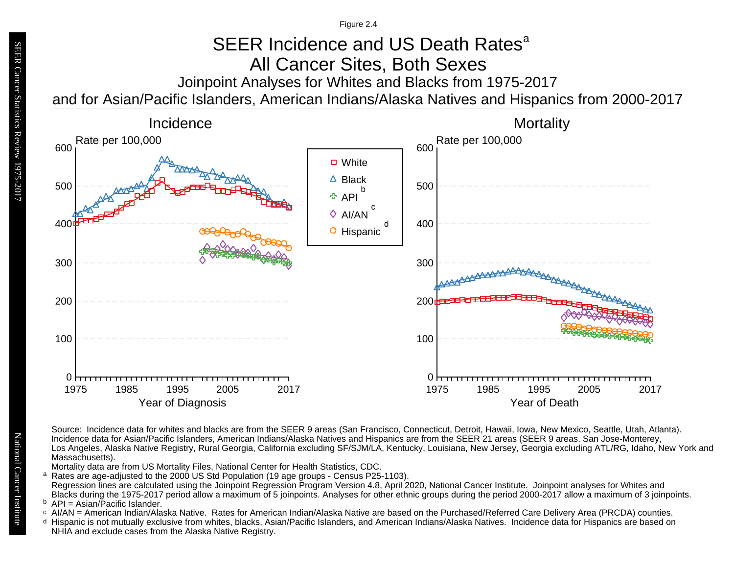Figure 2.4

# SEER Incidence and US Death Rates[a]
## All Cancer Sites, Both Sexes
### Joinpoint Analyses for Whites and Blacks from 1975-2017 and for Asian/Pacific Islanders, American Indians/Alaska Natives and Hispanics from 2000-2017

Incidence

Rate per 100,000

Year of Diagnosis

Mortality

Rate per 100,000

Year of Death

Legend: White; Black; API[b]; AI/AN[c]; Hispanic[d]

Source: Incidence data for whites and blacks are from the SEER 9 areas (San Francisco, Connecticut, Detroit, Hawaii, Iowa, New Mexico, Seattle, Utah, Atlanta). Incidence data for Asian/Pacific Islanders, American Indians/Alaska Natives and Hispanics are from the SEER 21 areas (SEER 9 areas, San Jose-Monterey, Los Angeles, Alaska Native Registry, Rural Georgia, California excluding SF/SJM/LA, Kentucky, Louisiana, New Jersey, Georgia excluding ATL/RG, Idaho, New York and Massachusetts).

Mortality data are from US Mortality Files, National Center for Health Statistics, CDC.

[a] Rates are age-adjusted to the 2000 US Std Population (19 age groups - Census P25-1103).
Regression lines are calculated using the Joinpoint Regression Program Version 4.8, April 2020, National Cancer Institute. Joinpoint analyses for Whites and Blacks during the 1975-2017 period allow a maximum of 5 joinpoints. Analyses for other ethnic groups during the period 2000-2017 allow a maximum of 3 joinpoints.

[b] API = Asian/Pacific Islander.

[c] AI/AN = American Indian/Alaska Native. Rates for American Indian/Alaska Native are based on the Purchased/Referred Care Delivery Area (PRCDA) counties.

[d] Hispanic is not mutually exclusive from whites, blacks, Asian/Pacific Islanders, and American Indians/Alaska Natives. Incidence data for Hispanics are based on NHIA and exclude cases from the Alaska Native Registry.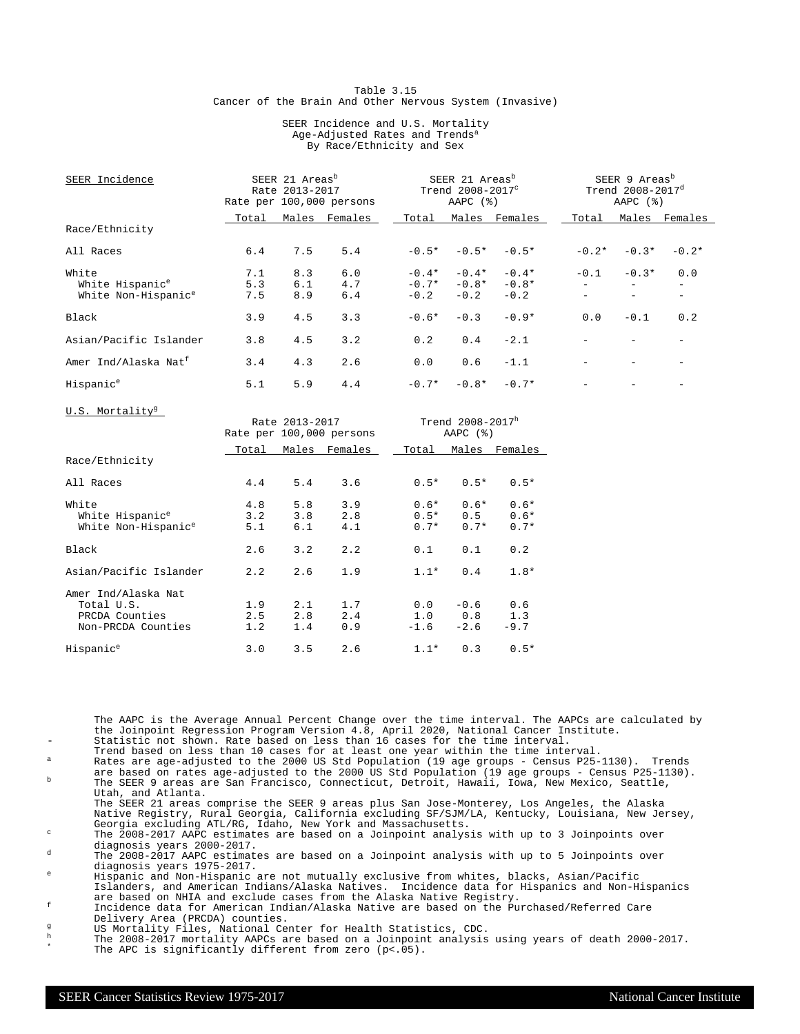Table 3.15
Cancer of the Brain And Other Nervous System (Invasive)

SEER Incidence and U.S. Mortality
Age-Adjusted Rates and Trends[a]
By Race/Ethnicity and Sex

| SEER Incidence | SEER 21 Areas[b] Rate 2013-2017 Rate per 100,000 persons | | | SEER 21 Areas[b] Trend 2008-2017[c] AAPC (%) | | | SEER 9 Areas[b] Trend 2008-2017[d] AAPC (%) | | |
|---|---|---|---|---|---|---|---|---|---|
| Race/Ethnicity | Total | Males | Females | Total | Males | Females | Total | Males | Females |
| All Races | 6.4 | 7.5 | 5.4 | -0.5* | -0.5* | -0.5* | -0.2* | -0.3* | -0.2* |
| White | 7.1 | 8.3 | 6.0 | -0.4* | -0.4* | -0.4* | -0.1 | -0.3* | 0.0 |
| White Hispanic[e] | 5.3 | 6.1 | 4.7 | -0.7* | -0.8* | -0.8* | - | - | - |
| White Non-Hispanic[e] | 7.5 | 8.9 | 6.4 | -0.2 | -0.2 | -0.2 | - | - | - |
| Black | 3.9 | 4.5 | 3.3 | -0.6* | -0.3 | -0.9* | 0.0 | -0.1 | 0.2 |
| Asian/Pacific Islander | 3.8 | 4.5 | 3.2 | 0.2 | 0.4 | -2.1 | - | - | - |
| Amer Ind/Alaska Nat[f] | 3.4 | 4.3 | 2.6 | 0.0 | 0.6 | -1.1 | - | - | - |
| Hispanic[e] | 5.1 | 5.9 | 4.4 | -0.7* | -0.8* | -0.7* | - | - | - |

| U.S. Mortality[g] | Rate 2013-2017 Rate per 100,000 persons | | | Trend 2008-2017[h] AAPC (%) | | |
|---|---|---|---|---|---|---|
| Race/Ethnicity | Total | Males | Females | Total | Males | Females |
| All Races | 4.4 | 5.4 | 3.6 | 0.5* | 0.5* | 0.5* |
| White | 4.8 | 5.8 | 3.9 | 0.6* | 0.6* | 0.6* |
| White Hispanic[e] | 3.2 | 3.8 | 2.8 | 0.5* | 0.5 | 0.6* |
| White Non-Hispanic[e] | 5.1 | 6.1 | 4.1 | 0.7* | 0.7* | 0.7* |
| Black | 2.6 | 3.2 | 2.2 | 0.1 | 0.1 | 0.2 |
| Asian/Pacific Islander | 2.2 | 2.6 | 1.9 | 1.1* | 0.4 | 1.8* |
| Amer Ind/Alaska Nat | | | | | | |
| Total U.S. | 1.9 | 2.1 | 1.7 | 0.0 | -0.6 | 0.6 |
| PRCDA Counties | 2.5 | 2.8 | 2.4 | 1.0 | 0.8 | 1.3 |
| Non-PRCDA Counties | 1.2 | 1.4 | 0.9 | -1.6 | -2.6 | -9.7 |
| Hispanic[e] | 3.0 | 3.5 | 2.6 | 1.1* | 0.3 | 0.5* |

The AAPC is the Average Annual Percent Change over the time interval. The AAPCs are calculated by the Joinpoint Regression Program Version 4.8, April 2020, National Cancer Institute.

- Statistic not shown. Rate based on less than 16 cases for the time interval. Trend based on less than 10 cases for at least one year within the time interval.

[a] Rates are age-adjusted to the 2000 US Std Population (19 age groups - Census P25-1130). Trends are based on rates age-adjusted to the 2000 US Std Population (19 age groups - Census P25-1130).

[b] The SEER 9 areas are San Francisco, Connecticut, Detroit, Hawaii, Iowa, New Mexico, Seattle, Utah, and Atlanta. The SEER 21 areas comprise the SEER 9 areas plus San Jose-Monterey, Los Angeles, the Alaska Native Registry, Rural Georgia, California excluding SF/SJM/LA, Kentucky, Louisiana, New Jersey, Georgia excluding ATL/RG, Idaho, New York and Massachusetts.

[c] The 2008-2017 AAPC estimates are based on a Joinpoint analysis with up to 3 Joinpoints over diagnosis years 2000-2017.

[d] The 2008-2017 AAPC estimates are based on a Joinpoint analysis with up to 5 Joinpoints over diagnosis years 1975-2017.

[e] Hispanic and Non-Hispanic are not mutually exclusive from whites, blacks, Asian/Pacific Islanders, and American Indians/Alaska Natives. Incidence data for Hispanics and Non-Hispanics are based on NHIA and exclude cases from the Alaska Native Registry.

[f] Incidence data for American Indian/Alaska Native are based on the Purchased/Referred Care Delivery Area (PRCDA) counties.

[g] US Mortality Files, National Center for Health Statistics, CDC.

[h] The 2008-2017 mortality AAPCs are based on a Joinpoint analysis using years of death 2000-2017.

\* The APC is significantly different from zero ($p<.05$).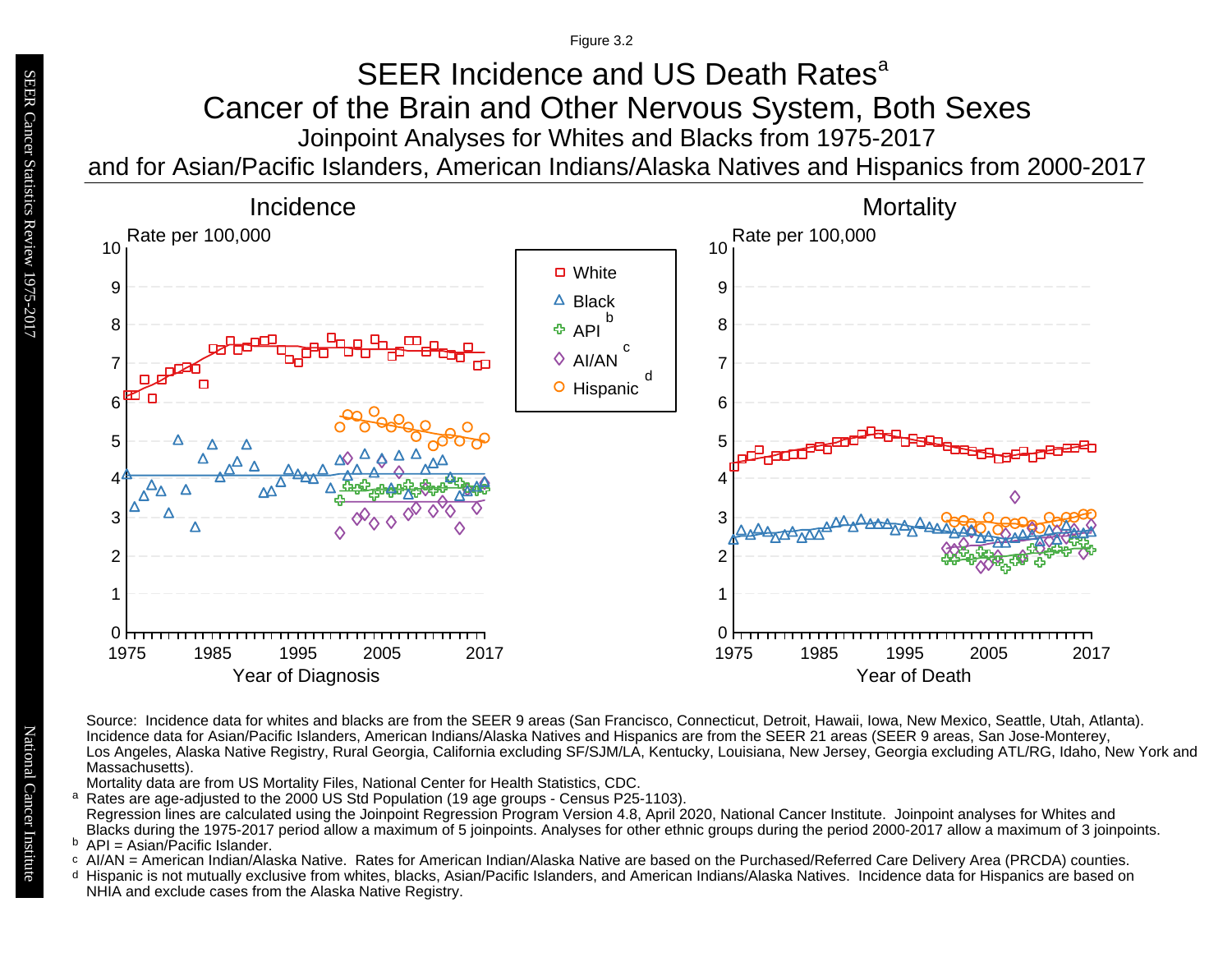Figure 3.2

# SEER Incidence and US Death Rates[a]

## Cancer of the Brain and Other Nervous System, Both Sexes

### Joinpoint Analyses for Whites and Blacks from 1975-2017 and for Asian/Pacific Islanders, American Indians/Alaska Natives and Hispanics from 2000-2017

Source: Incidence data for whites and blacks are from the SEER 9 areas (San Francisco, Connecticut, Detroit, Hawaii, Iowa, New Mexico, Seattle, Utah, Atlanta). Incidence data for Asian/Pacific Islanders, American Indians/Alaska Natives and Hispanics are from the SEER 21 areas (SEER 9 areas, San Jose-Monterey, Los Angeles, Alaska Native Registry, Rural Georgia, California excluding SF/SJM/LA, Kentucky, Louisiana, New Jersey, Georgia excluding ATL/RG, Idaho, New York and Massachusetts).
Mortality data are from US Mortality Files, National Center for Health Statistics, CDC.

[a] Rates are age-adjusted to the 2000 US Std Population (19 age groups - Census P25-1103).
Regression lines are calculated using the Joinpoint Regression Program Version 4.8, April 2020, National Cancer Institute. Joinpoint analyses for Whites and Blacks during the 1975-2017 period allow a maximum of 5 joinpoints. Analyses for other ethnic groups during the period 2000-2017 allow a maximum of 3 joinpoints.

[b] API = Asian/Pacific Islander.

[c] AI/AN = American Indian/Alaska Native. Rates for American Indian/Alaska Native are based on the Purchased/Referred Care Delivery Area (PRCDA) counties.

[d] Hispanic is not mutually exclusive from whites, blacks, Asian/Pacific Islanders, and American Indians/Alaska Natives. Incidence data for Hispanics are based on NHIA and exclude cases from the Alaska Native Registry.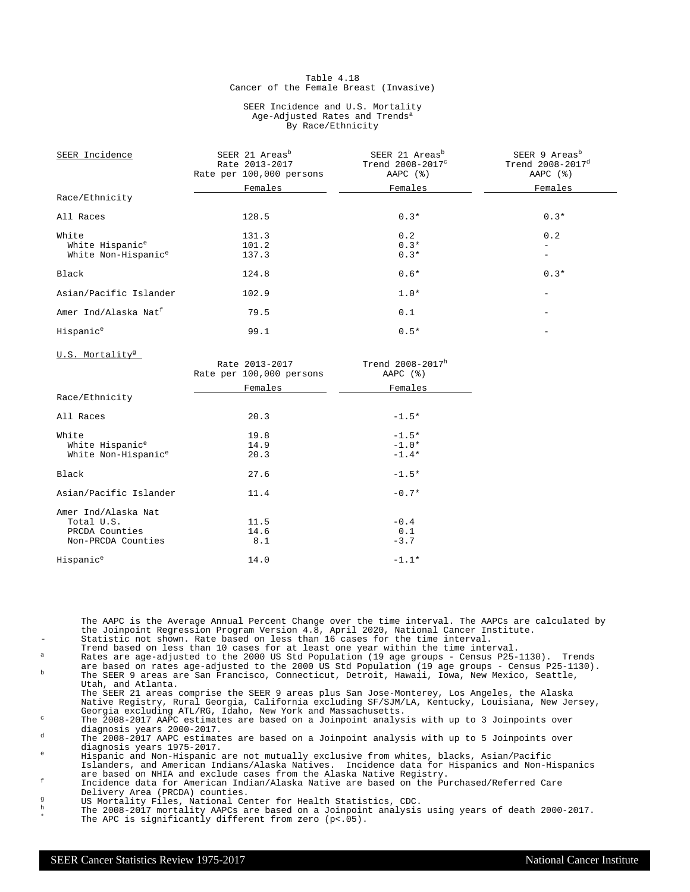Table 4.18
Cancer of the Female Breast (Invasive)

SEER Incidence and U.S. Mortality
Age-Adjusted Rates and Trends[a]
By Race/Ethnicity

| SEER Incidence | SEER 21 Areas[b] Rate 2013-2017 Rate per 100,000 persons | SEER 21 Areas[b] Trend 2008-2017[c] AAPC (%) | SEER 9 Areas[b] Trend 2008-2017[d] AAPC (%) |
|---|---|---|---|
| | Females | Females | Females |
| **Race/Ethnicity** | | | |
| All Races | 128.5 | 0.3* | 0.3* |
| White | 131.3 | 0.2 | 0.2 |
| White Hispanic[e] | 101.2 | 0.3* | - |
| White Non-Hispanic[e] | 137.3 | 0.3* | - |
| Black | 124.8 | 0.6* | 0.3* |
| Asian/Pacific Islander | 102.9 | 1.0* | - |
| Amer Ind/Alaska Nat[f] | 79.5 | 0.1 | - |
| Hispanic[e] | 99.1 | 0.5* | - |

| U.S. Mortality[g] | Rate 2013-2017 Rate per 100,000 persons | Trend 2008-2017[h] AAPC (%) |
|---|---|---|
| | Females | Females |
| **Race/Ethnicity** | | |
| All Races | 20.3 | -1.5* |
| White | 19.8 | -1.5* |
| White Hispanic[e] | 14.9 | -1.0* |
| White Non-Hispanic[e] | 20.3 | -1.4* |
| Black | 27.6 | -1.5* |
| Asian/Pacific Islander | 11.4 | -0.7* |
| Amer Ind/Alaska Nat | | |
| Total U.S. | 11.5 | -0.4 |
| PRCDA Counties | 14.6 | 0.1 |
| Non-PRCDA Counties | 8.1 | -3.7 |
| Hispanic[e] | 14.0 | -1.1* |

The AAPC is the Average Annual Percent Change over the time interval. The AAPCs are calculated by the Joinpoint Regression Program Version 4.8, April 2020, National Cancer Institute.

- \- Statistic not shown. Rate based on less than 16 cases for the time interval. Trend based on less than 10 cases for at least one year within the time interval.
- [a] Rates are age-adjusted to the 2000 US Std Population (19 age groups - Census P25-1130). Trends are based on rates age-adjusted to the 2000 US Std Population (19 age groups - Census P25-1130).
- [b] The SEER 9 areas are San Francisco, Connecticut, Detroit, Hawaii, Iowa, New Mexico, Seattle, Utah, and Atlanta. The SEER 21 areas comprise the SEER 9 areas plus San Jose-Monterey, Los Angeles, the Alaska Native Registry, Rural Georgia, California excluding SF/SJM/LA, Kentucky, Louisiana, New Jersey, Georgia excluding ATL/RG, Idaho, New York and Massachusetts.
- [c] The 2008-2017 AAPC estimates are based on a Joinpoint analysis with up to 3 Joinpoints over diagnosis years 2000-2017.
- [d] The 2008-2017 AAPC estimates are based on a Joinpoint analysis with up to 5 Joinpoints over diagnosis years 1975-2017.
- [e] Hispanic and Non-Hispanic are not mutually exclusive from whites, blacks, Asian/Pacific Islanders, and American Indians/Alaska Natives. Incidence data for Hispanics and Non-Hispanics are based on NHIA and exclude cases from the Alaska Native Registry.
- [f] Incidence data for American Indian/Alaska Native are based on the Purchased/Referred Care Delivery Area (PRCDA) counties.
- [g] US Mortality Files, National Center for Health Statistics, CDC.
- [h] The 2008-2017 mortality AAPCs are based on a Joinpoint analysis using years of death 2000-2017.
- \* The APC is significantly different from zero (p<.05).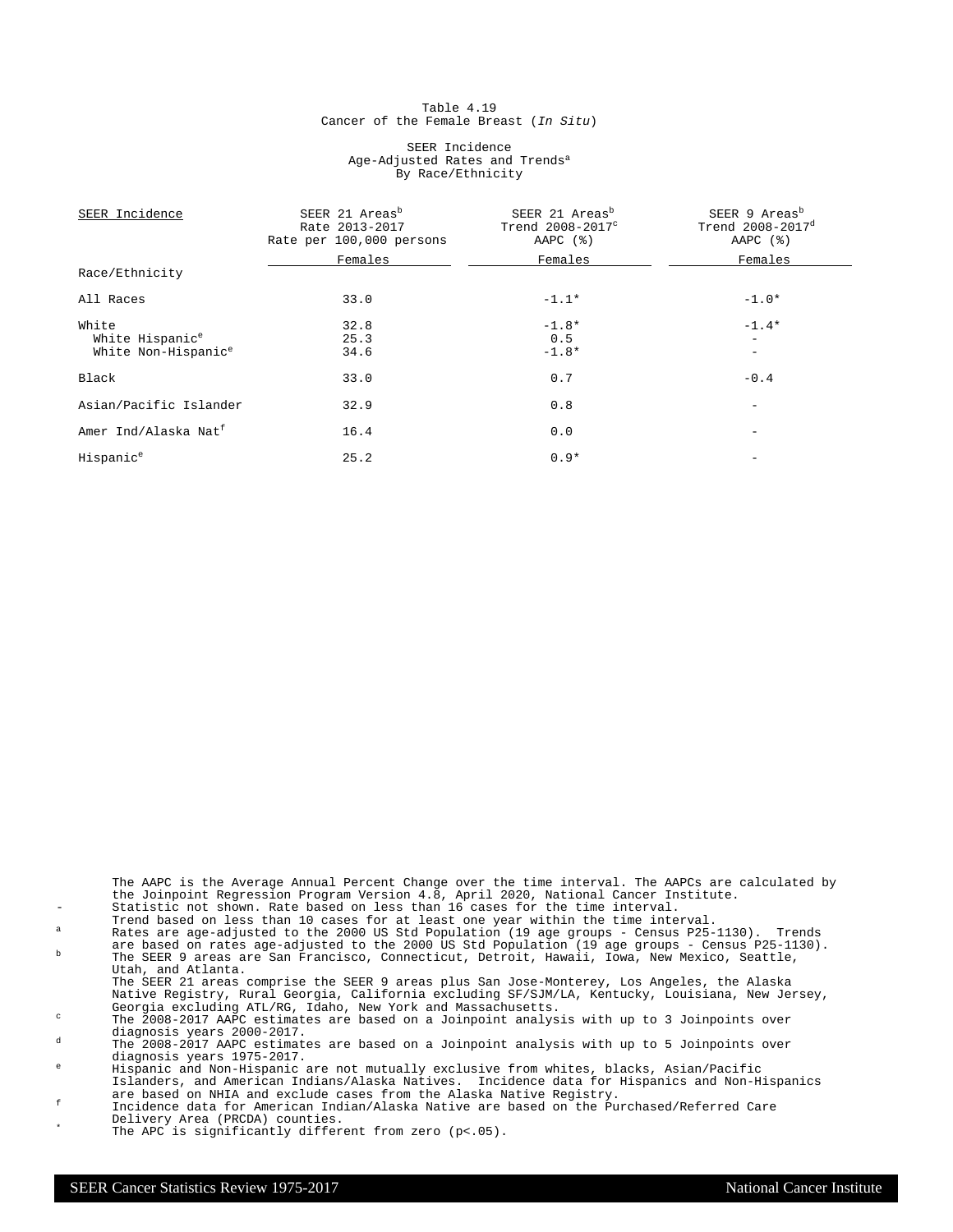Table 4.19
Cancer of the Female Breast (*In Situ*)

SEER Incidence
Age-Adjusted Rates and Trends[a]
By Race/Ethnicity

| SEER Incidence | SEER 21 Areas[b] Rate 2013-2017 Rate per 100,000 persons | SEER 21 Areas[b] Trend 2008-2017[c] AAPC (%) | SEER 9 Areas[b] Trend 2008-2017[d] AAPC (%) |
|---|---|---|---|
| | Females | Females | Females |
| Race/Ethnicity | | | |
| All Races | 33.0 | -1.1* | -1.0* |
| White | 32.8 | -1.8* | -1.4* |
| White Hispanic[e] | 25.3 | 0.5 | - |
| White Non-Hispanic[e] | 34.6 | -1.8* | - |
| Black | 33.0 | 0.7 | -0.4 |
| Asian/Pacific Islander | 32.9 | 0.8 | - |
| Amer Ind/Alaska Nat[f] | 16.4 | 0.0 | - |
| Hispanic[e] | 25.2 | 0.9* | - |

The AAPC is the Average Annual Percent Change over the time interval. The AAPCs are calculated by the Joinpoint Regression Program Version 4.8, April 2020, National Cancer Institute.

- \- Statistic not shown. Rate based on less than 16 cases for the time interval. Trend based on less than 10 cases for at least one year within the time interval.
- [a] Rates are age-adjusted to the 2000 US Std Population (19 age groups - Census P25-1130). Trends are based on rates age-adjusted to the 2000 US Std Population (19 age groups - Census P25-1130).
- [b] The SEER 9 areas are San Francisco, Connecticut, Detroit, Hawaii, Iowa, New Mexico, Seattle, Utah, and Atlanta. The SEER 21 areas comprise the SEER 9 areas plus San Jose-Monterey, Los Angeles, the Alaska Native Registry, Rural Georgia, California excluding SF/SJM/LA, Kentucky, Louisiana, New Jersey, Georgia excluding ATL/RG, Idaho, New York and Massachusetts.
- [c] The 2008-2017 AAPC estimates are based on a Joinpoint analysis with up to 3 Joinpoints over diagnosis years 2000-2017.
- [d] The 2008-2017 AAPC estimates are based on a Joinpoint analysis with up to 5 Joinpoints over diagnosis years 1975-2017.
- [e] Hispanic and Non-Hispanic are not mutually exclusive from whites, blacks, Asian/Pacific Islanders, and American Indians/Alaska Natives. Incidence data for Hispanics and Non-Hispanics are based on NHIA and exclude cases from the Alaska Native Registry.
- [f] Incidence data for American Indian/Alaska Native are based on the Purchased/Referred Care Delivery Area (PRCDA) counties.
- \* The APC is significantly different from zero (p<.05).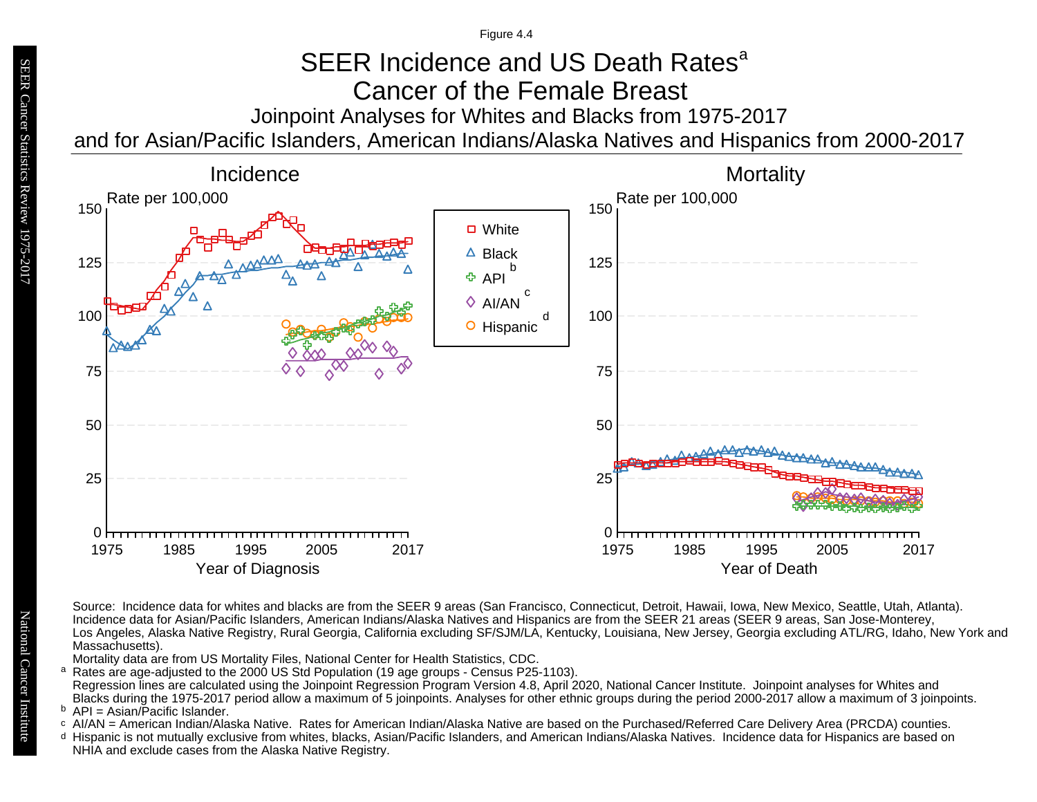Figure 4.4

# SEER Incidence and US Death Rates[a]

## Cancer of the Female Breast

### Joinpoint Analyses for Whites and Blacks from 1975-2017 and for Asian/Pacific Islanders, American Indians/Alaska Natives and Hispanics from 2000-2017

**Incidence**

Rate per 100,000

Year of Diagnosis

**Mortality**

Rate per 100,000

Year of Death

Legend: White; Black; API[b]; AI/AN[c]; Hispanic[d]

Source: Incidence data for whites and blacks are from the SEER 9 areas (San Francisco, Connecticut, Detroit, Hawaii, Iowa, New Mexico, Seattle, Utah, Atlanta). Incidence data for Asian/Pacific Islanders, American Indians/Alaska Natives and Hispanics are from the SEER 21 areas (SEER 9 areas, San Jose-Monterey, Los Angeles, Alaska Native Registry, Rural Georgia, California excluding SF/SJM/LA, Kentucky, Louisiana, New Jersey, Georgia excluding ATL/RG, Idaho, New York and Massachusetts).

Mortality data are from US Mortality Files, National Center for Health Statistics, CDC.

[a] Rates are age-adjusted to the 2000 US Std Population (19 age groups - Census P25-1103).
Regression lines are calculated using the Joinpoint Regression Program Version 4.8, April 2020, National Cancer Institute. Joinpoint analyses for Whites and Blacks during the 1975-2017 period allow a maximum of 5 joinpoints. Analyses for other ethnic groups during the period 2000-2017 allow a maximum of 3 joinpoints.

[b] API = Asian/Pacific Islander.

[c] AI/AN = American Indian/Alaska Native. Rates for American Indian/Alaska Native are based on the Purchased/Referred Care Delivery Area (PRCDA) counties.

[d] Hispanic is not mutually exclusive from whites, blacks, Asian/Pacific Islanders, and American Indians/Alaska Natives. Incidence data for Hispanics are based on NHIA and exclude cases from the Alaska Native Registry.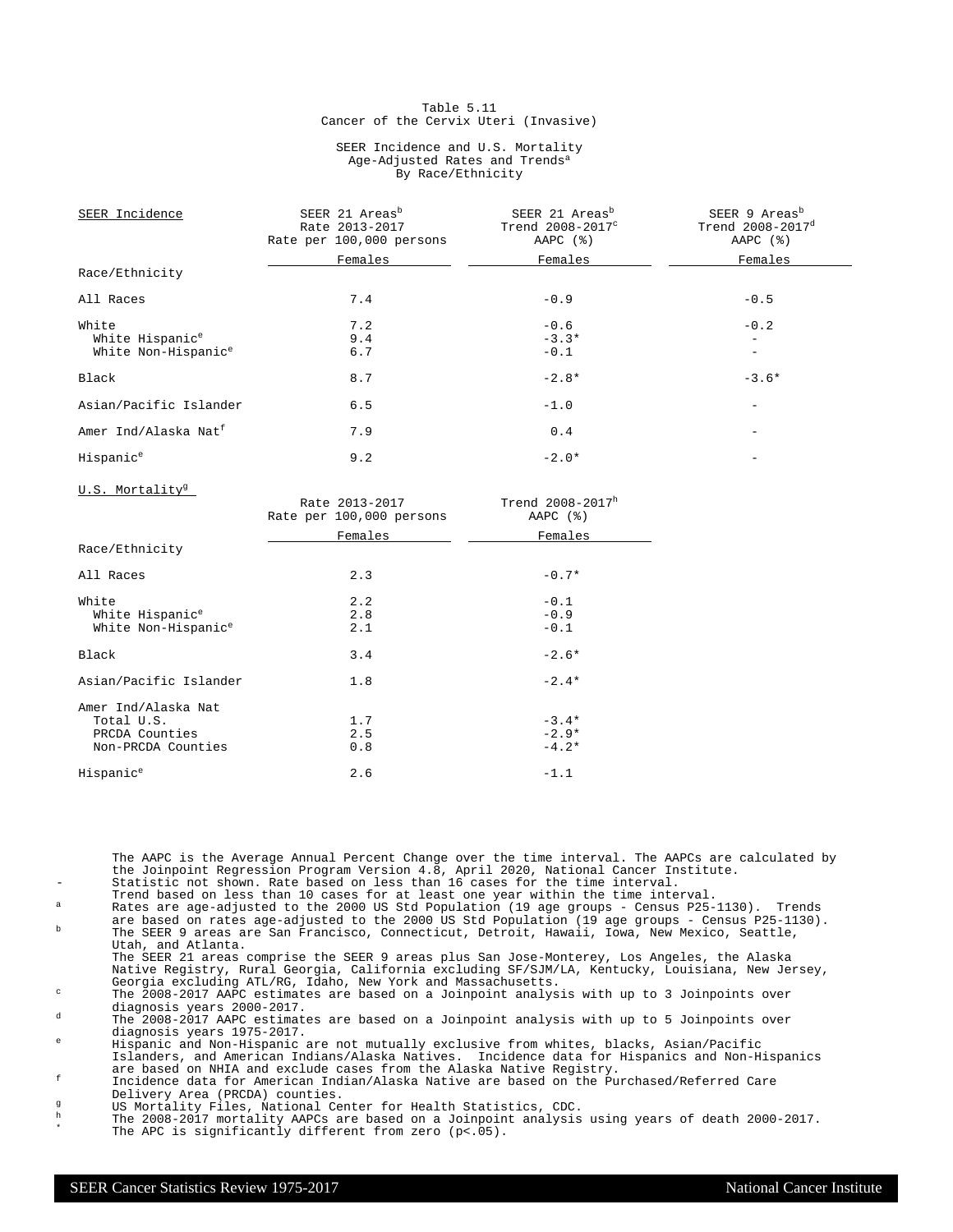# Table 5.11
## Cancer of the Cervix Uteri (Invasive)

### SEER Incidence and U.S. Mortality
### Age-Adjusted Rates and Trends[a]
### By Race/Ethnicity

| SEER Incidence | SEER 21 Areas[b] Rate 2013-2017 Rate per 100,000 persons | SEER 21 Areas[b] Trend 2008-2017[c] AAPC (%) | SEER 9 Areas[b] Trend 2008-2017[d] AAPC (%) |
|---|---|---|---|
| Race/Ethnicity | Females | Females | Females |
| All Races | 7.4 | -0.9 | -0.5 |
| White | 7.2 | -0.6 | -0.2 |
| White Hispanic[e] | 9.4 | -3.3* | - |
| White Non-Hispanic[e] | 6.7 | -0.1 | - |
| Black | 8.7 | -2.8* | -3.6* |
| Asian/Pacific Islander | 6.5 | -1.0 | - |
| Amer Ind/Alaska Nat[f] | 7.9 | 0.4 | - |
| Hispanic[e] | 9.2 | -2.0* | - |

| U.S. Mortality[g] | Rate 2013-2017 Rate per 100,000 persons | Trend 2008-2017[h] AAPC (%) |
|---|---|---|
| Race/Ethnicity | Females | Females |
| All Races | 2.3 | -0.7* |
| White | 2.2 | -0.1 |
| White Hispanic[e] | 2.8 | -0.9 |
| White Non-Hispanic[e] | 2.1 | -0.1 |
| Black | 3.4 | -2.6* |
| Asian/Pacific Islander | 1.8 | -2.4* |
| Amer Ind/Alaska Nat | | |
| Total U.S. | 1.7 | -3.4* |
| PRCDA Counties | 2.5 | -2.9* |
| Non-PRCDA Counties | 0.8 | -4.2* |
| Hispanic[e] | 2.6 | -1.1 |

The AAPC is the Average Annual Percent Change over the time interval. The AAPCs are calculated by the Joinpoint Regression Program Version 4.8, April 2020, National Cancer Institute.

- \- Statistic not shown. Rate based on less than 16 cases for the time interval. Trend based on less than 10 cases for at least one year within the time interval.
- [a] Rates are age-adjusted to the 2000 US Std Population (19 age groups - Census P25-1130). Trends are based on rates age-adjusted to the 2000 US Std Population (19 age groups - Census P25-1130).
- [b] The SEER 9 areas are San Francisco, Connecticut, Detroit, Hawaii, Iowa, New Mexico, Seattle, Utah, and Atlanta. The SEER 21 areas comprise the SEER 9 areas plus San Jose-Monterey, Los Angeles, the Alaska Native Registry, Rural Georgia, California excluding SF/SJM/LA, Kentucky, Louisiana, New Jersey, Georgia excluding ATL/RG, Idaho, New York and Massachusetts.
- [c] The 2008-2017 AAPC estimates are based on a Joinpoint analysis with up to 3 Joinpoints over diagnosis years 2000-2017.
- [d] The 2008-2017 AAPC estimates are based on a Joinpoint analysis with up to 5 Joinpoints over diagnosis years 1975-2017.
- [e] Hispanic and Non-Hispanic are not mutually exclusive from whites, blacks, Asian/Pacific Islanders, and American Indians/Alaska Natives. Incidence data for Hispanics and Non-Hispanics are based on NHIA and exclude cases from the Alaska Native Registry.
- [f] Incidence data for American Indian/Alaska Native are based on the Purchased/Referred Care Delivery Area (PRCDA) counties.
- [g] US Mortality Files, National Center for Health Statistics, CDC.
- [h] The 2008-2017 mortality AAPCs are based on a Joinpoint analysis using years of death 2000-2017.
- \* The APC is significantly different from zero ($p<.05$).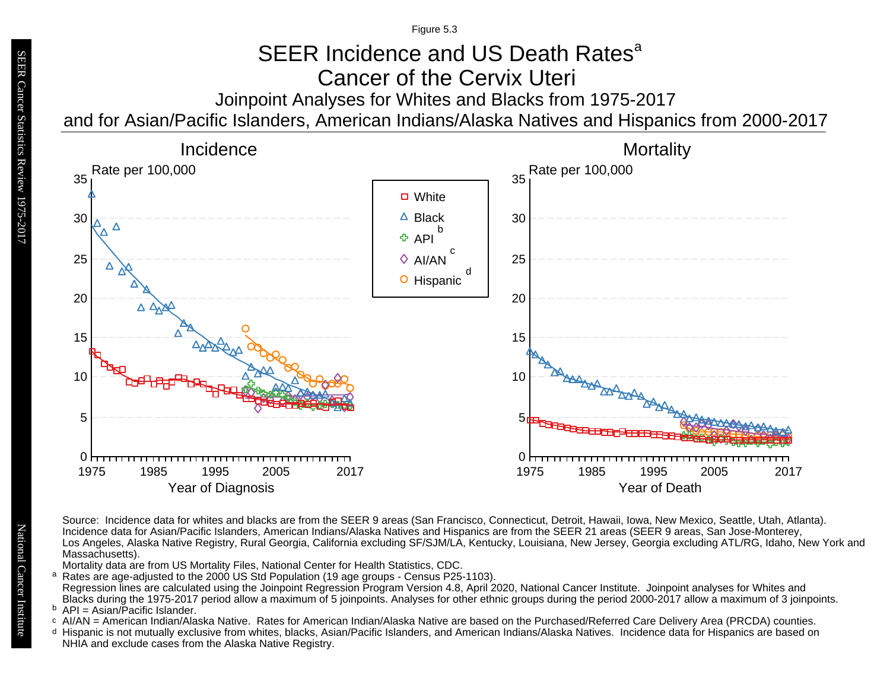Figure 5.3

# SEER Incidence and US Death Rates[a]

## Cancer of the Cervix Uteri

### Joinpoint Analyses for Whites and Blacks from 1975-2017 and for Asian/Pacific Islanders, American Indians/Alaska Natives and Hispanics from 2000-2017

Source: Incidence data for whites and blacks are from the SEER 9 areas (San Francisco, Connecticut, Detroit, Hawaii, Iowa, New Mexico, Seattle, Utah, Atlanta). Incidence data for Asian/Pacific Islanders, American Indians/Alaska Natives and Hispanics are from the SEER 21 areas (SEER 9 areas, San Jose-Monterey, Los Angeles, Alaska Native Registry, Rural Georgia, California excluding SF/SJM/LA, Kentucky, Louisiana, New Jersey, Georgia excluding ATL/RG, Idaho, New York and Massachusetts).

Mortality data are from US Mortality Files, National Center for Health Statistics, CDC.

[a] Rates are age-adjusted to the 2000 US Std Population (19 age groups - Census P25-1103).
Regression lines are calculated using the Joinpoint Regression Program Version 4.8, April 2020, National Cancer Institute. Joinpoint analyses for Whites and Blacks during the 1975-2017 period allow a maximum of 5 joinpoints. Analyses for other ethnic groups during the period 2000-2017 allow a maximum of 3 joinpoints.

[b] API = Asian/Pacific Islander.

[c] AI/AN = American Indian/Alaska Native. Rates for American Indian/Alaska Native are based on the Purchased/Referred Care Delivery Area (PRCDA) counties.

[d] Hispanic is not mutually exclusive from whites, blacks, Asian/Pacific Islanders, and American Indians/Alaska Natives. Incidence data for Hispanics are based on NHIA and exclude cases from the Alaska Native Registry.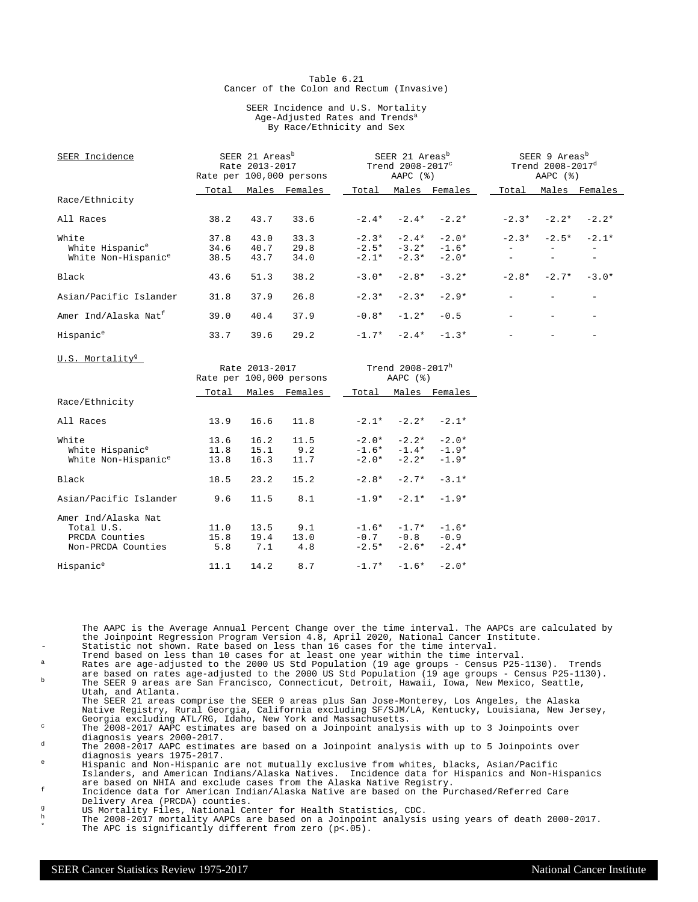Table 6.21
Cancer of the Colon and Rectum (Invasive)

SEER Incidence and U.S. Mortality
Age-Adjusted Rates and Trends[a]
By Race/Ethnicity and Sex

| SEER Incidence | SEER 21 Areas[b] Rate 2013-2017 Rate per 100,000 persons | | | SEER 21 Areas[b] Trend 2008-2017[c] AAPC (%) | | | SEER 9 Areas[b] Trend 2008-2017[d] AAPC (%) | | |
|---|---|---|---|---|---|---|---|---|---|
| Race/Ethnicity | Total | Males | Females | Total | Males | Females | Total | Males | Females |
| All Races | 38.2 | 43.7 | 33.6 | -2.4* | -2.4* | -2.2* | -2.3* | -2.2* | -2.2* |
| White | 37.8 | 43.0 | 33.3 | -2.3* | -2.4* | -2.0* | -2.3* | -2.5* | -2.1* |
| White Hispanic[e] | 34.6 | 40.7 | 29.8 | -2.5* | -3.2* | -1.6* | - | - | - |
| White Non-Hispanic[e] | 38.5 | 43.7 | 34.0 | -2.1* | -2.3* | -2.0* | - | - | - |
| Black | 43.6 | 51.3 | 38.2 | -3.0* | -2.8* | -3.2* | -2.8* | -2.7* | -3.0* |
| Asian/Pacific Islander | 31.8 | 37.9 | 26.8 | -2.3* | -2.3* | -2.9* | - | - | - |
| Amer Ind/Alaska Nat[f] | 39.0 | 40.4 | 37.9 | -0.8* | -1.2* | -0.5 | - | - | - |
| Hispanic[e] | 33.7 | 39.6 | 29.2 | -1.7* | -2.4* | -1.3* | - | - | - |

| U.S. Mortality[g] | Rate 2013-2017 Rate per 100,000 persons | | | Trend 2008-2017[h] AAPC (%) | | |
|---|---|---|---|---|---|---|
| Race/Ethnicity | Total | Males | Females | Total | Males | Females |
| All Races | 13.9 | 16.6 | 11.8 | -2.1* | -2.2* | -2.1* |
| White | 13.6 | 16.2 | 11.5 | -2.0* | -2.2* | -2.0* |
| White Hispanic[e] | 11.8 | 15.1 | 9.2 | -1.6* | -1.4* | -1.9* |
| White Non-Hispanic[e] | 13.8 | 16.3 | 11.7 | -2.0* | -2.2* | -1.9* |
| Black | 18.5 | 23.2 | 15.2 | -2.8* | -2.7* | -3.1* |
| Asian/Pacific Islander | 9.6 | 11.5 | 8.1 | -1.9* | -2.1* | -1.9* |
| Amer Ind/Alaska Nat | | | | | | |
| Total U.S. | 11.0 | 13.5 | 9.1 | -1.6* | -1.7* | -1.6* |
| PRCDA Counties | 15.8 | 19.4 | 13.0 | -0.7 | -0.8 | -0.9 |
| Non-PRCDA Counties | 5.8 | 7.1 | 4.8 | -2.5* | -2.6* | -2.4* |
| Hispanic[e] | 11.1 | 14.2 | 8.7 | -1.7* | -1.6* | -2.0* |

The AAPC is the Average Annual Percent Change over the time interval. The AAPCs are calculated by the Joinpoint Regression Program Version 4.8, April 2020, National Cancer Institute.

- \- Statistic not shown. Rate based on less than 16 cases for the time interval. Trend based on less than 10 cases for at least one year within the time interval.
- [a] Rates are age-adjusted to the 2000 US Std Population (19 age groups - Census P25-1130). Trends are based on rates age-adjusted to the 2000 US Std Population (19 age groups - Census P25-1130).
- [b] The SEER 9 areas are San Francisco, Connecticut, Detroit, Hawaii, Iowa, New Mexico, Seattle, Utah, and Atlanta. The SEER 21 areas comprise the SEER 9 areas plus San Jose-Monterey, Los Angeles, the Alaska Native Registry, Rural Georgia, California excluding SF/SJM/LA, Kentucky, Louisiana, New Jersey, Georgia excluding ATL/RG, Idaho, New York and Massachusetts.
- [c] The 2008-2017 AAPC estimates are based on a Joinpoint analysis with up to 3 Joinpoints over diagnosis years 2000-2017.
- [d] The 2008-2017 AAPC estimates are based on a Joinpoint analysis with up to 5 Joinpoints over diagnosis years 1975-2017.
- [e] Hispanic and Non-Hispanic are not mutually exclusive from whites, blacks, Asian/Pacific Islanders, and American Indians/Alaska Natives. Incidence data for Hispanics and Non-Hispanics are based on NHIA and exclude cases from the Alaska Native Registry.
- [f] Incidence data for American Indian/Alaska Native are based on the Purchased/Referred Care Delivery Area (PRCDA) counties.
- [g] US Mortality Files, National Center for Health Statistics, CDC.
- [h] The 2008-2017 mortality AAPCs are based on a Joinpoint analysis using years of death 2000-2017.
- \* The APC is significantly different from zero (p<.05).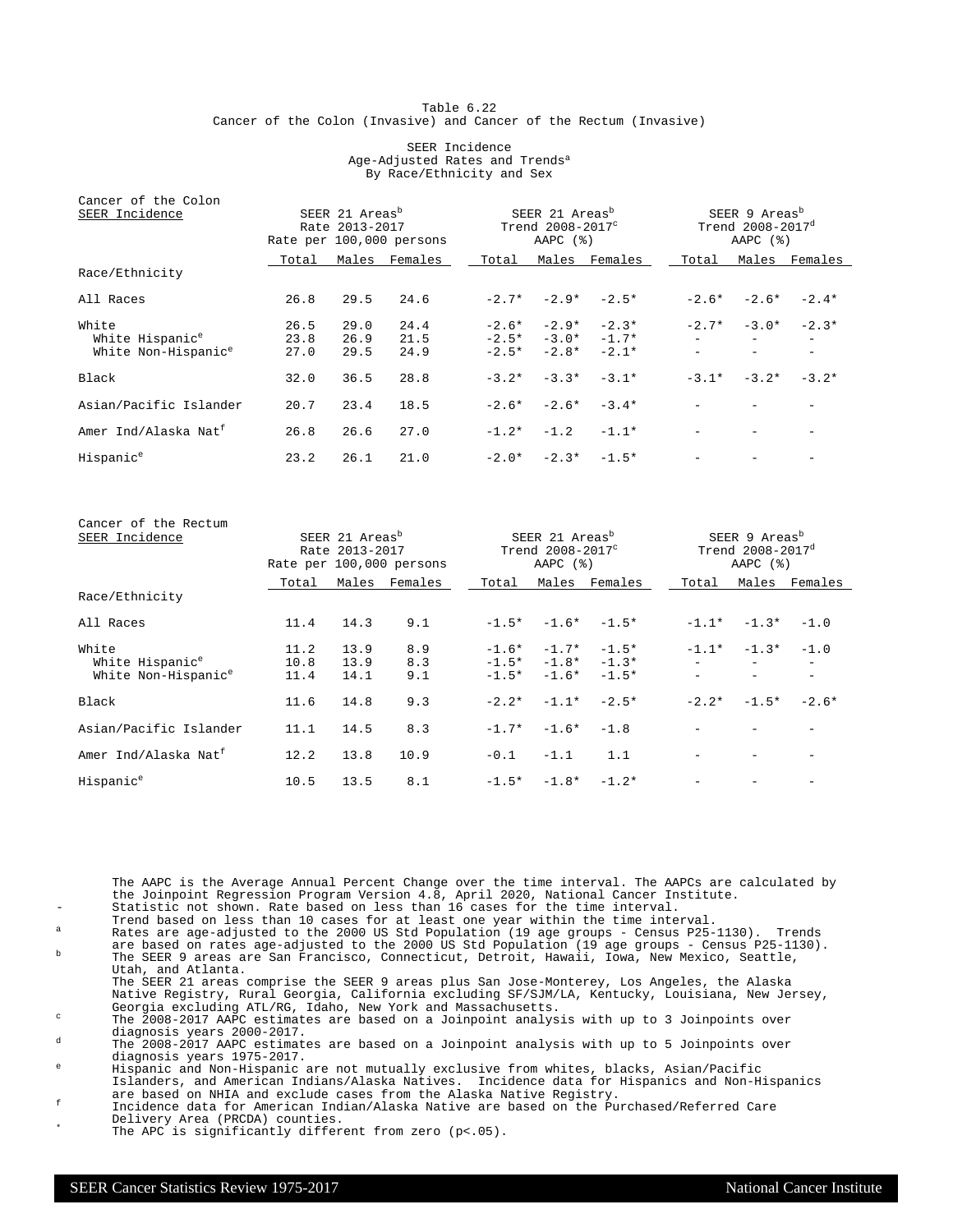Table 6.22
Cancer of the Colon (Invasive) and Cancer of the Rectum (Invasive)

SEER Incidence
Age-Adjusted Rates and Trends[a]
By Race/Ethnicity and Sex

| Cancer of the Colon SEER Incidence | SEER 21 Areas[b] Rate 2013-2017 Rate per 100,000 persons | | | SEER 21 Areas[b] Trend 2008-2017[c] AAPC (%) | | | SEER 9 Areas[b] Trend 2008-2017[d] AAPC (%) | | |
|---|---|---|---|---|---|---|---|---|---|
| Race/Ethnicity | Total | Males | Females | Total | Males | Females | Total | Males | Females |
| All Races | 26.8 | 29.5 | 24.6 | -2.7* | -2.9* | -2.5* | -2.6* | -2.6* | -2.4* |
| White | 26.5 | 29.0 | 24.4 | -2.6* | -2.9* | -2.3* | -2.7* | -3.0* | -2.3* |
| White Hispanic[e] | 23.8 | 26.9 | 21.5 | -2.5* | -3.0* | -1.7* | - | - | - |
| White Non-Hispanic[e] | 27.0 | 29.5 | 24.9 | -2.5* | -2.8* | -2.1* | - | - | - |
| Black | 32.0 | 36.5 | 28.8 | -3.2* | -3.3* | -3.1* | -3.1* | -3.2* | -3.2* |
| Asian/Pacific Islander | 20.7 | 23.4 | 18.5 | -2.6* | -2.6* | -3.4* | - | - | - |
| Amer Ind/Alaska Nat[f] | 26.8 | 26.6 | 27.0 | -1.2* | -1.2 | -1.1* | - | - | - |
| Hispanic[e] | 23.2 | 26.1 | 21.0 | -2.0* | -2.3* | -1.5* | - | - | - |

| Cancer of the Rectum SEER Incidence | SEER 21 Areas[b] Rate 2013-2017 Rate per 100,000 persons | | | SEER 21 Areas[b] Trend 2008-2017[c] AAPC (%) | | | SEER 9 Areas[b] Trend 2008-2017[d] AAPC (%) | | |
|---|---|---|---|---|---|---|---|---|---|
| Race/Ethnicity | Total | Males | Females | Total | Males | Females | Total | Males | Females |
| All Races | 11.4 | 14.3 | 9.1 | -1.5* | -1.6* | -1.5* | -1.1* | -1.3* | -1.0 |
| White | 11.2 | 13.9 | 8.9 | -1.6* | -1.7* | -1.5* | -1.1* | -1.3* | -1.0 |
| White Hispanic[e] | 10.8 | 13.9 | 8.3 | -1.5* | -1.8* | -1.3* | - | - | - |
| White Non-Hispanic[e] | 11.4 | 14.1 | 9.1 | -1.5* | -1.6* | -1.5* | - | - | - |
| Black | 11.6 | 14.8 | 9.3 | -2.2* | -1.1* | -2.5* | -2.2* | -1.5* | -2.6* |
| Asian/Pacific Islander | 11.1 | 14.5 | 8.3 | -1.7* | -1.6* | -1.8 | - | - | - |
| Amer Ind/Alaska Nat[f] | 12.2 | 13.8 | 10.9 | -0.1 | -1.1 | 1.1 | - | - | - |
| Hispanic[e] | 10.5 | 13.5 | 8.1 | -1.5* | -1.8* | -1.2* | - | - | - |

The AAPC is the Average Annual Percent Change over the time interval. The AAPCs are calculated by the Joinpoint Regression Program Version 4.8, April 2020, National Cancer Institute.

- Statistic not shown. Rate based on less than 16 cases for the time interval. Trend based on less than 10 cases for at least one year within the time interval.

[a] Rates are age-adjusted to the 2000 US Std Population (19 age groups - Census P25-1130). Trends are based on rates age-adjusted to the 2000 US Std Population (19 age groups - Census P25-1130).

[b] The SEER 9 areas are San Francisco, Connecticut, Detroit, Hawaii, Iowa, New Mexico, Seattle, Utah, and Atlanta. The SEER 21 areas comprise the SEER 9 areas plus San Jose-Monterey, Los Angeles, the Alaska Native Registry, Rural Georgia, California excluding SF/SJM/LA, Kentucky, Louisiana, New Jersey, Georgia excluding ATL/RG, Idaho, New York and Massachusetts.

[c] The 2008-2017 AAPC estimates are based on a Joinpoint analysis with up to 3 Joinpoints over diagnosis years 2000-2017.

[d] The 2008-2017 AAPC estimates are based on a Joinpoint analysis with up to 5 Joinpoints over diagnosis years 1975-2017.

[e] Hispanic and Non-Hispanic are not mutually exclusive from whites, blacks, Asian/Pacific Islanders, and American Indians/Alaska Natives. Incidence data for Hispanics and Non-Hispanics are based on NHIA and exclude cases from the Alaska Native Registry.

[f] Incidence data for American Indian/Alaska Native are based on the Purchased/Referred Care Delivery Area (PRCDA) counties.

* The APC is significantly different from zero (p<.05).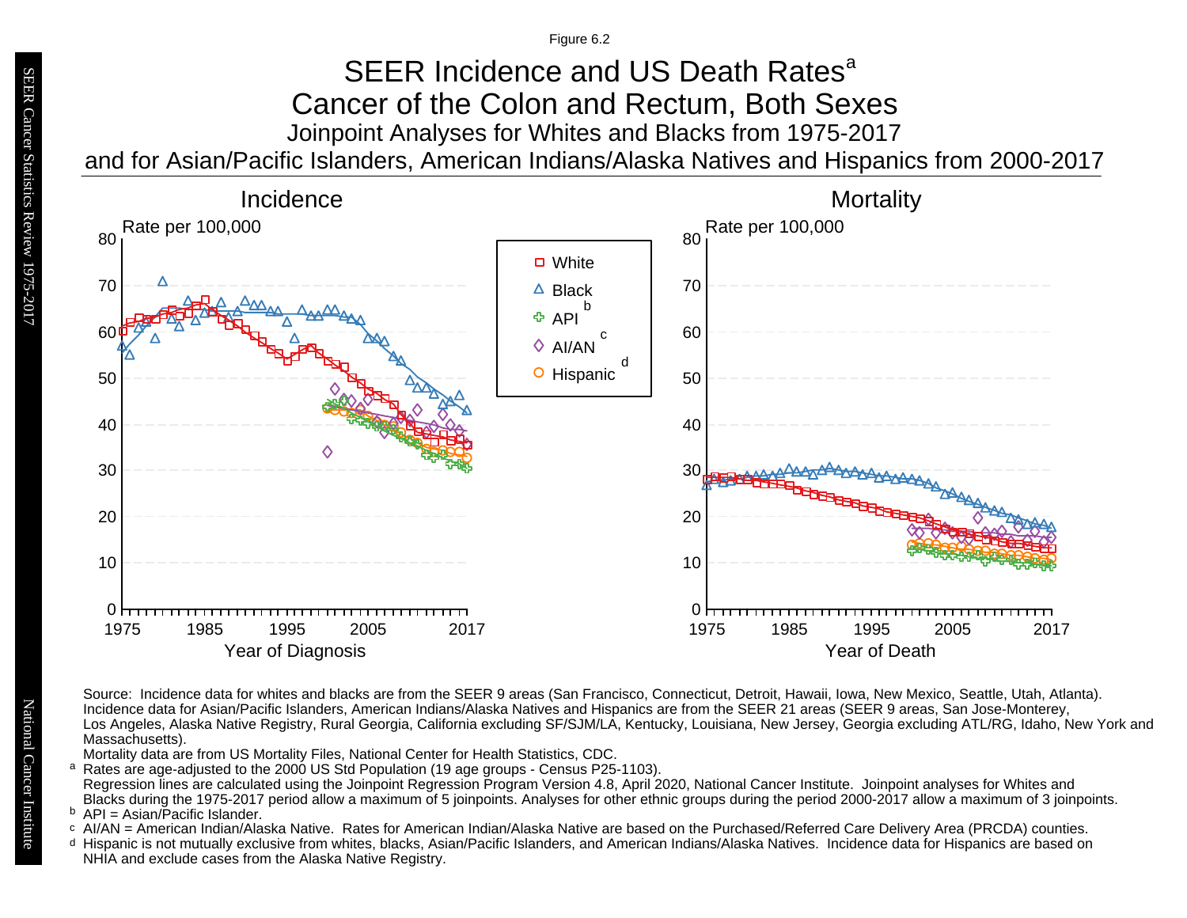Figure 6.2

# SEER Incidence and US Death Rates[a]

## Cancer of the Colon and Rectum, Both Sexes

### Joinpoint Analyses for Whites and Blacks from 1975-2017 and for Asian/Pacific Islanders, American Indians/Alaska Natives and Hispanics from 2000-2017

Source: Incidence data for whites and blacks are from the SEER 9 areas (San Francisco, Connecticut, Detroit, Hawaii, Iowa, New Mexico, Seattle, Utah, Atlanta). Incidence data for Asian/Pacific Islanders, American Indians/Alaska Natives and Hispanics are from the SEER 21 areas (SEER 9 areas, San Jose-Monterey, Los Angeles, Alaska Native Registry, Rural Georgia, California excluding SF/SJM/LA, Kentucky, Louisiana, New Jersey, Georgia excluding ATL/RG, Idaho, New York and Massachusetts).

Mortality data are from US Mortality Files, National Center for Health Statistics, CDC.

[a] Rates are age-adjusted to the 2000 US Std Population (19 age groups - Census P25-1103).
Regression lines are calculated using the Joinpoint Regression Program Version 4.8, April 2020, National Cancer Institute. Joinpoint analyses for Whites and Blacks during the 1975-2017 period allow a maximum of 5 joinpoints. Analyses for other ethnic groups during the period 2000-2017 allow a maximum of 3 joinpoints.

[b] API = Asian/Pacific Islander.

[c] AI/AN = American Indian/Alaska Native. Rates for American Indian/Alaska Native are based on the Purchased/Referred Care Delivery Area (PRCDA) counties.

[d] Hispanic is not mutually exclusive from whites, blacks, Asian/Pacific Islanders, and American Indians/Alaska Natives. Incidence data for Hispanics are based on NHIA and exclude cases from the Alaska Native Registry.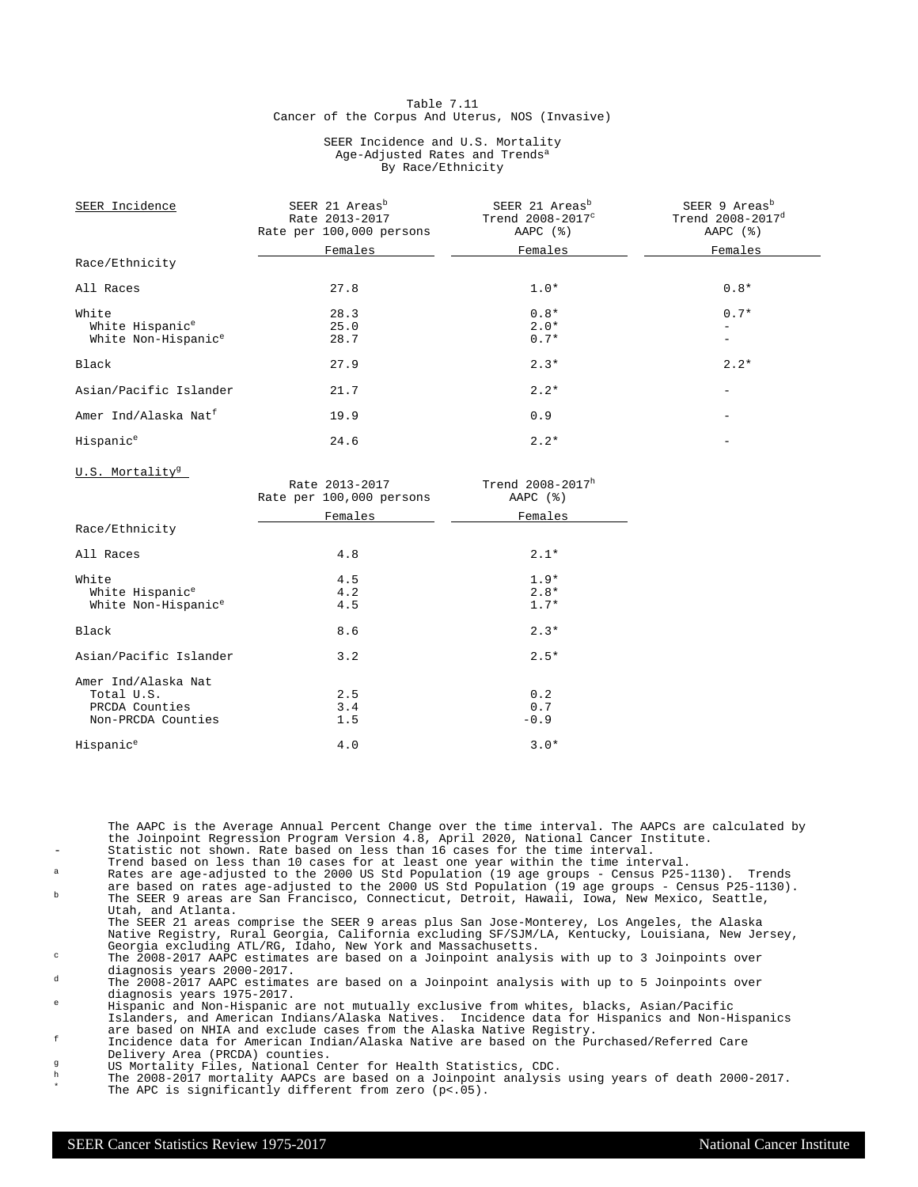Table 7.11
Cancer of the Corpus And Uterus, NOS (Invasive)

SEER Incidence and U.S. Mortality
Age-Adjusted Rates and Trends[a]
By Race/Ethnicity

| SEER Incidence | SEER 21 Areas[b] Rate 2013-2017 Rate per 100,000 persons | SEER 21 Areas[b] Trend 2008-2017[c] AAPC (%) | SEER 9 Areas[b] Trend 2008-2017[d] AAPC (%) |
|---|---|---|---|
| Race/Ethnicity | Females | Females | Females |
| All Races | 27.8 | 1.0* | 0.8* |
| White | 28.3 | 0.8* | 0.7* |
| White Hispanic[e] | 25.0 | 2.0* | - |
| White Non-Hispanic[e] | 28.7 | 0.7* | - |
| Black | 27.9 | 2.3* | 2.2* |
| Asian/Pacific Islander | 21.7 | 2.2* | - |
| Amer Ind/Alaska Nat[f] | 19.9 | 0.9 | - |
| Hispanic[e] | 24.6 | 2.2* | - |

| U.S. Mortality[g] | Rate 2013-2017 Rate per 100,000 persons | Trend 2008-2017[h] AAPC (%) |
|---|---|---|
| Race/Ethnicity | Females | Females |
| All Races | 4.8 | 2.1* |
| White | 4.5 | 1.9* |
| White Hispanic[e] | 4.2 | 2.8* |
| White Non-Hispanic[e] | 4.5 | 1.7* |
| Black | 8.6 | 2.3* |
| Asian/Pacific Islander | 3.2 | 2.5* |
| Amer Ind/Alaska Nat | | |
| Total U.S. | 2.5 | 0.2 |
| PRCDA Counties | 3.4 | 0.7 |
| Non-PRCDA Counties | 1.5 | -0.9 |
| Hispanic[e] | 4.0 | 3.0* |

The AAPC is the Average Annual Percent Change over the time interval. The AAPCs are calculated by the Joinpoint Regression Program Version 4.8, April 2020, National Cancer Institute.

- \- Statistic not shown. Rate based on less than 16 cases for the time interval. Trend based on less than 10 cases for at least one year within the time interval.
- [a] Rates are age-adjusted to the 2000 US Std Population (19 age groups - Census P25-1130). Trends are based on rates age-adjusted to the 2000 US Std Population (19 age groups - Census P25-1130).
- [b] The SEER 9 areas are San Francisco, Connecticut, Detroit, Hawaii, Iowa, New Mexico, Seattle, Utah, and Atlanta. The SEER 21 areas comprise the SEER 9 areas plus San Jose-Monterey, Los Angeles, the Alaska Native Registry, Rural Georgia, California excluding SF/SJM/LA, Kentucky, Louisiana, New Jersey, Georgia excluding ATL/RG, Idaho, New York and Massachusetts.
- [c] The 2008-2017 AAPC estimates are based on a Joinpoint analysis with up to 3 Joinpoints over diagnosis years 2000-2017.
- [d] The 2008-2017 AAPC estimates are based on a Joinpoint analysis with up to 5 Joinpoints over diagnosis years 1975-2017.
- [e] Hispanic and Non-Hispanic are not mutually exclusive from whites, blacks, Asian/Pacific Islanders, and American Indians/Alaska Natives. Incidence data for Hispanics and Non-Hispanics are based on NHIA and exclude cases from the Alaska Native Registry.
- [f] Incidence data for American Indian/Alaska Native are based on the Purchased/Referred Care Delivery Area (PRCDA) counties.
- [g] US Mortality Files, National Center for Health Statistics, CDC.
- [h] The 2008-2017 mortality AAPCs are based on a Joinpoint analysis using years of death 2000-2017.
- \* The APC is significantly different from zero (p<.05).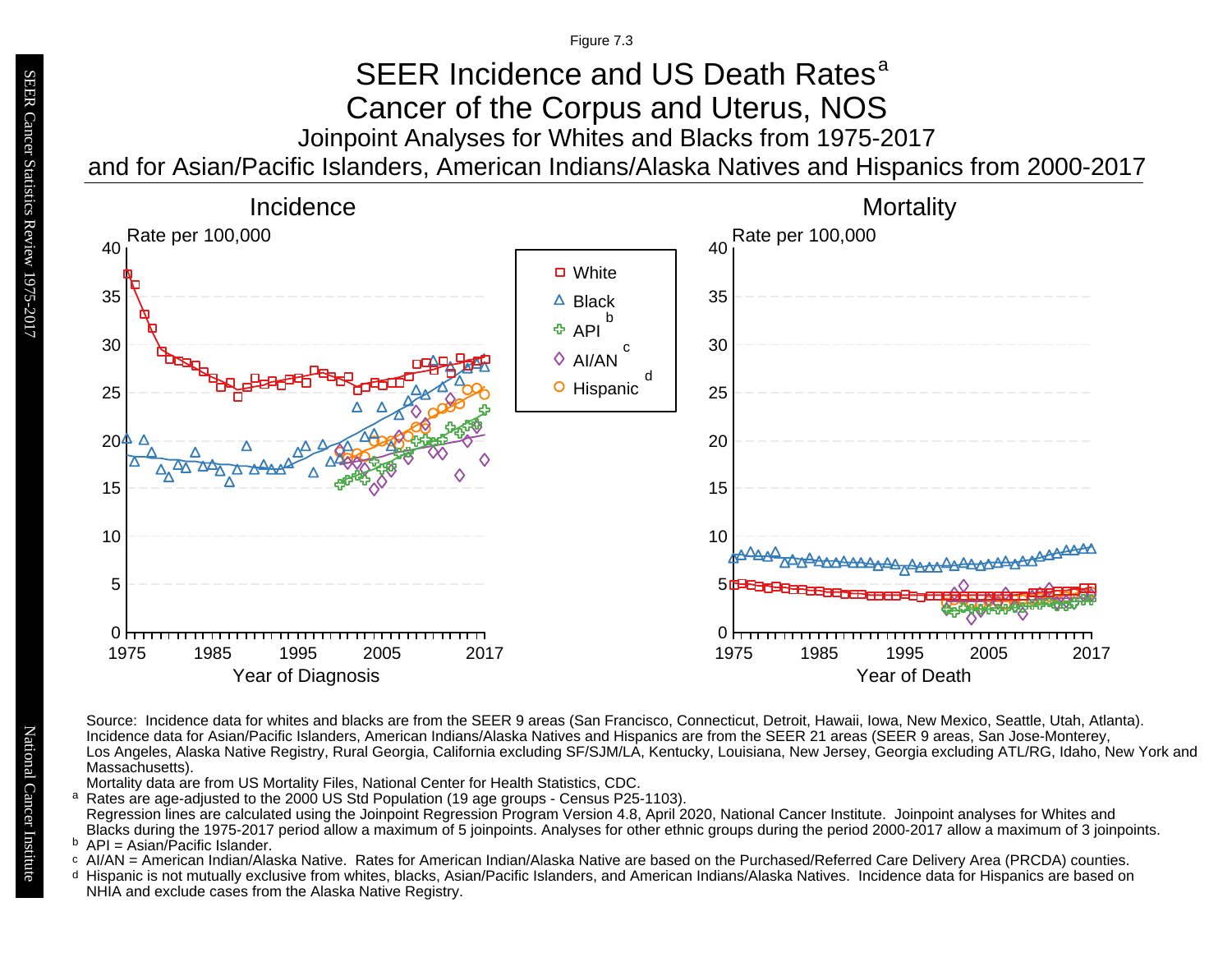Figure 7.3

# SEER Incidence and US Death Rates[a]

## Cancer of the Corpus and Uterus, NOS

### Joinpoint Analyses for Whites and Blacks from 1975-2017 and for Asian/Pacific Islanders, American Indians/Alaska Natives and Hispanics from 2000-2017

Incidence

Mortality

Rate per 100,000

Year of Diagnosis

Year of Death

White
Black
API[b]
AI/AN[c]
Hispanic[d]

Source: Incidence data for whites and blacks are from the SEER 9 areas (San Francisco, Connecticut, Detroit, Hawaii, Iowa, New Mexico, Seattle, Utah, Atlanta). Incidence data for Asian/Pacific Islanders, American Indians/Alaska Natives and Hispanics are from the SEER 21 areas (SEER 9 areas, San Jose-Monterey, Los Angeles, Alaska Native Registry, Rural Georgia, California excluding SF/SJM/LA, Kentucky, Louisiana, New Jersey, Georgia excluding ATL/RG, Idaho, New York and Massachusetts).
Mortality data are from US Mortality Files, National Center for Health Statistics, CDC.

[a] Rates are age-adjusted to the 2000 US Std Population (19 age groups - Census P25-1103).
Regression lines are calculated using the Joinpoint Regression Program Version 4.8, April 2020, National Cancer Institute. Joinpoint analyses for Whites and Blacks during the 1975-2017 period allow a maximum of 5 joinpoints. Analyses for other ethnic groups during the period 2000-2017 allow a maximum of 3 joinpoints.

[b] API = Asian/Pacific Islander.

[c] AI/AN = American Indian/Alaska Native. Rates for American Indian/Alaska Native are based on the Purchased/Referred Care Delivery Area (PRCDA) counties.

[d] Hispanic is not mutually exclusive from whites, blacks, Asian/Pacific Islanders, and American Indians/Alaska Natives. Incidence data for Hispanics are based on NHIA and exclude cases from the Alaska Native Registry.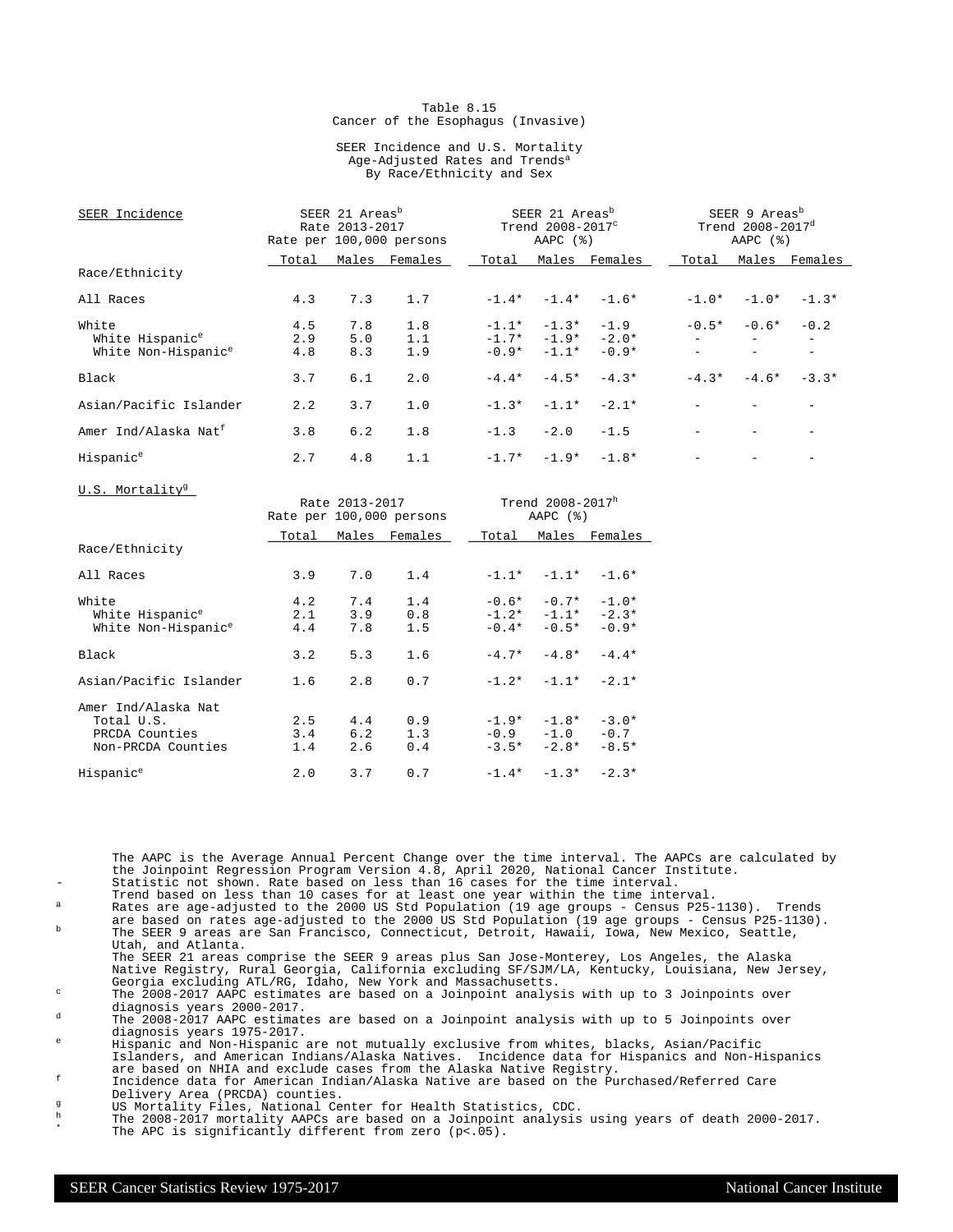# Table 8.15
## Cancer of the Esophagus (Invasive)

### SEER Incidence and U.S. Mortality
### Age-Adjusted Rates and Trends[a]
### By Race/Ethnicity and Sex

| SEER Incidence | SEER 21 Areas[b] Rate 2013-2017 Rate per 100,000 persons | | | SEER 21 Areas[b] Trend 2008-2017[c] AAPC (%) | | | SEER 9 Areas[b] Trend 2008-2017[d] AAPC (%) | | |
|---|---|---|---|---|---|---|---|---|---|
| Race/Ethnicity | Total | Males | Females | Total | Males | Females | Total | Males | Females |
| All Races | 4.3 | 7.3 | 1.7 | -1.4* | -1.4* | -1.6* | -1.0* | -1.0* | -1.3* |
| White | 4.5 | 7.8 | 1.8 | -1.1* | -1.3* | -1.9 | -0.5* | -0.6* | -0.2 |
| White Hispanic[e] | 2.9 | 5.0 | 1.1 | -1.7* | -1.9* | -2.0* | - | - | - |
| White Non-Hispanic[e] | 4.8 | 8.3 | 1.9 | -0.9* | -1.1* | -0.9* | - | - | - |
| Black | 3.7 | 6.1 | 2.0 | -4.4* | -4.5* | -4.3* | -4.3* | -4.6* | -3.3* |
| Asian/Pacific Islander | 2.2 | 3.7 | 1.0 | -1.3* | -1.1* | -2.1* | - | - | - |
| Amer Ind/Alaska Nat[f] | 3.8 | 6.2 | 1.8 | -1.3 | -2.0 | -1.5 | - | - | - |
| Hispanic[e] | 2.7 | 4.8 | 1.1 | -1.7* | -1.9* | -1.8* | - | - | - |

| U.S. Mortality[g] | Rate 2013-2017 Rate per 100,000 persons | | | Trend 2008-2017[h] AAPC (%) | | |
|---|---|---|---|---|---|---|
| Race/Ethnicity | Total | Males | Females | Total | Males | Females |
| All Races | 3.9 | 7.0 | 1.4 | -1.1* | -1.1* | -1.6* |
| White | 4.2 | 7.4 | 1.4 | -0.6* | -0.7* | -1.0* |
| White Hispanic[e] | 2.1 | 3.9 | 0.8 | -1.2* | -1.1* | -2.3* |
| White Non-Hispanic[e] | 4.4 | 7.8 | 1.5 | -0.4* | -0.5* | -0.9* |
| Black | 3.2 | 5.3 | 1.6 | -4.7* | -4.8* | -4.4* |
| Asian/Pacific Islander | 1.6 | 2.8 | 0.7 | -1.2* | -1.1* | -2.1* |
| Amer Ind/Alaska Nat | | | | | | |
| Total U.S. | 2.5 | 4.4 | 0.9 | -1.9* | -1.8* | -3.0* |
| PRCDA Counties | 3.4 | 6.2 | 1.3 | -0.9 | -1.0 | -0.7 |
| Non-PRCDA Counties | 1.4 | 2.6 | 0.4 | -3.5* | -2.8* | -8.5* |
| Hispanic[e] | 2.0 | 3.7 | 0.7 | -1.4* | -1.3* | -2.3* |

The AAPC is the Average Annual Percent Change over the time interval. The AAPCs are calculated by the Joinpoint Regression Program Version 4.8, April 2020, National Cancer Institute.

- \- Statistic not shown. Rate based on less than 16 cases for the time interval. Trend based on less than 10 cases for at least one year within the time interval.
- [a] Rates are age-adjusted to the 2000 US Std Population (19 age groups - Census P25-1130). Trends are based on rates age-adjusted to the 2000 US Std Population (19 age groups - Census P25-1130).
- [b] The SEER 9 areas are San Francisco, Connecticut, Detroit, Hawaii, Iowa, New Mexico, Seattle, Utah, and Atlanta. The SEER 21 areas comprise the SEER 9 areas plus San Jose-Monterey, Los Angeles, the Alaska Native Registry, Rural Georgia, California excluding SF/SJM/LA, Kentucky, Louisiana, New Jersey, Georgia excluding ATL/RG, Idaho, New York and Massachusetts.
- [c] The 2008-2017 AAPC estimates are based on a Joinpoint analysis with up to 3 Joinpoints over diagnosis years 2000-2017.
- [d] The 2008-2017 AAPC estimates are based on a Joinpoint analysis with up to 5 Joinpoints over diagnosis years 1975-2017.
- [e] Hispanic and Non-Hispanic are not mutually exclusive from whites, blacks, Asian/Pacific Islanders, and American Indians/Alaska Natives. Incidence data for Hispanics and Non-Hispanics are based on NHIA and exclude cases from the Alaska Native Registry.
- [f] Incidence data for American Indian/Alaska Native are based on the Purchased/Referred Care Delivery Area (PRCDA) counties.
- [g] US Mortality Files, National Center for Health Statistics, CDC.
- [h] The 2008-2017 mortality AAPCs are based on a Joinpoint analysis using years of death 2000-2017.
- [*] The APC is significantly different from zero (p<.05).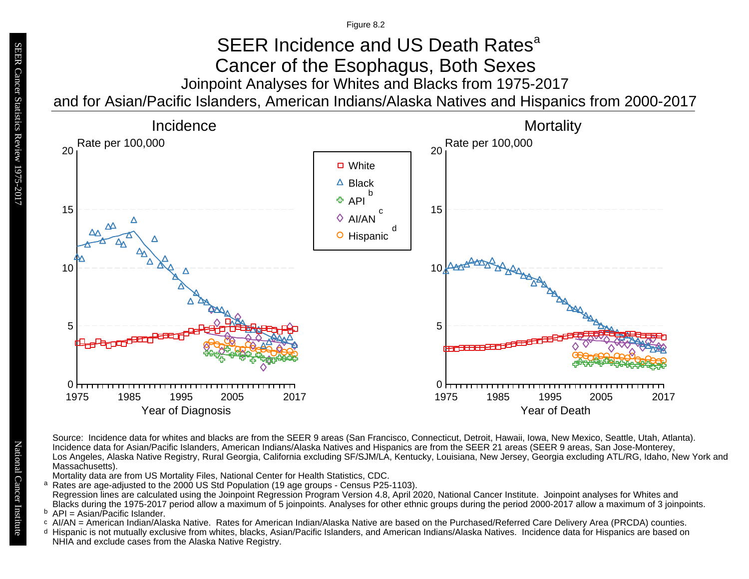Figure 8.2

# SEER Incidence and US Death Rates[a]

## Cancer of the Esophagus, Both Sexes

### Joinpoint Analyses for Whites and Blacks from 1975-2017 and for Asian/Pacific Islanders, American Indians/Alaska Natives and Hispanics from 2000-2017

Source: Incidence data for whites and blacks are from the SEER 9 areas (San Francisco, Connecticut, Detroit, Hawaii, Iowa, New Mexico, Seattle, Utah, Atlanta). Incidence data for Asian/Pacific Islanders, American Indians/Alaska Natives and Hispanics are from the SEER 21 areas (SEER 9 areas, San Jose-Monterey, Los Angeles, Alaska Native Registry, Rural Georgia, California excluding SF/SJM/LA, Kentucky, Louisiana, New Jersey, Georgia excluding ATL/RG, Idaho, New York and Massachusetts).

Mortality data are from US Mortality Files, National Center for Health Statistics, CDC.

[a] Rates are age-adjusted to the 2000 US Std Population (19 age groups - Census P25-1103). Regression lines are calculated using the Joinpoint Regression Program Version 4.8, April 2020, National Cancer Institute. Joinpoint analyses for Whites and Blacks during the 1975-2017 period allow a maximum of 5 joinpoints. Analyses for other ethnic groups during the period 2000-2017 allow a maximum of 3 joinpoints.

[b] API = Asian/Pacific Islander.

[c] AI/AN = American Indian/Alaska Native. Rates for American Indian/Alaska Native are based on the Purchased/Referred Care Delivery Area (PRCDA) counties.

[d] Hispanic is not mutually exclusive from whites, blacks, Asian/Pacific Islanders, and American Indians/Alaska Natives. Incidence data for Hispanics are based on NHIA and exclude cases from the Alaska Native Registry.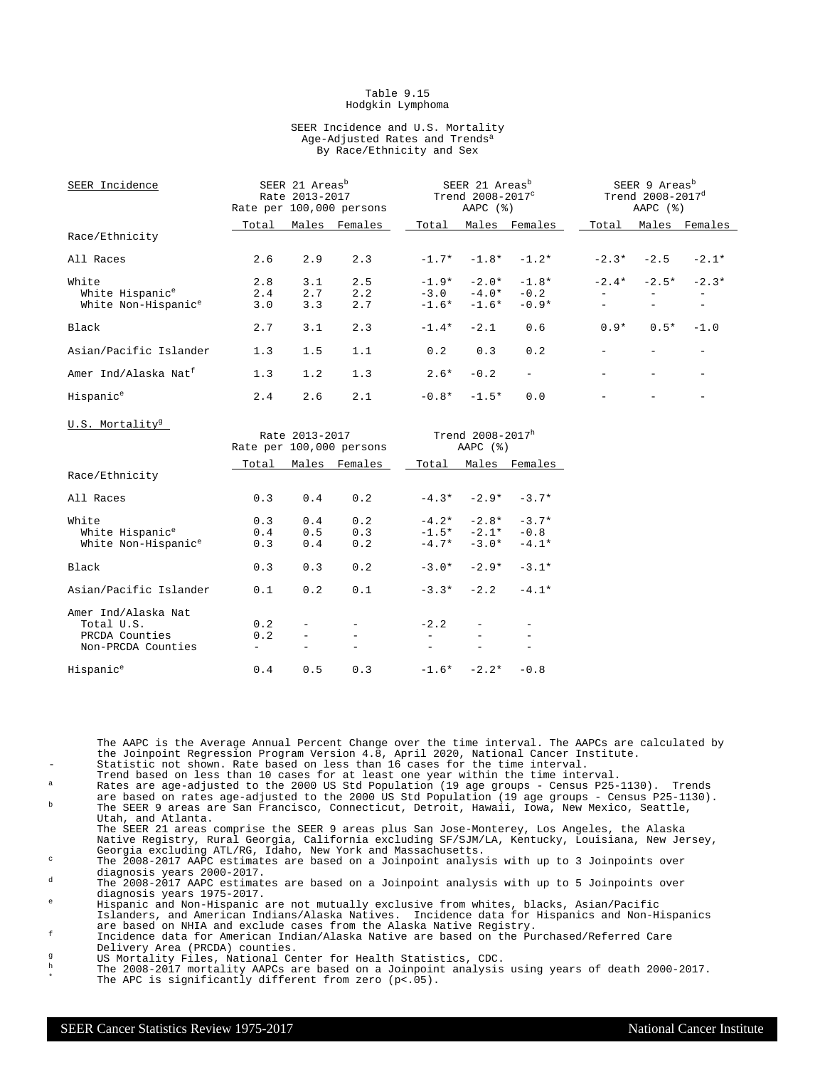Table 9.15
Hodgkin Lymphoma

SEER Incidence and U.S. Mortality
Age-Adjusted Rates and Trends[a]
By Race/Ethnicity and Sex

| SEER Incidence | SEER 21 Areas[b] Rate 2013-2017 Rate per 100,000 persons | | | SEER 21 Areas[b] Trend 2008-2017[c] AAPC (%) | | | SEER 9 Areas[b] Trend 2008-2017[d] AAPC (%) | | |
|---|---|---|---|---|---|---|---|---|---|
| Race/Ethnicity | Total | Males | Females | Total | Males | Females | Total | Males | Females |
| All Races | 2.6 | 2.9 | 2.3 | -1.7* | -1.8* | -1.2* | -2.3* | -2.5 | -2.1* |
| White | 2.8 | 3.1 | 2.5 | -1.9* | -2.0* | -1.8* | -2.4* | -2.5* | -2.3* |
| White Hispanic[e] | 2.4 | 2.7 | 2.2 | -3.0 | -4.0* | -0.2 | - | - | - |
| White Non-Hispanic[e] | 3.0 | 3.3 | 2.7 | -1.6* | -1.6* | -0.9* | - | - | - |
| Black | 2.7 | 3.1 | 2.3 | -1.4* | -2.1 | 0.6 | 0.9* | 0.5* | -1.0 |
| Asian/Pacific Islander | 1.3 | 1.5 | 1.1 | 0.2 | 0.3 | 0.2 | - | - | - |
| Amer Ind/Alaska Nat[f] | 1.3 | 1.2 | 1.3 | 2.6* | -0.2 | - | - | - | - |
| Hispanic[e] | 2.4 | 2.6 | 2.1 | -0.8* | -1.5* | 0.0 | - | - | - |

| U.S. Mortality[g] | Rate 2013-2017 Rate per 100,000 persons | | | Trend 2008-2017[h] AAPC (%) | | |
|---|---|---|---|---|---|---|
| Race/Ethnicity | Total | Males | Females | Total | Males | Females |
| All Races | 0.3 | 0.4 | 0.2 | -4.3* | -2.9* | -3.7* |
| White | 0.3 | 0.4 | 0.2 | -4.2* | -2.8* | -3.7* |
| White Hispanic[e] | 0.4 | 0.5 | 0.3 | -1.5* | -2.1* | -0.8 |
| White Non-Hispanic[e] | 0.3 | 0.4 | 0.2 | -4.7* | -3.0* | -4.1* |
| Black | 0.3 | 0.3 | 0.2 | -3.0* | -2.9* | -3.1* |
| Asian/Pacific Islander | 0.1 | 0.2 | 0.1 | -3.3* | -2.2 | -4.1* |
| Amer Ind/Alaska Nat | | | | | | |
| Total U.S. | 0.2 | - | - | -2.2 | - | - |
| PRCDA Counties | 0.2 | - | - | - | - | - |
| Non-PRCDA Counties | - | - | - | - | - | - |
| Hispanic[e] | 0.4 | 0.5 | 0.3 | -1.6* | -2.2* | -0.8 |

The AAPC is the Average Annual Percent Change over the time interval. The AAPCs are calculated by the Joinpoint Regression Program Version 4.8, April 2020, National Cancer Institute.

- \- Statistic not shown. Rate based on less than 16 cases for the time interval. Trend based on less than 10 cases for at least one year within the time interval.
- a Rates are age-adjusted to the 2000 US Std Population (19 age groups - Census P25-1130). Trends are based on rates age-adjusted to the 2000 US Std Population (19 age groups - Census P25-1130).
- b The SEER 9 areas are San Francisco, Connecticut, Detroit, Hawaii, Iowa, New Mexico, Seattle, Utah, and Atlanta. The SEER 21 areas comprise the SEER 9 areas plus San Jose-Monterey, Los Angeles, the Alaska Native Registry, Rural Georgia, California excluding SF/SJM/LA, Kentucky, Louisiana, New Jersey, Georgia excluding ATL/RG, Idaho, New York and Massachusetts.
- c The 2008-2017 AAPC estimates are based on a Joinpoint analysis with up to 3 Joinpoints over diagnosis years 2000-2017.
- d The 2008-2017 AAPC estimates are based on a Joinpoint analysis with up to 5 Joinpoints over diagnosis years 1975-2017.
- e Hispanic and Non-Hispanic are not mutually exclusive from whites, blacks, Asian/Pacific Islanders, and American Indians/Alaska Natives. Incidence data for Hispanics and Non-Hispanics are based on NHIA and exclude cases from the Alaska Native Registry.
- f Incidence data for American Indian/Alaska Native are based on the Purchased/Referred Care Delivery Area (PRCDA) counties.
- g US Mortality Files, National Center for Health Statistics, CDC.
- h The 2008-2017 mortality AAPCs are based on a Joinpoint analysis using years of death 2000-2017.
- \* The APC is significantly different from zero ($p<.05$).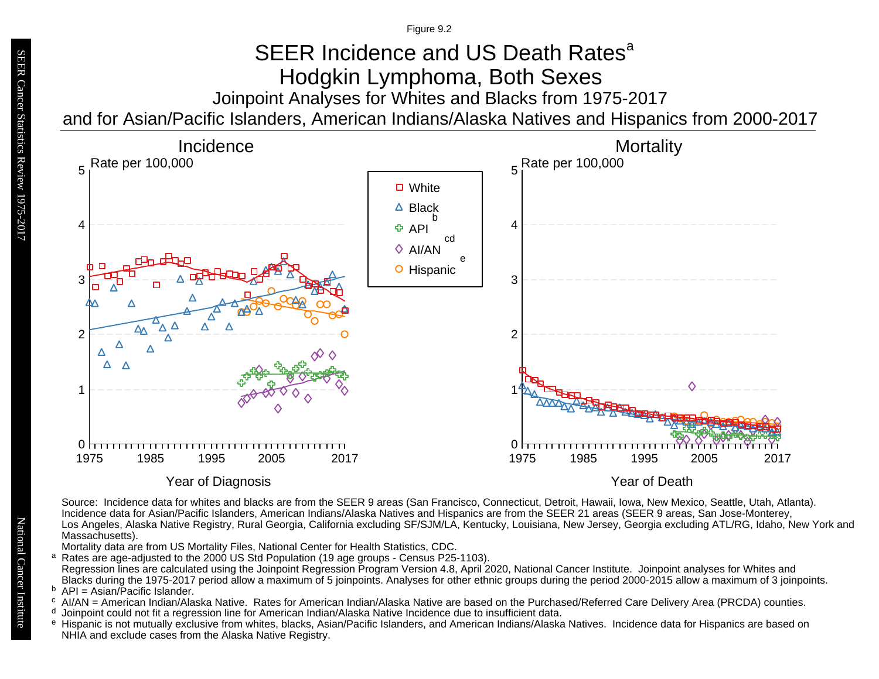Figure 9.2

# SEER Incidence and US Death Rates[a]

## Hodgkin Lymphoma, Both Sexes

### Joinpoint Analyses for Whites and Blacks from 1975-2017 and for Asian/Pacific Islanders, American Indians/Alaska Natives and Hispanics from 2000-2017

**Incidence**

Rate per 100,000

Year of Diagnosis

**Mortality**

Rate per 100,000

Year of Death

Legend: White; Black; API[b]; AI/AN[cd]; Hispanic[e]

Source: Incidence data for whites and blacks are from the SEER 9 areas (San Francisco, Connecticut, Detroit, Hawaii, Iowa, New Mexico, Seattle, Utah, Atlanta). Incidence data for Asian/Pacific Islanders, American Indians/Alaska Natives and Hispanics are from the SEER 21 areas (SEER 9 areas, San Jose-Monterey, Los Angeles, Alaska Native Registry, Rural Georgia, California excluding SF/SJM/LA, Kentucky, Louisiana, New Jersey, Georgia excluding ATL/RG, Idaho, New York and Massachusetts).

Mortality data are from US Mortality Files, National Center for Health Statistics, CDC.

[a] Rates are age-adjusted to the 2000 US Std Population (19 age groups - Census P25-1103).
Regression lines are calculated using the Joinpoint Regression Program Version 4.8, April 2020, National Cancer Institute. Joinpoint analyses for Whites and Blacks during the 1975-2017 period allow a maximum of 5 joinpoints. Analyses for other ethnic groups during the period 2000-2015 allow a maximum of 3 joinpoints.

[b] API = Asian/Pacific Islander.

[c] AI/AN = American Indian/Alaska Native. Rates for American Indian/Alaska Native are based on the Purchased/Referred Care Delivery Area (PRCDA) counties.

[d] Joinpoint could not fit a regression line for American Indian/Alaska Native Incidence due to insufficient data.

[e] Hispanic is not mutually exclusive from whites, blacks, Asian/Pacific Islanders, and American Indians/Alaska Natives. Incidence data for Hispanics are based on NHIA and exclude cases from the Alaska Native Registry.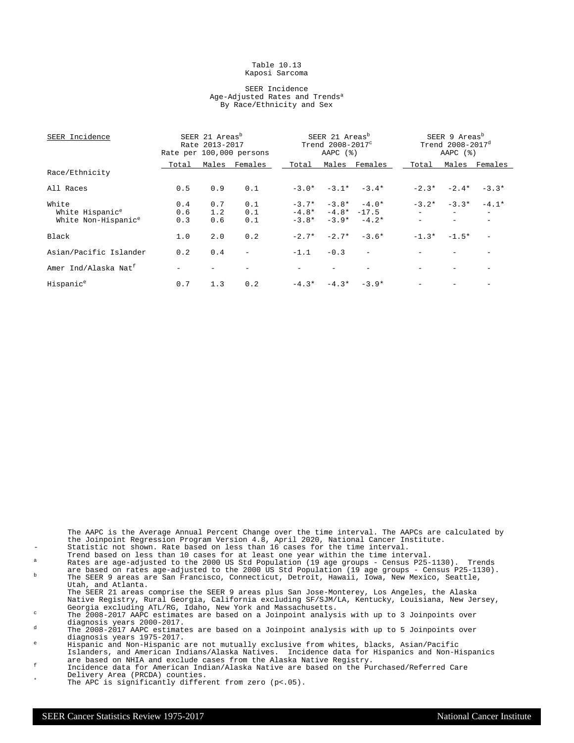Table 10.13
Kaposi Sarcoma

SEER Incidence
Age-Adjusted Rates and Trends[a]
By Race/Ethnicity and Sex

| SEER Incidence | SEER 21 Areas[b] Rate 2013-2017 Rate per 100,000 persons | | | SEER 21 Areas[b] Trend 2008-2017[c] AAPC (%) | | | SEER 9 Areas[b] Trend 2008-2017[d] AAPC (%) | | |
|---|---|---|---|---|---|---|---|---|---|
| | Total | Males | Females | Total | Males | Females | Total | Males | Females |
| Race/Ethnicity | | | | | | | | | |
| All Races | 0.5 | 0.9 | 0.1 | -3.0* | -3.1* | -3.4* | -2.3* | -2.4* | -3.3* |
| White | 0.4 | 0.7 | 0.1 | -3.7* | -3.8* | -4.0* | -3.2* | -3.3* | -4.1* |
| White Hispanic[e] | 0.6 | 1.2 | 0.1 | -4.8* | -4.8* | -17.5 | - | - | - |
| White Non-Hispanic[e] | 0.3 | 0.6 | 0.1 | -3.8* | -3.9* | -4.2* | - | - | - |
| Black | 1.0 | 2.0 | 0.2 | -2.7* | -2.7* | -3.6* | -1.3* | -1.5* | - |
| Asian/Pacific Islander | 0.2 | 0.4 | - | -1.1 | -0.3 | - | - | - | - |
| Amer Ind/Alaska Nat[f] | - | - | - | - | - | - | - | - | - |
| Hispanic[e] | 0.7 | 1.3 | 0.2 | -4.3* | -4.3* | -3.9* | - | - | - |

The AAPC is the Average Annual Percent Change over the time interval. The AAPCs are calculated by the Joinpoint Regression Program Version 4.8, April 2020, National Cancer Institute.

- Statistic not shown. Rate based on less than 16 cases for the time interval. Trend based on less than 10 cases for at least one year within the time interval.

[a] Rates are age-adjusted to the 2000 US Std Population (19 age groups - Census P25-1130). Trends are based on rates age-adjusted to the 2000 US Std Population (19 age groups - Census P25-1130).

[b] The SEER 9 areas are San Francisco, Connecticut, Detroit, Hawaii, Iowa, New Mexico, Seattle, Utah, and Atlanta. The SEER 21 areas comprise the SEER 9 areas plus San Jose-Monterey, Los Angeles, the Alaska Native Registry, Rural Georgia, California excluding SF/SJM/LA, Kentucky, Louisiana, New Jersey, Georgia excluding ATL/RG, Idaho, New York and Massachusetts.

[c] The 2008-2017 AAPC estimates are based on a Joinpoint analysis with up to 3 Joinpoints over diagnosis years 2000-2017.

[d] The 2008-2017 AAPC estimates are based on a Joinpoint analysis with up to 5 Joinpoints over diagnosis years 1975-2017.

[e] Hispanic and Non-Hispanic are not mutually exclusive from whites, blacks, Asian/Pacific Islanders, and American Indians/Alaska Natives. Incidence data for Hispanics and Non-Hispanics are based on NHIA and exclude cases from the Alaska Native Registry.

[f] Incidence data for American Indian/Alaska Native are based on the Purchased/Referred Care Delivery Area (PRCDA) counties.

* The APC is significantly different from zero (p<.05).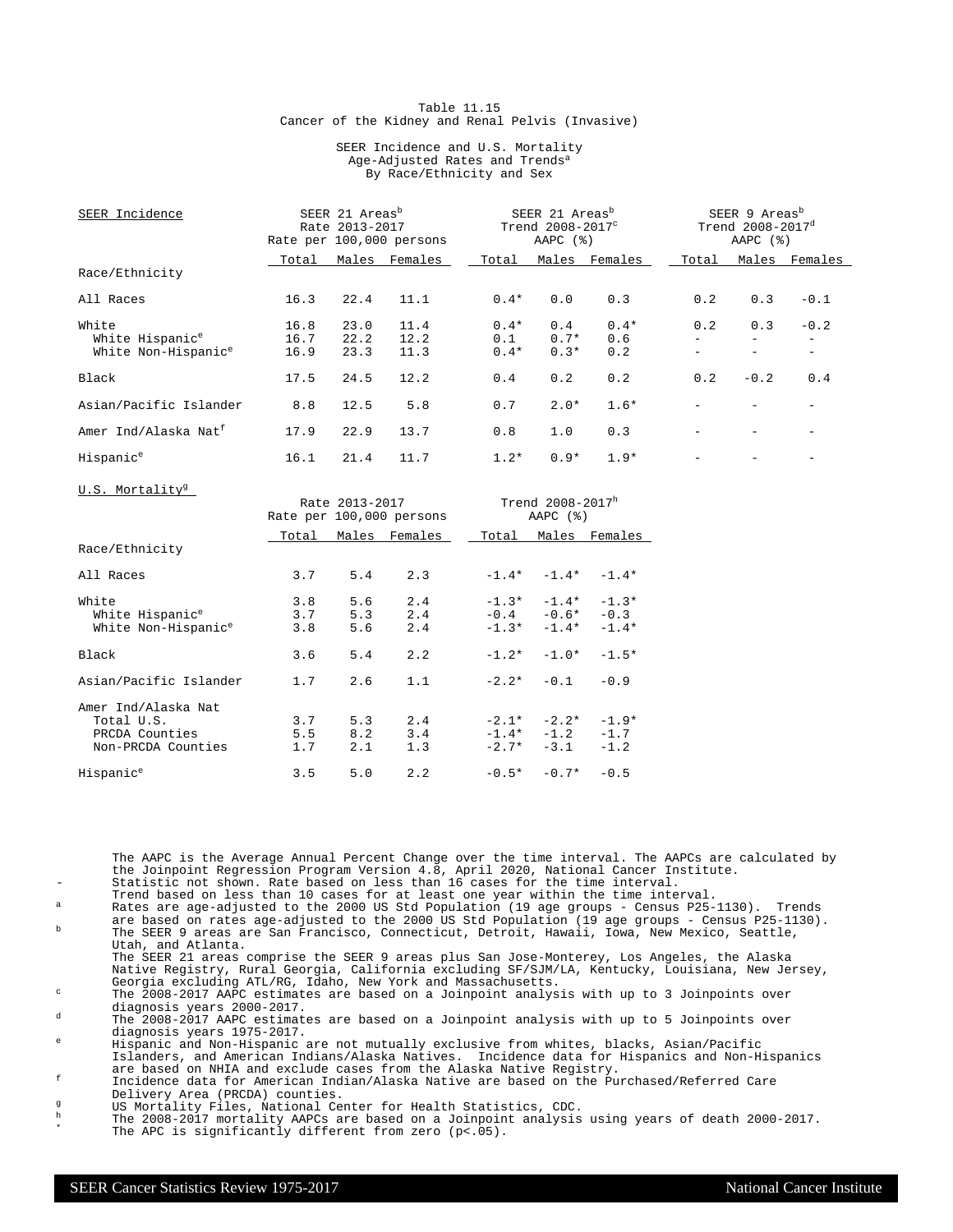Table 11.15
Cancer of the Kidney and Renal Pelvis (Invasive)

SEER Incidence and U.S. Mortality
Age-Adjusted Rates and Trends[a]
By Race/Ethnicity and Sex

| SEER Incidence | SEER 21 Areas[b] Rate 2013-2017 Rate per 100,000 persons | | | SEER 21 Areas[b] Trend 2008-2017[c] AAPC (%) | | | SEER 9 Areas[b] Trend 2008-2017[d] AAPC (%) | | |
|---|---|---|---|---|---|---|---|---|---|
| Race/Ethnicity | Total | Males | Females | Total | Males | Females | Total | Males | Females |
| All Races | 16.3 | 22.4 | 11.1 | 0.4* | 0.0 | 0.3 | 0.2 | 0.3 | -0.1 |
| White | 16.8 | 23.0 | 11.4 | 0.4* | 0.4 | 0.4* | 0.2 | 0.3 | -0.2 |
| White Hispanic[e] | 16.7 | 22.2 | 12.2 | 0.1 | 0.7* | 0.6 | - | - | - |
| White Non-Hispanic[e] | 16.9 | 23.3 | 11.3 | 0.4* | 0.3* | 0.2 | - | - | - |
| Black | 17.5 | 24.5 | 12.2 | 0.4 | 0.2 | 0.2 | 0.2 | -0.2 | 0.4 |
| Asian/Pacific Islander | 8.8 | 12.5 | 5.8 | 0.7 | 2.0* | 1.6* | - | - | - |
| Amer Ind/Alaska Nat[f] | 17.9 | 22.9 | 13.7 | 0.8 | 1.0 | 0.3 | - | - | - |
| Hispanic[e] | 16.1 | 21.4 | 11.7 | 1.2* | 0.9* | 1.9* | - | - | - |

| U.S. Mortality[g] | Rate 2013-2017 Rate per 100,000 persons | | | Trend 2008-2017[h] AAPC (%) | | |
|---|---|---|---|---|---|---|
| Race/Ethnicity | Total | Males | Females | Total | Males | Females |
| All Races | 3.7 | 5.4 | 2.3 | -1.4* | -1.4* | -1.4* |
| White | 3.8 | 5.6 | 2.4 | -1.3* | -1.4* | -1.3* |
| White Hispanic[e] | 3.7 | 5.3 | 2.4 | -0.4 | -0.6* | -0.3 |
| White Non-Hispanic[e] | 3.8 | 5.6 | 2.4 | -1.3* | -1.4* | -1.4* |
| Black | 3.6 | 5.4 | 2.2 | -1.2* | -1.0* | -1.5* |
| Asian/Pacific Islander | 1.7 | 2.6 | 1.1 | -2.2* | -0.1 | -0.9 |
| Amer Ind/Alaska Nat | | | | | | |
| Total U.S. | 3.7 | 5.3 | 2.4 | -2.1* | -2.2* | -1.9* |
| PRCDA Counties | 5.5 | 8.2 | 3.4 | -1.4* | -1.2 | -1.7 |
| Non-PRCDA Counties | 1.7 | 2.1 | 1.3 | -2.7* | -3.1 | -1.2 |
| Hispanic[e] | 3.5 | 5.0 | 2.2 | -0.5* | -0.7* | -0.5 |

The AAPC is the Average Annual Percent Change over the time interval. The AAPCs are calculated by the Joinpoint Regression Program Version 4.8, April 2020, National Cancer Institute.

- \- Statistic not shown. Rate based on less than 16 cases for the time interval. Trend based on less than 10 cases for at least one year within the time interval.
- [a] Rates are age-adjusted to the 2000 US Std Population (19 age groups - Census P25-1130). Trends are based on rates age-adjusted to the 2000 US Std Population (19 age groups - Census P25-1130).
- [b] The SEER 9 areas are San Francisco, Connecticut, Detroit, Hawaii, Iowa, New Mexico, Seattle, Utah, and Atlanta. The SEER 21 areas comprise the SEER 9 areas plus San Jose-Monterey, Los Angeles, the Alaska Native Registry, Rural Georgia, California excluding SF/SJM/LA, Kentucky, Louisiana, New Jersey, Georgia excluding ATL/RG, Idaho, New York and Massachusetts.
- [c] The 2008-2017 AAPC estimates are based on a Joinpoint analysis with up to 3 Joinpoints over diagnosis years 2000-2017.
- [d] The 2008-2017 AAPC estimates are based on a Joinpoint analysis with up to 5 Joinpoints over diagnosis years 1975-2017.
- [e] Hispanic and Non-Hispanic are not mutually exclusive from whites, blacks, Asian/Pacific Islanders, and American Indians/Alaska Natives. Incidence data for Hispanics and Non-Hispanics are based on NHIA and exclude cases from the Alaska Native Registry.
- [f] Incidence data for American Indian/Alaska Native are based on the Purchased/Referred Care Delivery Area (PRCDA) counties.
- [g] US Mortality Files, National Center for Health Statistics, CDC.
- [h] The 2008-2017 mortality AAPCs are based on a Joinpoint analysis using years of death 2000-2017.
- \* The APC is significantly different from zero (p<.05).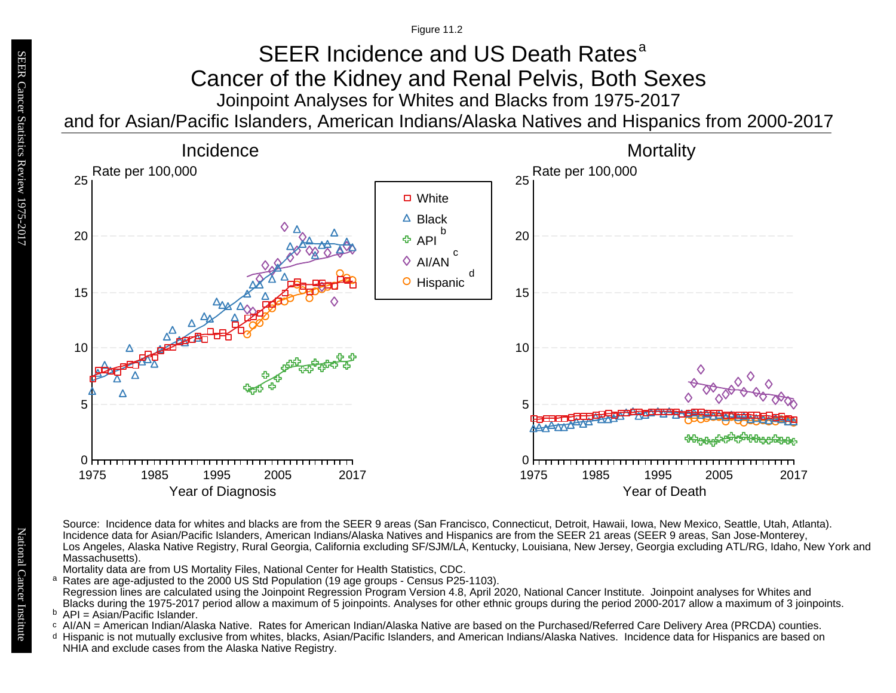Figure 11.2

# SEER Incidence and US Death Rates[a]

## Cancer of the Kidney and Renal Pelvis, Both Sexes

### Joinpoint Analyses for Whites and Blacks from 1975-2017 and for Asian/Pacific Islanders, American Indians/Alaska Natives and Hispanics from 2000-2017

Incidence

Mortality

Legend: White; Black; API[b]; AI/AN[c]; Hispanic[d]

Rate per 100,000

Year of Diagnosis

Year of Death

Source: Incidence data for whites and blacks are from the SEER 9 areas (San Francisco, Connecticut, Detroit, Hawaii, Iowa, New Mexico, Seattle, Utah, Atlanta). Incidence data for Asian/Pacific Islanders, American Indians/Alaska Natives and Hispanics are from the SEER 21 areas (SEER 9 areas, San Jose-Monterey, Los Angeles, Alaska Native Registry, Rural Georgia, California excluding SF/SJM/LA, Kentucky, Louisiana, New Jersey, Georgia excluding ATL/RG, Idaho, New York and Massachusetts).

Mortality data are from US Mortality Files, National Center for Health Statistics, CDC.

[a] Rates are age-adjusted to the 2000 US Std Population (19 age groups - Census P25-1103). Regression lines are calculated using the Joinpoint Regression Program Version 4.8, April 2020, National Cancer Institute. Joinpoint analyses for Whites and Blacks during the 1975-2017 period allow a maximum of 5 joinpoints. Analyses for other ethnic groups during the period 2000-2017 allow a maximum of 3 joinpoints.

[b] API = Asian/Pacific Islander.

[c] AI/AN = American Indian/Alaska Native. Rates for American Indian/Alaska Native are based on the Purchased/Referred Care Delivery Area (PRCDA) counties.

[d] Hispanic is not mutually exclusive from whites, blacks, Asian/Pacific Islanders, and American Indians/Alaska Natives. Incidence data for Hispanics are based on NHIA and exclude cases from the Alaska Native Registry.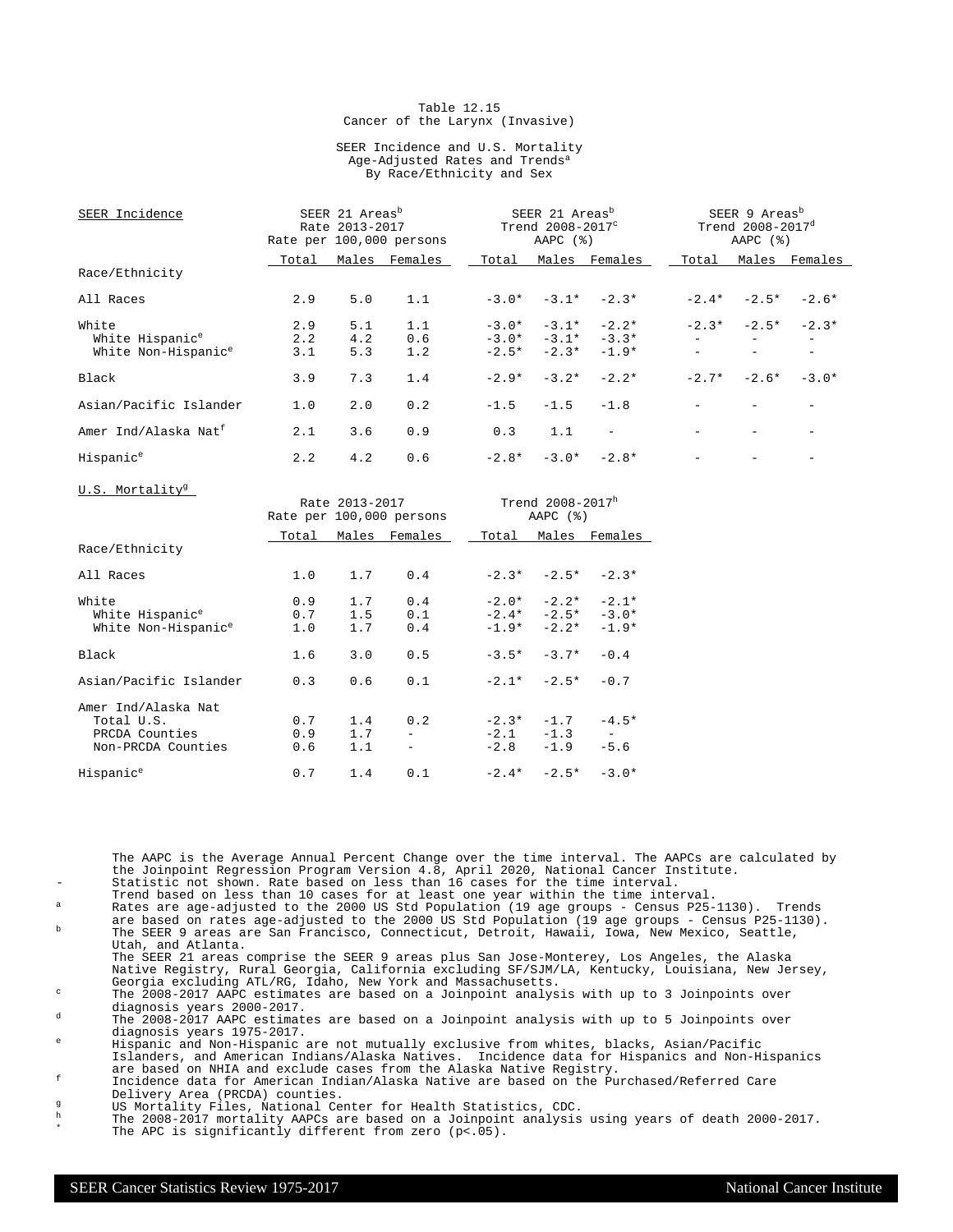Table 12.15
Cancer of the Larynx (Invasive)

SEER Incidence and U.S. Mortality
Age-Adjusted Rates and Trends[a]
By Race/Ethnicity and Sex

| SEER Incidence | SEER 21 Areas[b] Rate 2013-2017 Rate per 100,000 persons | | | SEER 21 Areas[b] Trend 2008-2017[c] AAPC (%) | | | SEER 9 Areas[b] Trend 2008-2017[d] AAPC (%) | | |
|---|---|---|---|---|---|---|---|---|---|
| Race/Ethnicity | Total | Males | Females | Total | Males | Females | Total | Males | Females |
| All Races | 2.9 | 5.0 | 1.1 | -3.0* | -3.1* | -2.3* | -2.4* | -2.5* | -2.6* |
| White | 2.9 | 5.1 | 1.1 | -3.0* | -3.1* | -2.2* | -2.3* | -2.5* | -2.3* |
| White Hispanic[e] | 2.2 | 4.2 | 0.6 | -3.0* | -3.1* | -3.3* | - | - | - |
| White Non-Hispanic[e] | 3.1 | 5.3 | 1.2 | -2.5* | -2.3* | -1.9* | - | - | - |
| Black | 3.9 | 7.3 | 1.4 | -2.9* | -3.2* | -2.2* | -2.7* | -2.6* | -3.0* |
| Asian/Pacific Islander | 1.0 | 2.0 | 0.2 | -1.5 | -1.5 | -1.8 | - | - | - |
| Amer Ind/Alaska Nat[f] | 2.1 | 3.6 | 0.9 | 0.3 | 1.1 | - | - | - | - |
| Hispanic[e] | 2.2 | 4.2 | 0.6 | -2.8* | -3.0* | -2.8* | - | - | - |

| U.S. Mortality[g] | Rate 2013-2017 Rate per 100,000 persons | | | Trend 2008-2017[h] AAPC (%) | | |
|---|---|---|---|---|---|---|
| Race/Ethnicity | Total | Males | Females | Total | Males | Females |
| All Races | 1.0 | 1.7 | 0.4 | -2.3* | -2.5* | -2.3* |
| White | 0.9 | 1.7 | 0.4 | -2.0* | -2.2* | -2.1* |
| White Hispanic[e] | 0.7 | 1.5 | 0.1 | -2.4* | -2.5* | -3.0* |
| White Non-Hispanic[e] | 1.0 | 1.7 | 0.4 | -1.9* | -2.2* | -1.9* |
| Black | 1.6 | 3.0 | 0.5 | -3.5* | -3.7* | -0.4 |
| Asian/Pacific Islander | 0.3 | 0.6 | 0.1 | -2.1* | -2.5* | -0.7 |
| Amer Ind/Alaska Nat | | | | | | |
| Total U.S. | 0.7 | 1.4 | 0.2 | -2.3* | -1.7 | -4.5* |
| PRCDA Counties | 0.9 | 1.7 | - | -2.1 | -1.3 | - |
| Non-PRCDA Counties | 0.6 | 1.1 | - | -2.8 | -1.9 | -5.6 |
| Hispanic[e] | 0.7 | 1.4 | 0.1 | -2.4* | -2.5* | -3.0* |

The AAPC is the Average Annual Percent Change over the time interval. The AAPCs are calculated by the Joinpoint Regression Program Version 4.8, April 2020, National Cancer Institute.

- \- Statistic not shown. Rate based on less than 16 cases for the time interval. Trend based on less than 10 cases for at least one year within the time interval.
- [a] Rates are age-adjusted to the 2000 US Std Population (19 age groups - Census P25-1130). Trends are based on rates age-adjusted to the 2000 US Std Population (19 age groups - Census P25-1130).
- [b] The SEER 9 areas are San Francisco, Connecticut, Detroit, Hawaii, Iowa, New Mexico, Seattle, Utah, and Atlanta. The SEER 21 areas comprise the SEER 9 areas plus San Jose-Monterey, Los Angeles, the Alaska Native Registry, Rural Georgia, California excluding SF/SJM/LA, Kentucky, Louisiana, New Jersey, Georgia excluding ATL/RG, Idaho, New York and Massachusetts.
- [c] The 2008-2017 AAPC estimates are based on a Joinpoint analysis with up to 3 Joinpoints over diagnosis years 2000-2017.
- [d] The 2008-2017 AAPC estimates are based on a Joinpoint analysis with up to 5 Joinpoints over diagnosis years 1975-2017.
- [e] Hispanic and Non-Hispanic are not mutually exclusive from whites, blacks, Asian/Pacific Islanders, and American Indians/Alaska Natives. Incidence data for Hispanics and Non-Hispanics are based on NHIA and exclude cases from the Alaska Native Registry.
- [f] Incidence data for American Indian/Alaska Native are based on the Purchased/Referred Care Delivery Area (PRCDA) counties.
- [g] US Mortality Files, National Center for Health Statistics, CDC.
- [h] The 2008-2017 mortality AAPCs are based on a Joinpoint analysis using years of death 2000-2017.
- \* The APC is significantly different from zero (p<.05).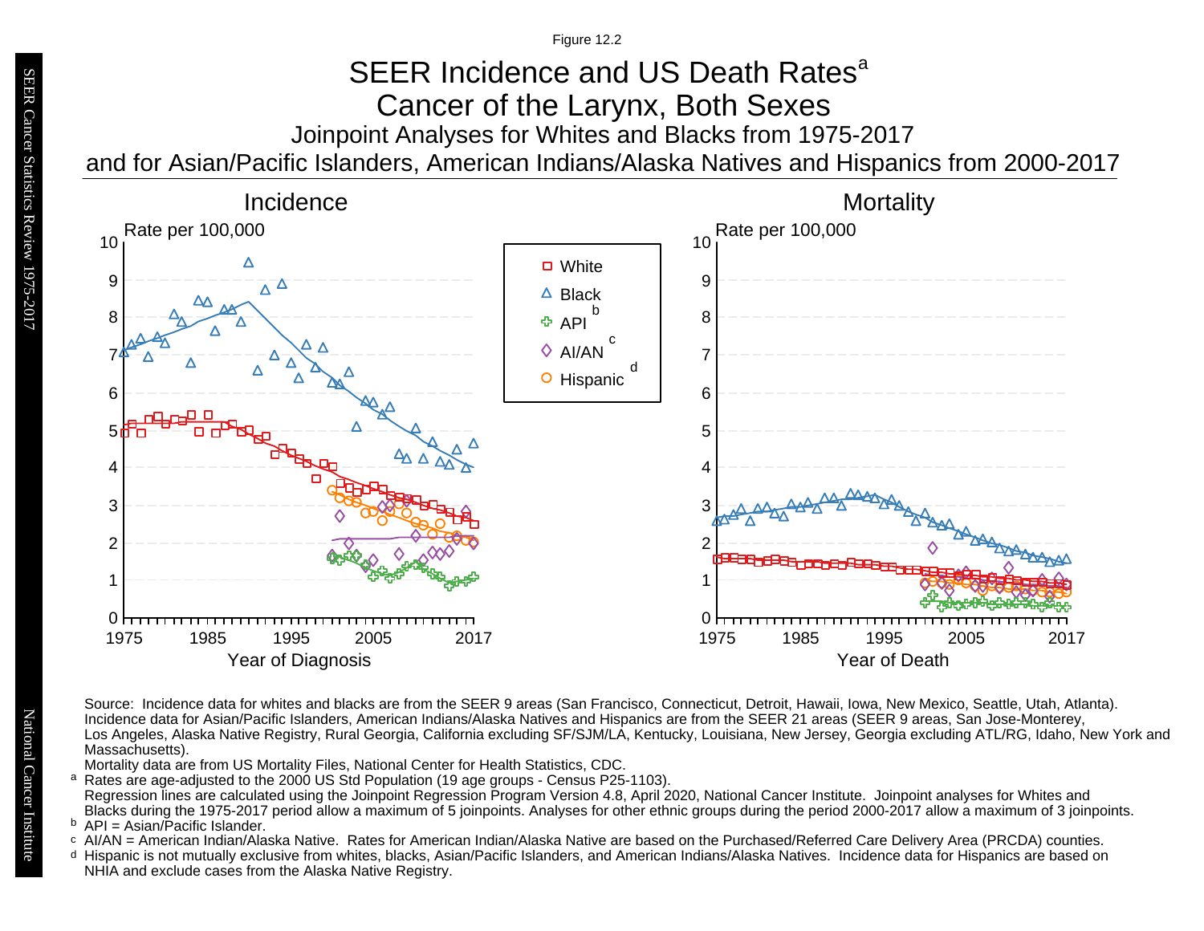Figure 12.2

# SEER Incidence and US Death Rates[a]

## Cancer of the Larynx, Both Sexes

### Joinpoint Analyses for Whites and Blacks from 1975-2017 and for Asian/Pacific Islanders, American Indians/Alaska Natives and Hispanics from 2000-2017

Source: Incidence data for whites and blacks are from the SEER 9 areas (San Francisco, Connecticut, Detroit, Hawaii, Iowa, New Mexico, Seattle, Utah, Atlanta). Incidence data for Asian/Pacific Islanders, American Indians/Alaska Natives and Hispanics are from the SEER 21 areas (SEER 9 areas, San Jose-Monterey, Los Angeles, Alaska Native Registry, Rural Georgia, California excluding SF/SJM/LA, Kentucky, Louisiana, New Jersey, Georgia excluding ATL/RG, Idaho, New York and Massachusetts).

Mortality data are from US Mortality Files, National Center for Health Statistics, CDC.

[a] Rates are age-adjusted to the 2000 US Std Population (19 age groups - Census P25-1103).
Regression lines are calculated using the Joinpoint Regression Program Version 4.8, April 2020, National Cancer Institute. Joinpoint analyses for Whites and Blacks during the 1975-2017 period allow a maximum of 5 joinpoints. Analyses for other ethnic groups during the period 2000-2017 allow a maximum of 3 joinpoints.

[b] API = Asian/Pacific Islander.

[c] AI/AN = American Indian/Alaska Native. Rates for American Indian/Alaska Native are based on the Purchased/Referred Care Delivery Area (PRCDA) counties.

[d] Hispanic is not mutually exclusive from whites, blacks, Asian/Pacific Islanders, and American Indians/Alaska Natives. Incidence data for Hispanics are based on NHIA and exclude cases from the Alaska Native Registry.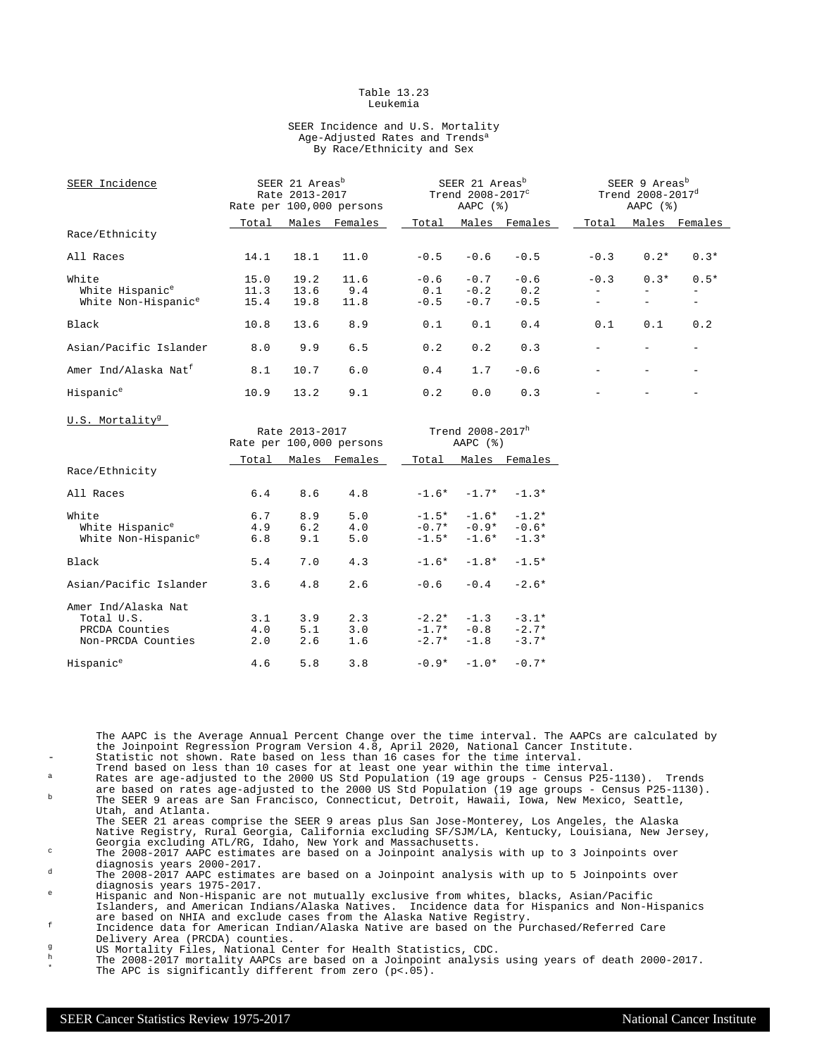Table 13.23
Leukemia

SEER Incidence and U.S. Mortality
Age-Adjusted Rates and Trends[a]
By Race/Ethnicity and Sex

| SEER Incidence | SEER 21 Areas[b] Rate 2013-2017 Rate per 100,000 persons | | | SEER 21 Areas[b] Trend 2008-2017[c] AAPC (%) | | | SEER 9 Areas[b] Trend 2008-2017[d] AAPC (%) | | |
|---|---|---|---|---|---|---|---|---|---|
| Race/Ethnicity | Total | Males | Females | Total | Males | Females | Total | Males | Females |
| All Races | 14.1 | 18.1 | 11.0 | -0.5 | -0.6 | -0.5 | -0.3 | 0.2* | 0.3* |
| White | 15.0 | 19.2 | 11.6 | -0.6 | -0.7 | -0.6 | -0.3 | 0.3* | 0.5* |
| White Hispanic[e] | 11.3 | 13.6 | 9.4 | 0.1 | -0.2 | 0.2 | - | - | - |
| White Non-Hispanic[e] | 15.4 | 19.8 | 11.8 | -0.5 | -0.7 | -0.5 | - | - | - |
| Black | 10.8 | 13.6 | 8.9 | 0.1 | 0.1 | 0.4 | 0.1 | 0.1 | 0.2 |
| Asian/Pacific Islander | 8.0 | 9.9 | 6.5 | 0.2 | 0.2 | 0.3 | - | - | - |
| Amer Ind/Alaska Nat[f] | 8.1 | 10.7 | 6.0 | 0.4 | 1.7 | -0.6 | - | - | - |
| Hispanic[e] | 10.9 | 13.2 | 9.1 | 0.2 | 0.0 | 0.3 | - | - | - |

| U.S. Mortality[g] | Rate 2013-2017 Rate per 100,000 persons | | | Trend 2008-2017[h] AAPC (%) | | |
|---|---|---|---|---|---|---|
| Race/Ethnicity | Total | Males | Females | Total | Males | Females |
| All Races | 6.4 | 8.6 | 4.8 | -1.6* | -1.7* | -1.3* |
| White | 6.7 | 8.9 | 5.0 | -1.5* | -1.6* | -1.2* |
| White Hispanic[e] | 4.9 | 6.2 | 4.0 | -0.7* | -0.9* | -0.6* |
| White Non-Hispanic[e] | 6.8 | 9.1 | 5.0 | -1.5* | -1.6* | -1.3* |
| Black | 5.4 | 7.0 | 4.3 | -1.6* | -1.8* | -1.5* |
| Asian/Pacific Islander | 3.6 | 4.8 | 2.6 | -0.6 | -0.4 | -2.6* |
| Amer Ind/Alaska Nat | | | | | | |
| Total U.S. | 3.1 | 3.9 | 2.3 | -2.2* | -1.3 | -3.1* |
| PRCDA Counties | 4.0 | 5.1 | 3.0 | -1.7* | -0.8 | -2.7* |
| Non-PRCDA Counties | 2.0 | 2.6 | 1.6 | -2.7* | -1.8 | -3.7* |
| Hispanic[e] | 4.6 | 5.8 | 3.8 | -0.9* | -1.0* | -0.7* |

The AAPC is the Average Annual Percent Change over the time interval. The AAPCs are calculated by the Joinpoint Regression Program Version 4.8, April 2020, National Cancer Institute.

- Statistic not shown. Rate based on less than 16 cases for the time interval. Trend based on less than 10 cases for at least one year within the time interval.

[a] Rates are age-adjusted to the 2000 US Std Population (19 age groups - Census P25-1130). Trends are based on rates age-adjusted to the 2000 US Std Population (19 age groups - Census P25-1130).

[b] The SEER 9 areas are San Francisco, Connecticut, Detroit, Hawaii, Iowa, New Mexico, Seattle, Utah, and Atlanta. The SEER 21 areas comprise the SEER 9 areas plus San Jose-Monterey, Los Angeles, the Alaska Native Registry, Rural Georgia, California excluding SF/SJM/LA, Kentucky, Louisiana, New Jersey, Georgia excluding ATL/RG, Idaho, New York and Massachusetts.

[c] The 2008-2017 AAPC estimates are based on a Joinpoint analysis with up to 3 Joinpoints over diagnosis years 2000-2017.

[d] The 2008-2017 AAPC estimates are based on a Joinpoint analysis with up to 5 Joinpoints over diagnosis years 1975-2017.

[e] Hispanic and Non-Hispanic are not mutually exclusive from whites, blacks, Asian/Pacific Islanders, and American Indians/Alaska Natives. Incidence data for Hispanics and Non-Hispanics are based on NHIA and exclude cases from the Alaska Native Registry.

[f] Incidence data for American Indian/Alaska Native are based on the Purchased/Referred Care Delivery Area (PRCDA) counties.

[g] US Mortality Files, National Center for Health Statistics, CDC.

[h] The 2008-2017 mortality AAPCs are based on a Joinpoint analysis using years of death 2000-2017.

\* The APC is significantly different from zero (p<.05).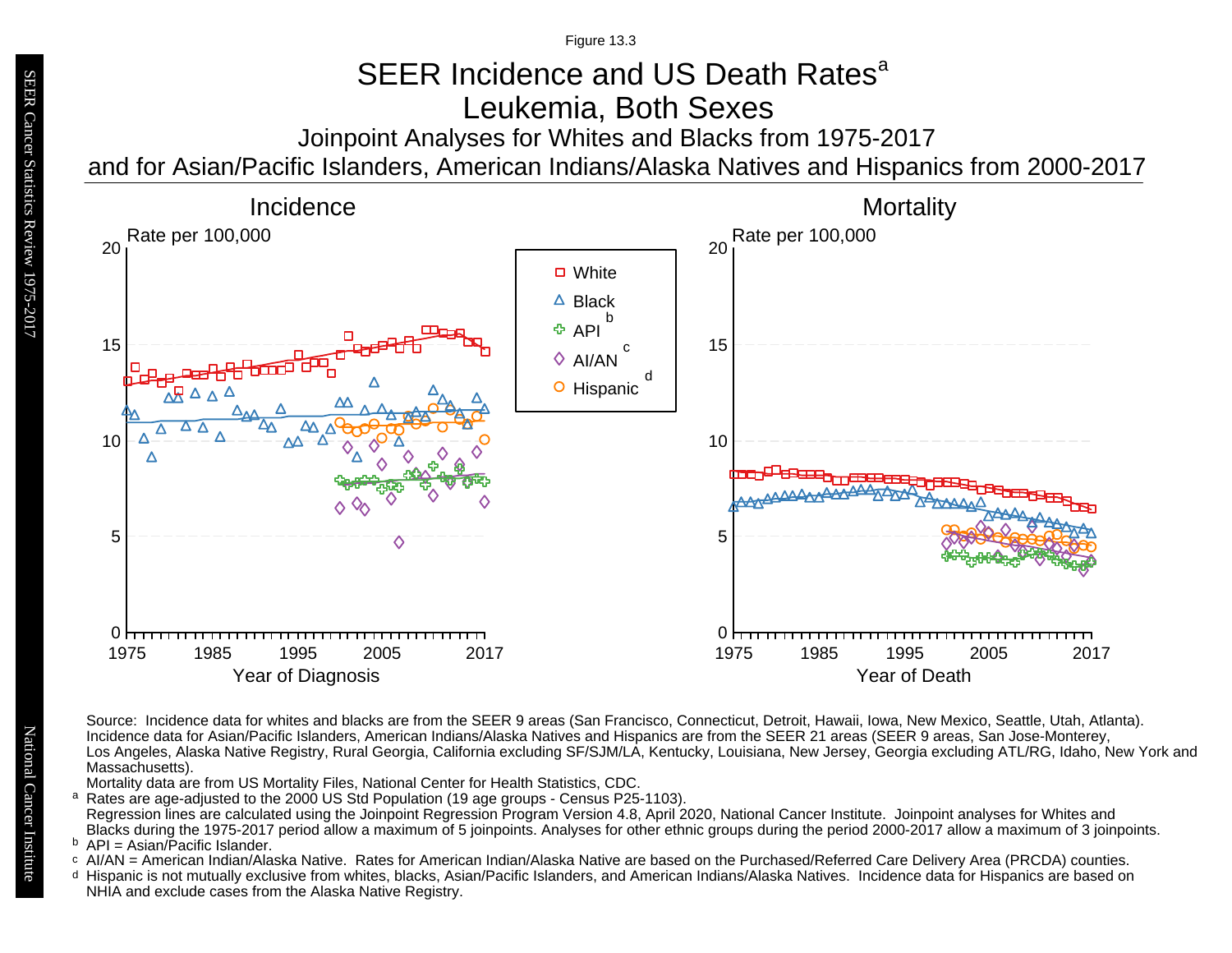Figure 13.3

# SEER Incidence and US Death Rates[a]

## Leukemia, Both Sexes

### Joinpoint Analyses for Whites and Blacks from 1975-2017 and for Asian/Pacific Islanders, American Indians/Alaska Natives and Hispanics from 2000-2017

**Incidence**

Rate per 100,000

Year of Diagnosis

**Mortality**

Rate per 100,000

Year of Death

Legend: White; Black; API[b]; AI/AN[c]; Hispanic[d]

Source: Incidence data for whites and blacks are from the SEER 9 areas (San Francisco, Connecticut, Detroit, Hawaii, Iowa, New Mexico, Seattle, Utah, Atlanta). Incidence data for Asian/Pacific Islanders, American Indians/Alaska Natives and Hispanics are from the SEER 21 areas (SEER 9 areas, San Jose-Monterey, Los Angeles, Alaska Native Registry, Rural Georgia, California excluding SF/SJM/LA, Kentucky, Louisiana, New Jersey, Georgia excluding ATL/RG, Idaho, New York and Massachusetts).

Mortality data are from US Mortality Files, National Center for Health Statistics, CDC.

[a] Rates are age-adjusted to the 2000 US Std Population (19 age groups - Census P25-1103). Regression lines are calculated using the Joinpoint Regression Program Version 4.8, April 2020, National Cancer Institute. Joinpoint analyses for Whites and Blacks during the 1975-2017 period allow a maximum of 5 joinpoints. Analyses for other ethnic groups during the period 2000-2017 allow a maximum of 3 joinpoints.

[b] API = Asian/Pacific Islander.

[c] AI/AN = American Indian/Alaska Native. Rates for American Indian/Alaska Native are based on the Purchased/Referred Care Delivery Area (PRCDA) counties.

[d] Hispanic is not mutually exclusive from whites, blacks, Asian/Pacific Islanders, and American Indians/Alaska Natives. Incidence data for Hispanics are based on NHIA and exclude cases from the Alaska Native Registry.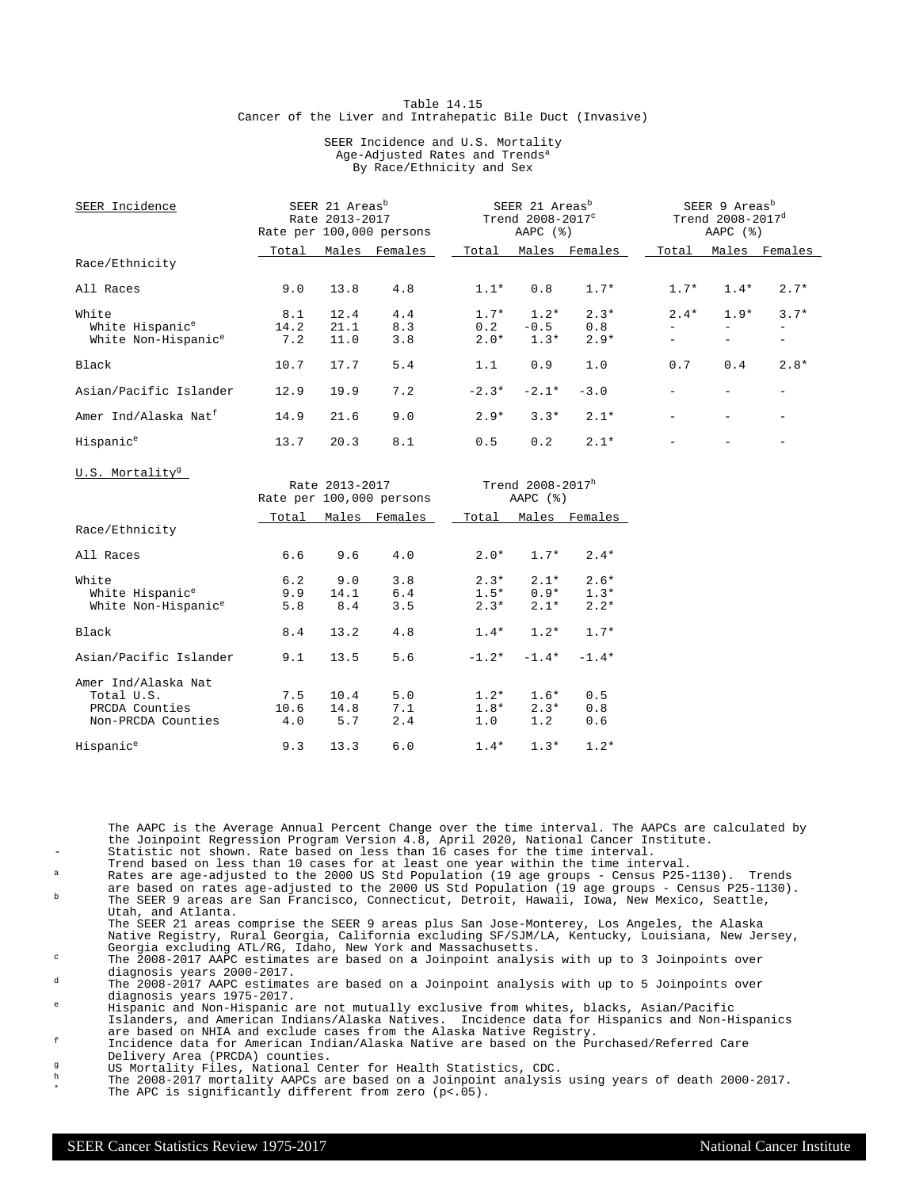Table 14.15

Cancer of the Liver and Intrahepatic Bile Duct (Invasive)

SEER Incidence and U.S. Mortality
Age-Adjusted Rates and Trends[a]
By Race/Ethnicity and Sex

| SEER Incidence | SEER 21 Areas[b] Rate 2013-2017 Rate per 100,000 persons | | | SEER 21 Areas[b] Trend 2008-2017[c] AAPC (%) | | | SEER 9 Areas[b] Trend 2008-2017[d] AAPC (%) | | |
|---|---|---|---|---|---|---|---|---|---|
| Race/Ethnicity | Total | Males | Females | Total | Males | Females | Total | Males | Females |
| All Races | 9.0 | 13.8 | 4.8 | 1.1* | 0.8 | 1.7* | 1.7* | 1.4* | 2.7* |
| White | 8.1 | 12.4 | 4.4 | 1.7* | 1.2* | 2.3* | 2.4* | 1.9* | 3.7* |
| White Hispanic[e] | 14.2 | 21.1 | 8.3 | 0.2 | -0.5 | 0.8 | - | - | - |
| White Non-Hispanic[e] | 7.2 | 11.0 | 3.8 | 2.0* | 1.3* | 2.9* | - | - | - |
| Black | 10.7 | 17.7 | 5.4 | 1.1 | 0.9 | 1.0 | 0.7 | 0.4 | 2.8* |
| Asian/Pacific Islander | 12.9 | 19.9 | 7.2 | -2.3* | -2.1* | -3.0 | - | - | - |
| Amer Ind/Alaska Nat[f] | 14.9 | 21.6 | 9.0 | 2.9* | 3.3* | 2.1* | - | - | - |
| Hispanic[e] | 13.7 | 20.3 | 8.1 | 0.5 | 0.2 | 2.1* | - | - | - |

| U.S. Mortality[g] | Rate 2013-2017 Rate per 100,000 persons | | | Trend 2008-2017[h] AAPC (%) | | |
|---|---|---|---|---|---|---|
| Race/Ethnicity | Total | Males | Females | Total | Males | Females |
| All Races | 6.6 | 9.6 | 4.0 | 2.0* | 1.7* | 2.4* |
| White | 6.2 | 9.0 | 3.8 | 2.3* | 2.1* | 2.6* |
| White Hispanic[e] | 9.9 | 14.1 | 6.4 | 1.5* | 0.9* | 1.3* |
| White Non-Hispanic[e] | 5.8 | 8.4 | 3.5 | 2.3* | 2.1* | 2.2* |
| Black | 8.4 | 13.2 | 4.8 | 1.4* | 1.2* | 1.7* |
| Asian/Pacific Islander | 9.1 | 13.5 | 5.6 | -1.2* | -1.4* | -1.4* |
| Amer Ind/Alaska Nat | | | | | | |
| Total U.S. | 7.5 | 10.4 | 5.0 | 1.2* | 1.6* | 0.5 |
| PRCDA Counties | 10.6 | 14.8 | 7.1 | 1.8* | 2.3* | 0.8 |
| Non-PRCDA Counties | 4.0 | 5.7 | 2.4 | 1.0 | 1.2 | 0.6 |
| Hispanic[e] | 9.3 | 13.3 | 6.0 | 1.4* | 1.3* | 1.2* |

The AAPC is the Average Annual Percent Change over the time interval. The AAPCs are calculated by the Joinpoint Regression Program Version 4.8, April 2020, National Cancer Institute.

- \- Statistic not shown. Rate based on less than 16 cases for the time interval. Trend based on less than 10 cases for at least one year within the time interval.
- [a] Rates are age-adjusted to the 2000 US Std Population (19 age groups - Census P25-1130). Trends are based on rates age-adjusted to the 2000 US Std Population (19 age groups - Census P25-1130).
- [b] The SEER 9 areas are San Francisco, Connecticut, Detroit, Hawaii, Iowa, New Mexico, Seattle, Utah, and Atlanta. The SEER 21 areas comprise the SEER 9 areas plus San Jose-Monterey, Los Angeles, the Alaska Native Registry, Rural Georgia, California excluding SF/SJM/LA, Kentucky, Louisiana, New Jersey, Georgia excluding ATL/RG, Idaho, New York and Massachusetts.
- [c] The 2008-2017 AAPC estimates are based on a Joinpoint analysis with up to 3 Joinpoints over diagnosis years 2000-2017.
- [d] The 2008-2017 AAPC estimates are based on a Joinpoint analysis with up to 5 Joinpoints over diagnosis years 1975-2017.
- [e] Hispanic and Non-Hispanic are not mutually exclusive from whites, blacks, Asian/Pacific Islanders, and American Indians/Alaska Natives. Incidence data for Hispanics and Non-Hispanics are based on NHIA and exclude cases from the Alaska Native Registry.
- [f] Incidence data for American Indian/Alaska Native are based on the Purchased/Referred Care Delivery Area (PRCDA) counties.
- [g] US Mortality Files, National Center for Health Statistics, CDC.
- [h] The 2008-2017 mortality AAPCs are based on a Joinpoint analysis using years of death 2000-2017.
- \* The APC is significantly different from zero (p<.05).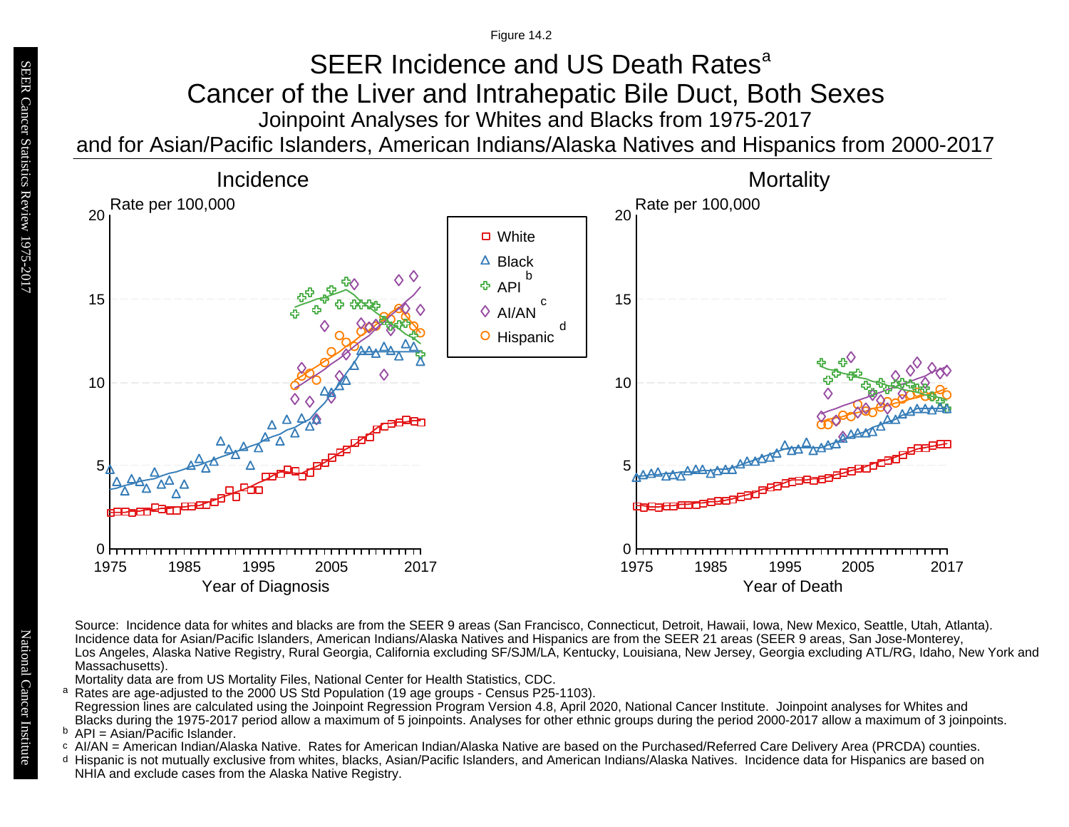Figure 14.2

# SEER Incidence and US Death Rates[a]

## Cancer of the Liver and Intrahepatic Bile Duct, Both Sexes

### Joinpoint Analyses for Whites and Blacks from 1975-2017 and for Asian/Pacific Islanders, American Indians/Alaska Natives and Hispanics from 2000-2017

**Incidence**

Rate per 100,000

Year of Diagnosis

**Mortality**

Rate per 100,000

Year of Death

Legend: White; Black; API[b]; AI/AN[c]; Hispanic[d]

Source: Incidence data for whites and blacks are from the SEER 9 areas (San Francisco, Connecticut, Detroit, Hawaii, Iowa, New Mexico, Seattle, Utah, Atlanta). Incidence data for Asian/Pacific Islanders, American Indians/Alaska Natives and Hispanics are from the SEER 21 areas (SEER 9 areas, San Jose-Monterey, Los Angeles, Alaska Native Registry, Rural Georgia, California excluding SF/SJM/LA, Kentucky, Louisiana, New Jersey, Georgia excluding ATL/RG, Idaho, New York and Massachusetts).

Mortality data are from US Mortality Files, National Center for Health Statistics, CDC.

[a] Rates are age-adjusted to the 2000 US Std Population (19 age groups - Census P25-1103).
Regression lines are calculated using the Joinpoint Regression Program Version 4.8, April 2020, National Cancer Institute. Joinpoint analyses for Whites and Blacks during the 1975-2017 period allow a maximum of 5 joinpoints. Analyses for other ethnic groups during the period 2000-2017 allow a maximum of 3 joinpoints.

[b] API = Asian/Pacific Islander.

[c] AI/AN = American Indian/Alaska Native. Rates for American Indian/Alaska Native are based on the Purchased/Referred Care Delivery Area (PRCDA) counties.

[d] Hispanic is not mutually exclusive from whites, blacks, Asian/Pacific Islanders, and American Indians/Alaska Natives. Incidence data for Hispanics are based on NHIA and exclude cases from the Alaska Native Registry.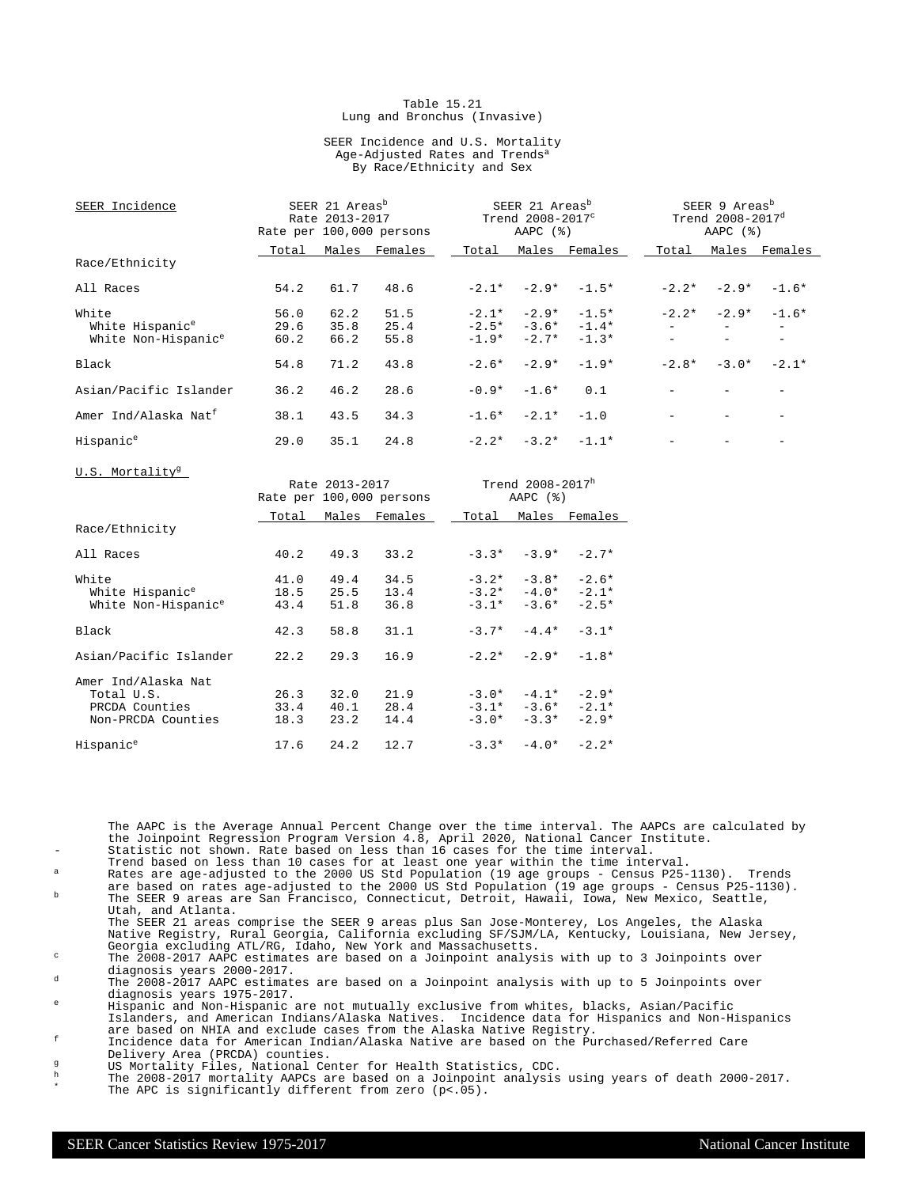Table 15.21
Lung and Bronchus (Invasive)

SEER Incidence and U.S. Mortality
Age-Adjusted Rates and Trends[a]
By Race/Ethnicity and Sex

| SEER Incidence | SEER 21 Areas[b] Rate 2013-2017 Rate per 100,000 persons | | | SEER 21 Areas[b] Trend 2008-2017[c] AAPC (%) | | | SEER 9 Areas[b] Trend 2008-2017[d] AAPC (%) | | |
|---|---|---|---|---|---|---|---|---|---|
| Race/Ethnicity | Total | Males | Females | Total | Males | Females | Total | Males | Females |
| All Races | 54.2 | 61.7 | 48.6 | -2.1* | -2.9* | -1.5* | -2.2* | -2.9* | -1.6* |
| White | 56.0 | 62.2 | 51.5 | -2.1* | -2.9* | -1.5* | -2.2* | -2.9* | -1.6* |
| White Hispanic[e] | 29.6 | 35.8 | 25.4 | -2.5* | -3.6* | -1.4* | - | - | - |
| White Non-Hispanic[e] | 60.2 | 66.2 | 55.8 | -1.9* | -2.7* | -1.3* | - | - | - |
| Black | 54.8 | 71.2 | 43.8 | -2.6* | -2.9* | -1.9* | -2.8* | -3.0* | -2.1* |
| Asian/Pacific Islander | 36.2 | 46.2 | 28.6 | -0.9* | -1.6* | 0.1 | - | - | - |
| Amer Ind/Alaska Nat[f] | 38.1 | 43.5 | 34.3 | -1.6* | -2.1* | -1.0 | - | - | - |
| Hispanic[e] | 29.0 | 35.1 | 24.8 | -2.2* | -3.2* | -1.1* | - | - | - |

| U.S. Mortality[g] | Rate 2013-2017 Rate per 100,000 persons | | | Trend 2008-2017[h] AAPC (%) | | |
|---|---|---|---|---|---|---|
| Race/Ethnicity | Total | Males | Females | Total | Males | Females |
| All Races | 40.2 | 49.3 | 33.2 | -3.3* | -3.9* | -2.7* |
| White | 41.0 | 49.4 | 34.5 | -3.2* | -3.8* | -2.6* |
| White Hispanic[e] | 18.5 | 25.5 | 13.4 | -3.2* | -4.0* | -2.1* |
| White Non-Hispanic[e] | 43.4 | 51.8 | 36.8 | -3.1* | -3.6* | -2.5* |
| Black | 42.3 | 58.8 | 31.1 | -3.7* | -4.4* | -3.1* |
| Asian/Pacific Islander | 22.2 | 29.3 | 16.9 | -2.2* | -2.9* | -1.8* |
| Amer Ind/Alaska Nat | | | | | | |
| Total U.S. | 26.3 | 32.0 | 21.9 | -3.0* | -4.1* | -2.9* |
| PRCDA Counties | 33.4 | 40.1 | 28.4 | -3.1* | -3.6* | -2.1* |
| Non-PRCDA Counties | 18.3 | 23.2 | 14.4 | -3.0* | -3.3* | -2.9* |
| Hispanic[e] | 17.6 | 24.2 | 12.7 | -3.3* | -4.0* | -2.2* |

The AAPC is the Average Annual Percent Change over the time interval. The AAPCs are calculated by the Joinpoint Regression Program Version 4.8, April 2020, National Cancer Institute.

- \- Statistic not shown. Rate based on less than 16 cases for the time interval. Trend based on less than 10 cases for at least one year within the time interval.
- a Rates are age-adjusted to the 2000 US Std Population (19 age groups - Census P25-1130). Trends are based on rates age-adjusted to the 2000 US Std Population (19 age groups - Census P25-1130).
- b The SEER 9 areas are San Francisco, Connecticut, Detroit, Hawaii, Iowa, New Mexico, Seattle, Utah, and Atlanta. The SEER 21 areas comprise the SEER 9 areas plus San Jose-Monterey, Los Angeles, the Alaska Native Registry, Rural Georgia, California excluding SF/SJM/LA, Kentucky, Louisiana, New Jersey, Georgia excluding ATL/RG, Idaho, New York and Massachusetts.
- c The 2008-2017 AAPC estimates are based on a Joinpoint analysis with up to 3 Joinpoints over diagnosis years 2000-2017.
- d The 2008-2017 AAPC estimates are based on a Joinpoint analysis with up to 5 Joinpoints over diagnosis years 1975-2017.
- e Hispanic and Non-Hispanic are not mutually exclusive from whites, blacks, Asian/Pacific Islanders, and American Indians/Alaska Natives. Incidence data for Hispanics and Non-Hispanics are based on NHIA and exclude cases from the Alaska Native Registry.
- f Incidence data for American Indian/Alaska Native are based on the Purchased/Referred Care Delivery Area (PRCDA) counties.
- g US Mortality Files, National Center for Health Statistics, CDC.
- h The 2008-2017 mortality AAPCs are based on a Joinpoint analysis using years of death 2000-2017.
- \* The APC is significantly different from zero (p<.05).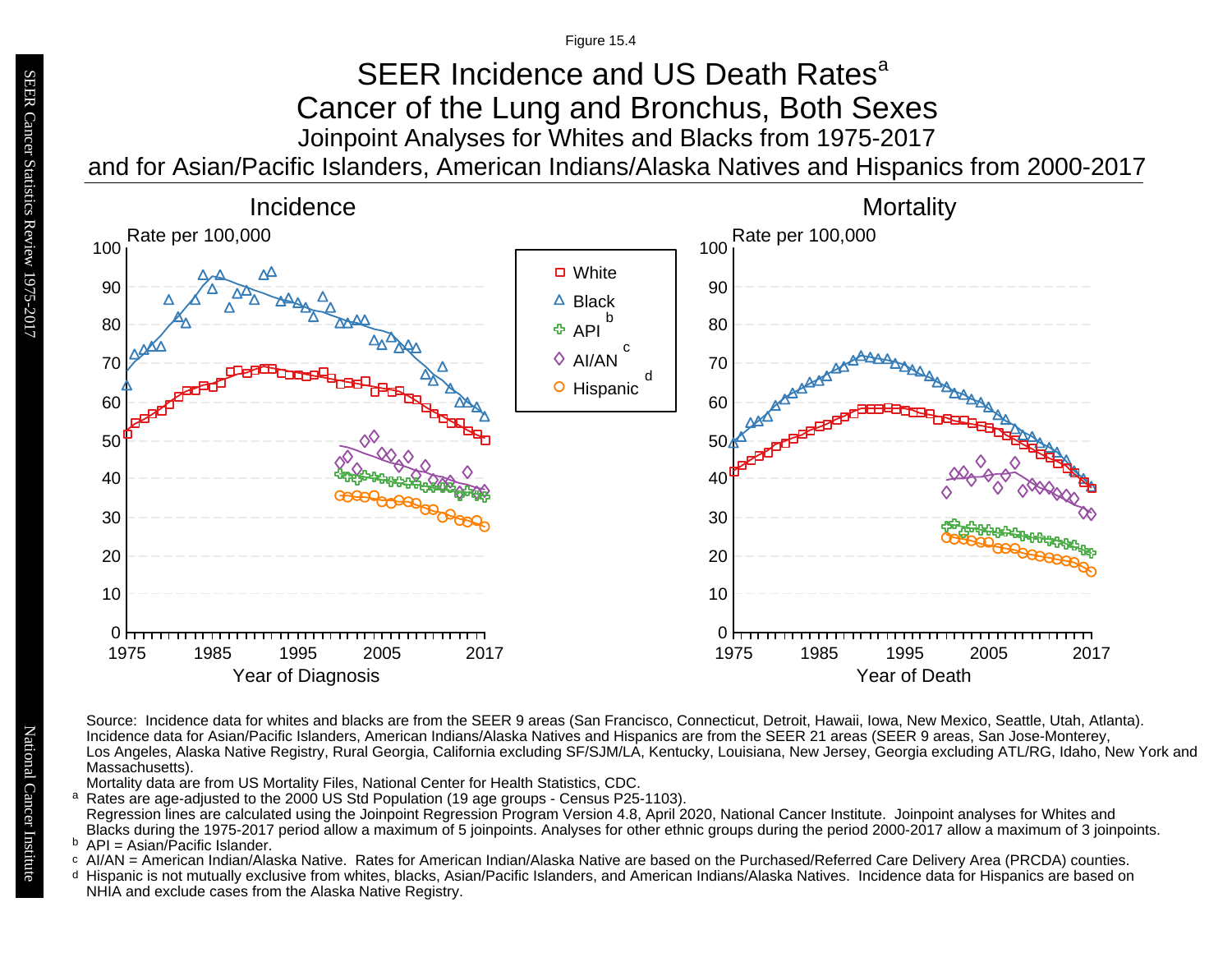Figure 15.4

# SEER Incidence and US Death Rates[a]

## Cancer of the Lung and Bronchus, Both Sexes

### Joinpoint Analyses for Whites and Blacks from 1975-2017 and for Asian/Pacific Islanders, American Indians/Alaska Natives and Hispanics from 2000-2017

**Incidence**

Rate per 100,000

Year of Diagnosis

**Mortality**

Rate per 100,000

Year of Death

Legend: White; Black; API[b]; AI/AN[c]; Hispanic[d]

Source: Incidence data for whites and blacks are from the SEER 9 areas (San Francisco, Connecticut, Detroit, Hawaii, Iowa, New Mexico, Seattle, Utah, Atlanta). Incidence data for Asian/Pacific Islanders, American Indians/Alaska Natives and Hispanics are from the SEER 21 areas (SEER 9 areas, San Jose-Monterey, Los Angeles, Alaska Native Registry, Rural Georgia, California excluding SF/SJM/LA, Kentucky, Louisiana, New Jersey, Georgia excluding ATL/RG, Idaho, New York and Massachusetts).

Mortality data are from US Mortality Files, National Center for Health Statistics, CDC.

[a] Rates are age-adjusted to the 2000 US Std Population (19 age groups - Census P25-1103).
Regression lines are calculated using the Joinpoint Regression Program Version 4.8, April 2020, National Cancer Institute. Joinpoint analyses for Whites and Blacks during the 1975-2017 period allow a maximum of 5 joinpoints. Analyses for other ethnic groups during the period 2000-2017 allow a maximum of 3 joinpoints.

[b] API = Asian/Pacific Islander.

[c] AI/AN = American Indian/Alaska Native. Rates for American Indian/Alaska Native are based on the Purchased/Referred Care Delivery Area (PRCDA) counties.

[d] Hispanic is not mutually exclusive from whites, blacks, Asian/Pacific Islanders, and American Indians/Alaska Natives. Incidence data for Hispanics are based on NHIA and exclude cases from the Alaska Native Registry.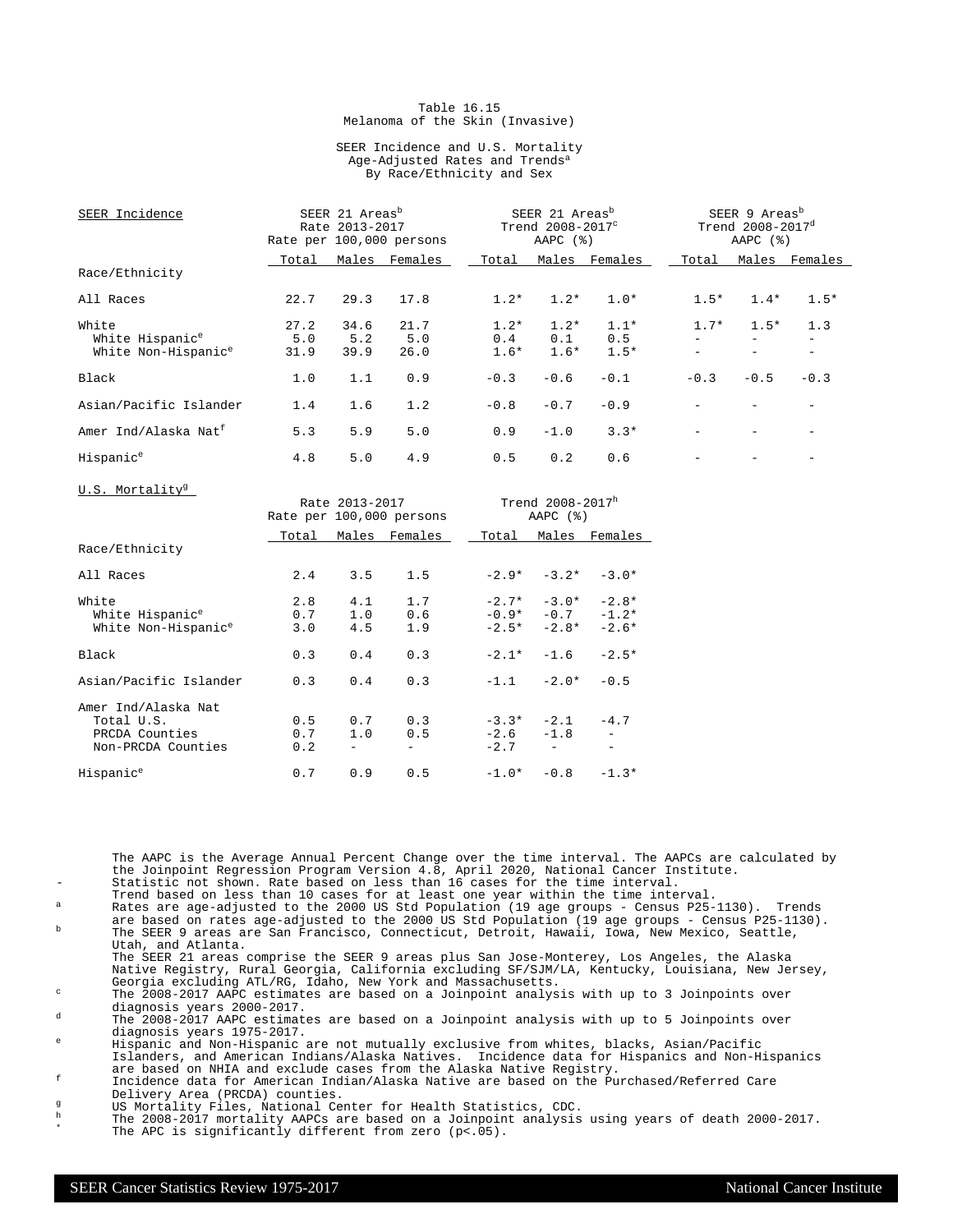# Table 16.15
## Melanoma of the Skin (Invasive)

### SEER Incidence and U.S. Mortality
### Age-Adjusted Rates and Trends[a]
### By Race/Ethnicity and Sex

| SEER Incidence | SEER 21 Areas[b] Rate 2013-2017 Rate per 100,000 persons | | | SEER 21 Areas[b] Trend 2008-2017[c] AAPC (%) | | | SEER 9 Areas[b] Trend 2008-2017[d] AAPC (%) | | |
|---|---|---|---|---|---|---|---|---|---|
| Race/Ethnicity | Total | Males | Females | Total | Males | Females | Total | Males | Females |
| All Races | 22.7 | 29.3 | 17.8 | 1.2* | 1.2* | 1.0* | 1.5* | 1.4* | 1.5* |
| White | 27.2 | 34.6 | 21.7 | 1.2* | 1.2* | 1.1* | 1.7* | 1.5* | 1.3 |
| White Hispanic[e] | 5.0 | 5.2 | 5.0 | 0.4 | 0.1 | 0.5 | - | - | - |
| White Non-Hispanic[e] | 31.9 | 39.9 | 26.0 | 1.6* | 1.6* | 1.5* | - | - | - |
| Black | 1.0 | 1.1 | 0.9 | -0.3 | -0.6 | -0.1 | -0.3 | -0.5 | -0.3 |
| Asian/Pacific Islander | 1.4 | 1.6 | 1.2 | -0.8 | -0.7 | -0.9 | - | - | - |
| Amer Ind/Alaska Nat[f] | 5.3 | 5.9 | 5.0 | 0.9 | -1.0 | 3.3* | - | - | - |
| Hispanic[e] | 4.8 | 5.0 | 4.9 | 0.5 | 0.2 | 0.6 | - | - | - |

| U.S. Mortality[g] | Rate 2013-2017 Rate per 100,000 persons | | | Trend 2008-2017[h] AAPC (%) | | |
|---|---|---|---|---|---|---|
| Race/Ethnicity | Total | Males | Females | Total | Males | Females |
| All Races | 2.4 | 3.5 | 1.5 | -2.9* | -3.2* | -3.0* |
| White | 2.8 | 4.1 | 1.7 | -2.7* | -3.0* | -2.8* |
| White Hispanic[e] | 0.7 | 1.0 | 0.6 | -0.9* | -0.7 | -1.2* |
| White Non-Hispanic[e] | 3.0 | 4.5 | 1.9 | -2.5* | -2.8* | -2.6* |
| Black | 0.3 | 0.4 | 0.3 | -2.1* | -1.6 | -2.5* |
| Asian/Pacific Islander | 0.3 | 0.4 | 0.3 | -1.1 | -2.0* | -0.5 |
| Amer Ind/Alaska Nat | | | | | | |
| Total U.S. | 0.5 | 0.7 | 0.3 | -3.3* | -2.1 | -4.7 |
| PRCDA Counties | 0.7 | 1.0 | 0.5 | -2.6 | -1.8 | - |
| Non-PRCDA Counties | 0.2 | - | - | -2.7 | - | - |
| Hispanic[e] | 0.7 | 0.9 | 0.5 | -1.0* | -0.8 | -1.3* |

The AAPC is the Average Annual Percent Change over the time interval. The AAPCs are calculated by the Joinpoint Regression Program Version 4.8, April 2020, National Cancer Institute.

- \- Statistic not shown. Rate based on less than 16 cases for the time interval. Trend based on less than 10 cases for at least one year within the time interval.
- [a] Rates are age-adjusted to the 2000 US Std Population (19 age groups - Census P25-1130). Trends are based on rates age-adjusted to the 2000 US Std Population (19 age groups - Census P25-1130).
- [b] The SEER 9 areas are San Francisco, Connecticut, Detroit, Hawaii, Iowa, New Mexico, Seattle, Utah, and Atlanta. The SEER 21 areas comprise the SEER 9 areas plus San Jose-Monterey, Los Angeles, the Alaska Native Registry, Rural Georgia, California excluding SF/SJM/LA, Kentucky, Louisiana, New Jersey, Georgia excluding ATL/RG, Idaho, New York and Massachusetts.
- [c] The 2008-2017 AAPC estimates are based on a Joinpoint analysis with up to 3 Joinpoints over diagnosis years 2000-2017.
- [d] The 2008-2017 AAPC estimates are based on a Joinpoint analysis with up to 5 Joinpoints over diagnosis years 1975-2017.
- [e] Hispanic and Non-Hispanic are not mutually exclusive from whites, blacks, Asian/Pacific Islanders, and American Indians/Alaska Natives. Incidence data for Hispanics and Non-Hispanics are based on NHIA and exclude cases from the Alaska Native Registry.
- [f] Incidence data for American Indian/Alaska Native are based on the Purchased/Referred Care Delivery Area (PRCDA) counties.
- [g] US Mortality Files, National Center for Health Statistics, CDC.
- [h] The 2008-2017 mortality AAPCs are based on a Joinpoint analysis using years of death 2000-2017.
- \* The APC is significantly different from zero (p<.05).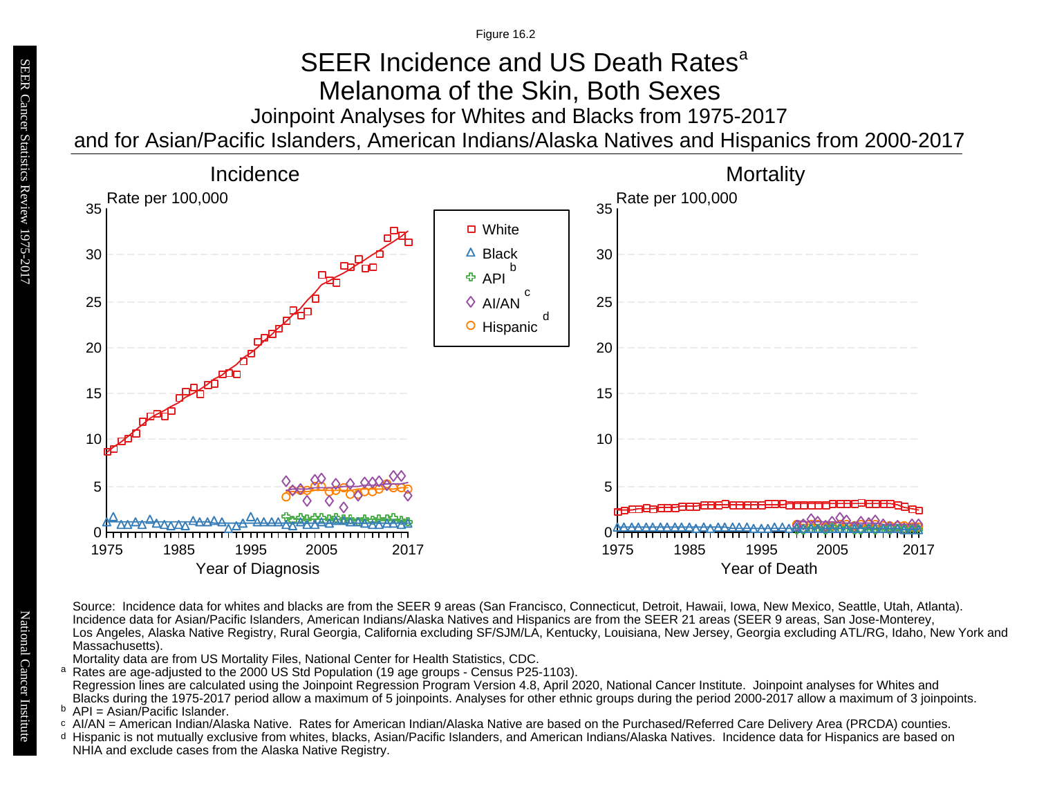Figure 16.2

# SEER Incidence and US Death Rates[a]

## Melanoma of the Skin, Both Sexes

### Joinpoint Analyses for Whites and Blacks from 1975-2017 and for Asian/Pacific Islanders, American Indians/Alaska Natives and Hispanics from 2000-2017

**Incidence**

Rate per 100,000

Year of Diagnosis

**Mortality**

Rate per 100,000

Year of Death

Legend: White; Black; API[b]; AI/AN[c]; Hispanic[d]

Source: Incidence data for whites and blacks are from the SEER 9 areas (San Francisco, Connecticut, Detroit, Hawaii, Iowa, New Mexico, Seattle, Utah, Atlanta). Incidence data for Asian/Pacific Islanders, American Indians/Alaska Natives and Hispanics are from the SEER 21 areas (SEER 9 areas, San Jose-Monterey, Los Angeles, Alaska Native Registry, Rural Georgia, California excluding SF/SJM/LA, Kentucky, Louisiana, New Jersey, Georgia excluding ATL/RG, Idaho, New York and Massachusetts).
Mortality data are from US Mortality Files, National Center for Health Statistics, CDC.

[a] Rates are age-adjusted to the 2000 US Std Population (19 age groups - Census P25-1103).
Regression lines are calculated using the Joinpoint Regression Program Version 4.8, April 2020, National Cancer Institute. Joinpoint analyses for Whites and Blacks during the 1975-2017 period allow a maximum of 5 joinpoints. Analyses for other ethnic groups during the period 2000-2017 allow a maximum of 3 joinpoints.

[b] API = Asian/Pacific Islander.

[c] AI/AN = American Indian/Alaska Native. Rates for American Indian/Alaska Native are based on the Purchased/Referred Care Delivery Area (PRCDA) counties.

[d] Hispanic is not mutually exclusive from whites, blacks, Asian/Pacific Islanders, and American Indians/Alaska Natives. Incidence data for Hispanics are based on NHIA and exclude cases from the Alaska Native Registry.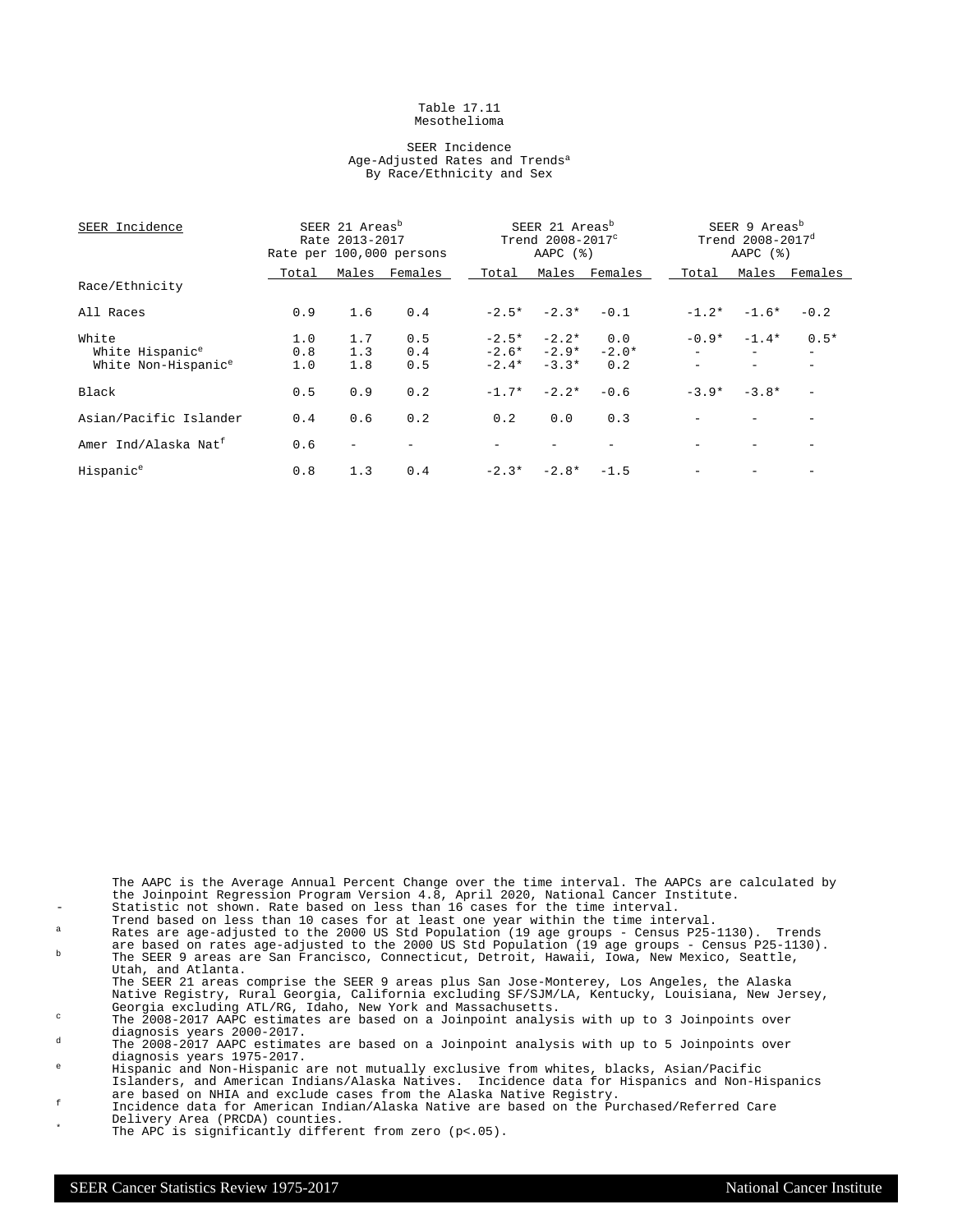Table 17.11
Mesothelioma

SEER Incidence
Age-Adjusted Rates and Trends[a]
By Race/Ethnicity and Sex

| SEER Incidence | SEER 21 Areas[b] Rate 2013-2017 Rate per 100,000 persons | | | SEER 21 Areas[b] Trend 2008-2017[c] AAPC (%) | | | SEER 9 Areas[b] Trend 2008-2017[d] AAPC (%) | | |
|---|---|---|---|---|---|---|---|---|---|
| | Total | Males | Females | Total | Males | Females | Total | Males | Females |
| Race/Ethnicity | | | | | | | | | |
| All Races | 0.9 | 1.6 | 0.4 | -2.5* | -2.3* | -0.1 | -1.2* | -1.6* | -0.2 |
| White | 1.0 | 1.7 | 0.5 | -2.5* | -2.2* | 0.0 | -0.9* | -1.4* | 0.5* |
| White Hispanic[e] | 0.8 | 1.3 | 0.4 | -2.6* | -2.9* | -2.0* | - | - | - |
| White Non-Hispanic[e] | 1.0 | 1.8 | 0.5 | -2.4* | -3.3* | 0.2 | - | - | - |
| Black | 0.5 | 0.9 | 0.2 | -1.7* | -2.2* | -0.6 | -3.9* | -3.8* | - |
| Asian/Pacific Islander | 0.4 | 0.6 | 0.2 | 0.2 | 0.0 | 0.3 | - | - | - |
| Amer Ind/Alaska Nat[f] | 0.6 | - | - | - | - | - | - | - | - |
| Hispanic[e] | 0.8 | 1.3 | 0.4 | -2.3* | -2.8* | -1.5 | - | - | - |

The AAPC is the Average Annual Percent Change over the time interval. The AAPCs are calculated by the Joinpoint Regression Program Version 4.8, April 2020, National Cancer Institute.

- \- Statistic not shown. Rate based on less than 16 cases for the time interval. Trend based on less than 10 cases for at least one year within the time interval.
- [a] Rates are age-adjusted to the 2000 US Std Population (19 age groups - Census P25-1130). Trends are based on rates age-adjusted to the 2000 US Std Population (19 age groups - Census P25-1130).
- [b] The SEER 9 areas are San Francisco, Connecticut, Detroit, Hawaii, Iowa, New Mexico, Seattle, Utah, and Atlanta. The SEER 21 areas comprise the SEER 9 areas plus San Jose-Monterey, Los Angeles, the Alaska Native Registry, Rural Georgia, California excluding SF/SJM/LA, Kentucky, Louisiana, New Jersey, Georgia excluding ATL/RG, Idaho, New York and Massachusetts.
- [c] The 2008-2017 AAPC estimates are based on a Joinpoint analysis with up to 3 Joinpoints over diagnosis years 2000-2017.
- [d] The 2008-2017 AAPC estimates are based on a Joinpoint analysis with up to 5 Joinpoints over diagnosis years 1975-2017.
- [e] Hispanic and Non-Hispanic are not mutually exclusive from whites, blacks, Asian/Pacific Islanders, and American Indians/Alaska Natives. Incidence data for Hispanics and Non-Hispanics are based on NHIA and exclude cases from the Alaska Native Registry.
- [f] Incidence data for American Indian/Alaska Native are based on the Purchased/Referred Care Delivery Area (PRCDA) counties.
- \* The APC is significantly different from zero ($p<.05$).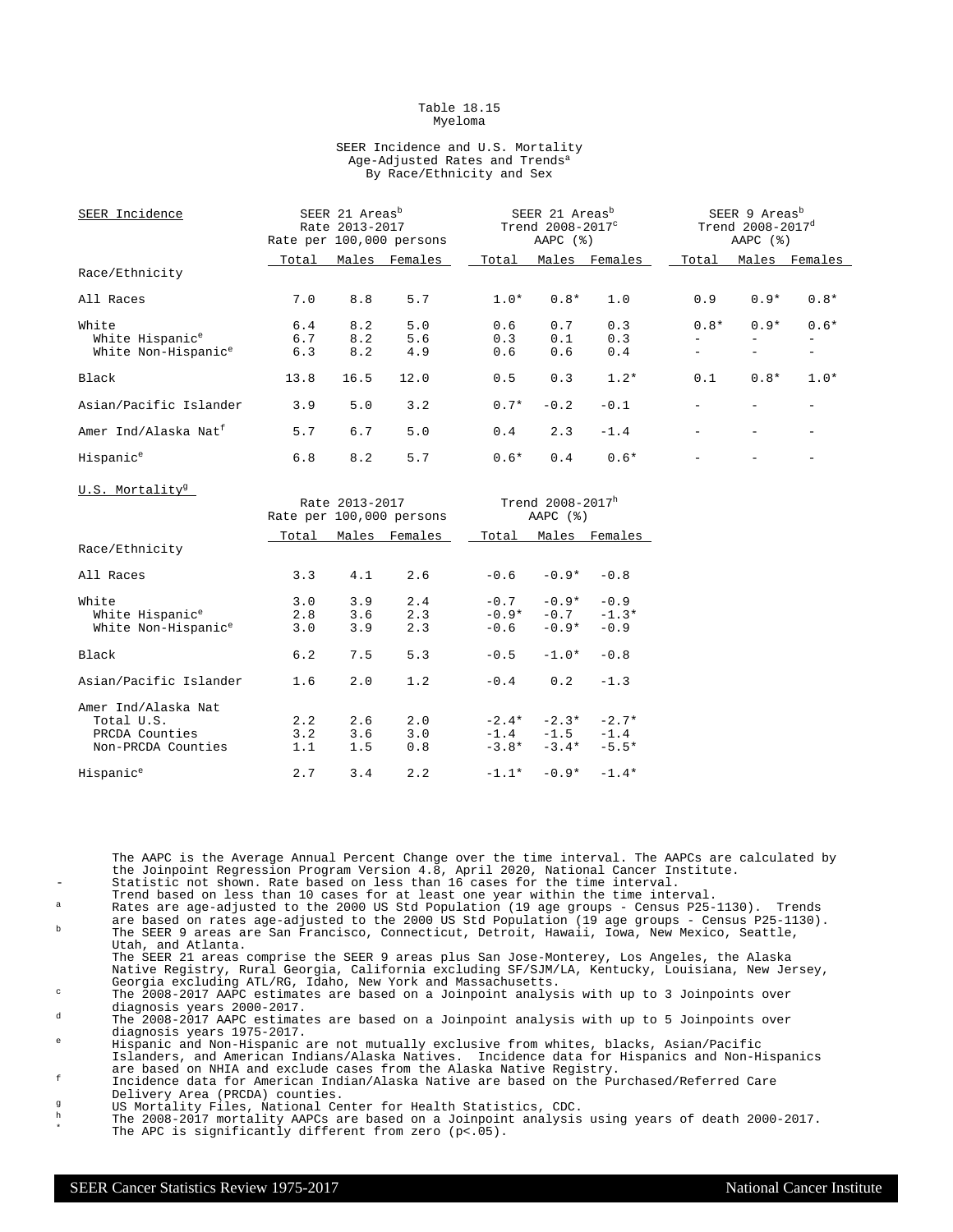Table 18.15
Myeloma

SEER Incidence and U.S. Mortality
Age-Adjusted Rates and Trends[a]
By Race/Ethnicity and Sex

| SEER Incidence | SEER 21 Areas[b] Rate 2013-2017 Rate per 100,000 persons | | | SEER 21 Areas[b] Trend 2008-2017[c] AAPC (%) | | | SEER 9 Areas[b] Trend 2008-2017[d] AAPC (%) | | |
|---|---|---|---|---|---|---|---|---|---|
| Race/Ethnicity | Total | Males | Females | Total | Males | Females | Total | Males | Females |
| All Races | 7.0 | 8.8 | 5.7 | 1.0* | 0.8* | 1.0 | 0.9 | 0.9* | 0.8* |
| White | 6.4 | 8.2 | 5.0 | 0.6 | 0.7 | 0.3 | 0.8* | 0.9* | 0.6* |
| White Hispanic[e] | 6.7 | 8.2 | 5.6 | 0.3 | 0.1 | 0.3 | - | - | - |
| White Non-Hispanic[e] | 6.3 | 8.2 | 4.9 | 0.6 | 0.6 | 0.4 | - | - | - |
| Black | 13.8 | 16.5 | 12.0 | 0.5 | 0.3 | 1.2* | 0.1 | 0.8* | 1.0* |
| Asian/Pacific Islander | 3.9 | 5.0 | 3.2 | 0.7* | -0.2 | -0.1 | - | - | - |
| Amer Ind/Alaska Nat[f] | 5.7 | 6.7 | 5.0 | 0.4 | 2.3 | -1.4 | - | - | - |
| Hispanic[e] | 6.8 | 8.2 | 5.7 | 0.6* | 0.4 | 0.6* | - | - | - |

| U.S. Mortality[g] | Rate 2013-2017 Rate per 100,000 persons | | | Trend 2008-2017[h] AAPC (%) | | |
|---|---|---|---|---|---|---|
| Race/Ethnicity | Total | Males | Females | Total | Males | Females |
| All Races | 3.3 | 4.1 | 2.6 | -0.6 | -0.9* | -0.8 |
| White | 3.0 | 3.9 | 2.4 | -0.7 | -0.9* | -0.9 |
| White Hispanic[e] | 2.8 | 3.6 | 2.3 | -0.9* | -0.7 | -1.3* |
| White Non-Hispanic[e] | 3.0 | 3.9 | 2.3 | -0.6 | -0.9* | -0.9 |
| Black | 6.2 | 7.5 | 5.3 | -0.5 | -1.0* | -0.8 |
| Asian/Pacific Islander | 1.6 | 2.0 | 1.2 | -0.4 | 0.2 | -1.3 |
| Amer Ind/Alaska Nat | | | | | | |
| Total U.S. | 2.2 | 2.6 | 2.0 | -2.4* | -2.3* | -2.7* |
| PRCDA Counties | 3.2 | 3.6 | 3.0 | -1.4 | -1.5 | -1.4 |
| Non-PRCDA Counties | 1.1 | 1.5 | 0.8 | -3.8* | -3.4* | -5.5* |
| Hispanic[e] | 2.7 | 3.4 | 2.2 | -1.1* | -0.9* | -1.4* |

The AAPC is the Average Annual Percent Change over the time interval. The AAPCs are calculated by the Joinpoint Regression Program Version 4.8, April 2020, National Cancer Institute.

- Statistic not shown. Rate based on less than 16 cases for the time interval. Trend based on less than 10 cases for at least one year within the time interval.

[a] Rates are age-adjusted to the 2000 US Std Population (19 age groups - Census P25-1130). Trends are based on rates age-adjusted to the 2000 US Std Population (19 age groups - Census P25-1130).

[b] The SEER 9 areas are San Francisco, Connecticut, Detroit, Hawaii, Iowa, New Mexico, Seattle, Utah, and Atlanta. The SEER 21 areas comprise the SEER 9 areas plus San Jose-Monterey, Los Angeles, the Alaska Native Registry, Rural Georgia, California excluding SF/SJM/LA, Kentucky, Louisiana, New Jersey, Georgia excluding ATL/RG, Idaho, New York and Massachusetts.

[c] The 2008-2017 AAPC estimates are based on a Joinpoint analysis with up to 3 Joinpoints over diagnosis years 2000-2017.

[d] The 2008-2017 AAPC estimates are based on a Joinpoint analysis with up to 5 Joinpoints over diagnosis years 1975-2017.

[e] Hispanic and Non-Hispanic are not mutually exclusive from whites, blacks, Asian/Pacific Islanders, and American Indians/Alaska Natives. Incidence data for Hispanics and Non-Hispanics are based on NHIA and exclude cases from the Alaska Native Registry.

[f] Incidence data for American Indian/Alaska Native are based on the Purchased/Referred Care Delivery Area (PRCDA) counties.

[g] US Mortality Files, National Center for Health Statistics, CDC.

[h] The 2008-2017 mortality AAPCs are based on a Joinpoint analysis using years of death 2000-2017.

\* The APC is significantly different from zero (p<.05).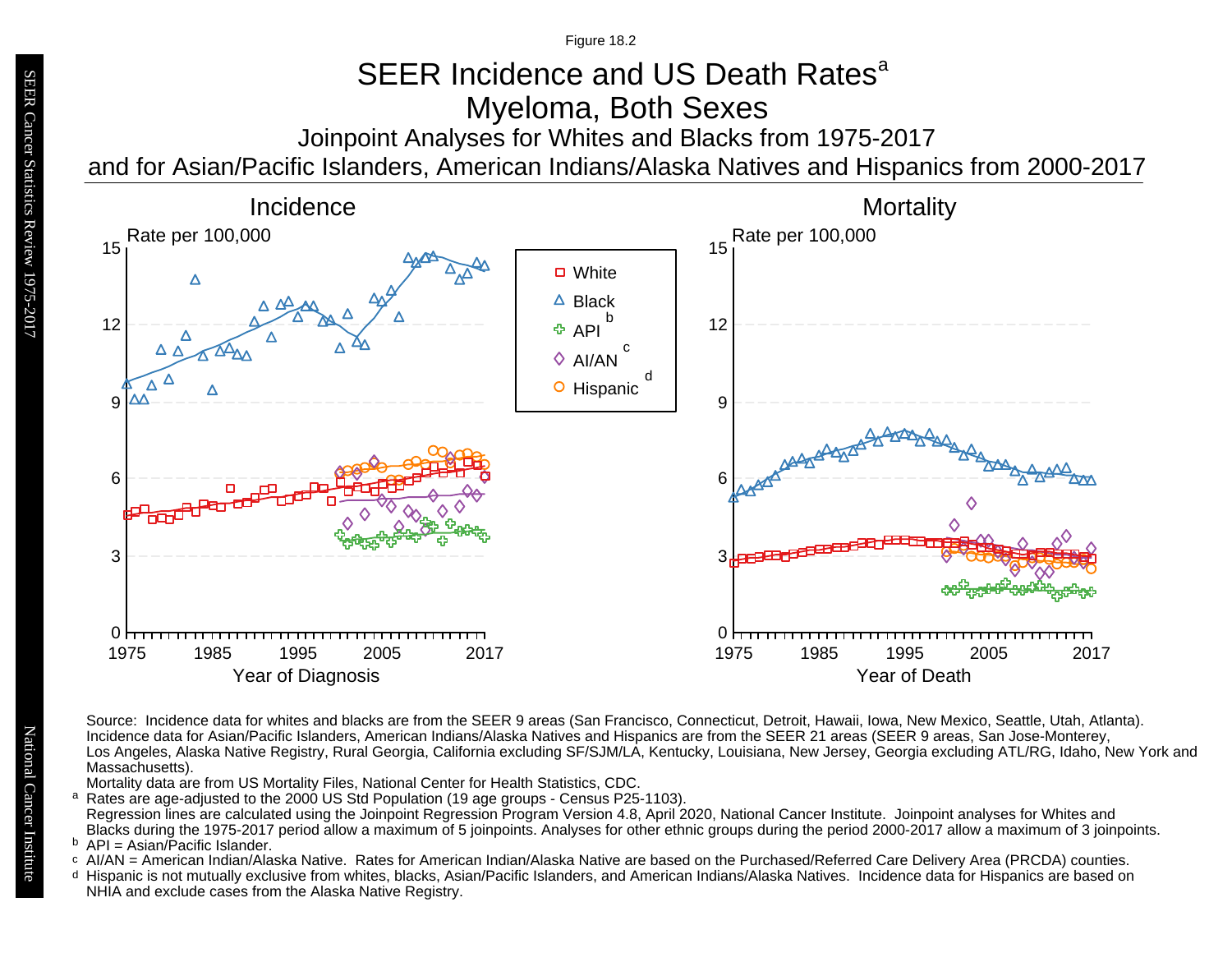Figure 18.2

# SEER Incidence and US Death Rates[a]

## Myeloma, Both Sexes

### Joinpoint Analyses for Whites and Blacks from 1975-2017 and for Asian/Pacific Islanders, American Indians/Alaska Natives and Hispanics from 2000-2017

Incidence

Rate per 100,000

Year of Diagnosis

Mortality

Rate per 100,000

Year of Death

- White
- Black
- API[b]
- AI/AN[c]
- Hispanic[d]

Source: Incidence data for whites and blacks are from the SEER 9 areas (San Francisco, Connecticut, Detroit, Hawaii, Iowa, New Mexico, Seattle, Utah, Atlanta). Incidence data for Asian/Pacific Islanders, American Indians/Alaska Natives and Hispanics are from the SEER 21 areas (SEER 9 areas, San Jose-Monterey, Los Angeles, Alaska Native Registry, Rural Georgia, California excluding SF/SJM/LA, Kentucky, Louisiana, New Jersey, Georgia excluding ATL/RG, Idaho, New York and Massachusetts).

Mortality data are from US Mortality Files, National Center for Health Statistics, CDC.

[a] Rates are age-adjusted to the 2000 US Std Population (19 age groups - Census P25-1103). Regression lines are calculated using the Joinpoint Regression Program Version 4.8, April 2020, National Cancer Institute. Joinpoint analyses for Whites and Blacks during the 1975-2017 period allow a maximum of 5 joinpoints. Analyses for other ethnic groups during the period 2000-2017 allow a maximum of 3 joinpoints.

[b] API = Asian/Pacific Islander.

[c] AI/AN = American Indian/Alaska Native. Rates for American Indian/Alaska Native are based on the Purchased/Referred Care Delivery Area (PRCDA) counties.

[d] Hispanic is not mutually exclusive from whites, blacks, Asian/Pacific Islanders, and American Indians/Alaska Natives. Incidence data for Hispanics are based on NHIA and exclude cases from the Alaska Native Registry.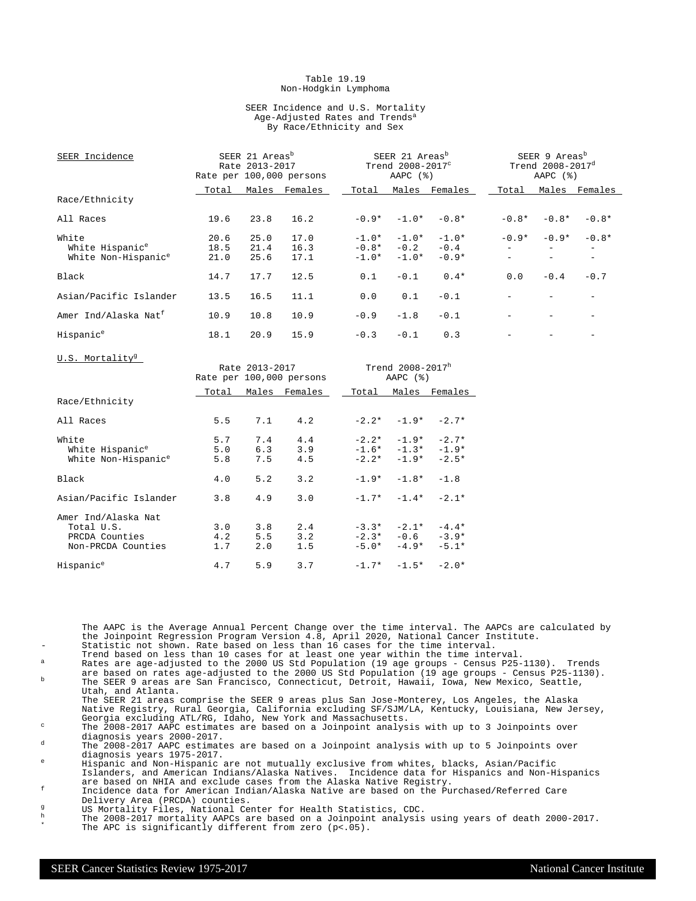# Table 19.19
## Non-Hodgkin Lymphoma

### SEER Incidence and U.S. Mortality
### Age-Adjusted Rates and Trends[a]
### By Race/Ethnicity and Sex

| SEER Incidence | SEER 21 Areas[b] Rate 2013-2017 Rate per 100,000 persons | | | SEER 21 Areas[b] Trend 2008-2017[c] AAPC (%) | | | SEER 9 Areas[b] Trend 2008-2017[d] AAPC (%) | | |
|---|---|---|---|---|---|---|---|---|---|
| Race/Ethnicity | Total | Males | Females | Total | Males | Females | Total | Males | Females |
| All Races | 19.6 | 23.8 | 16.2 | -0.9* | -1.0* | -0.8* | -0.8* | -0.8* | -0.8* |
| White | 20.6 | 25.0 | 17.0 | -1.0* | -1.0* | -1.0* | -0.9* | -0.9* | -0.8* |
| White Hispanic[e] | 18.5 | 21.4 | 16.3 | -0.8* | -0.2 | -0.4 | - | - | - |
| White Non-Hispanic[e] | 21.0 | 25.6 | 17.1 | -1.0* | -1.0* | -0.9* | - | - | - |
| Black | 14.7 | 17.7 | 12.5 | 0.1 | -0.1 | 0.4* | 0.0 | -0.4 | -0.7 |
| Asian/Pacific Islander | 13.5 | 16.5 | 11.1 | 0.0 | 0.1 | -0.1 | - | - | - |
| Amer Ind/Alaska Nat[f] | 10.9 | 10.8 | 10.9 | -0.9 | -1.8 | -0.1 | - | - | - |
| Hispanic[e] | 18.1 | 20.9 | 15.9 | -0.3 | -0.1 | 0.3 | - | - | - |

| U.S. Mortality[g] | Rate 2013-2017 Rate per 100,000 persons | | | Trend 2008-2017[h] AAPC (%) | | |
|---|---|---|---|---|---|---|
| Race/Ethnicity | Total | Males | Females | Total | Males | Females |
| All Races | 5.5 | 7.1 | 4.2 | -2.2* | -1.9* | -2.7* |
| White | 5.7 | 7.4 | 4.4 | -2.2* | -1.9* | -2.7* |
| White Hispanic[e] | 5.0 | 6.3 | 3.9 | -1.6* | -1.3* | -1.9* |
| White Non-Hispanic[e] | 5.8 | 7.5 | 4.5 | -2.2* | -1.9* | -2.5* |
| Black | 4.0 | 5.2 | 3.2 | -1.9* | -1.8* | -1.8 |
| Asian/Pacific Islander | 3.8 | 4.9 | 3.0 | -1.7* | -1.4* | -2.1* |
| Amer Ind/Alaska Nat | | | | | | |
| Total U.S. | 3.0 | 3.8 | 2.4 | -3.3* | -2.1* | -4.4* |
| PRCDA Counties | 4.2 | 5.5 | 3.2 | -2.3* | -0.6 | -3.9* |
| Non-PRCDA Counties | 1.7 | 2.0 | 1.5 | -5.0* | -4.9* | -5.1* |
| Hispanic[e] | 4.7 | 5.9 | 3.7 | -1.7* | -1.5* | -2.0* |

The AAPC is the Average Annual Percent Change over the time interval. The AAPCs are calculated by the Joinpoint Regression Program Version 4.8, April 2020, National Cancer Institute.

- \- Statistic not shown. Rate based on less than 16 cases for the time interval. Trend based on less than 10 cases for at least one year within the time interval.
- [a] Rates are age-adjusted to the 2000 US Std Population (19 age groups - Census P25-1130). Trends are based on rates age-adjusted to the 2000 US Std Population (19 age groups - Census P25-1130).
- [b] The SEER 9 areas are San Francisco, Connecticut, Detroit, Hawaii, Iowa, New Mexico, Seattle, Utah, and Atlanta. The SEER 21 areas comprise the SEER 9 areas plus San Jose-Monterey, Los Angeles, the Alaska Native Registry, Rural Georgia, California excluding SF/SJM/LA, Kentucky, Louisiana, New Jersey, Georgia excluding ATL/RG, Idaho, New York and Massachusetts.
- [c] The 2008-2017 AAPC estimates are based on a Joinpoint analysis with up to 3 Joinpoints over diagnosis years 2000-2017.
- [d] The 2008-2017 AAPC estimates are based on a Joinpoint analysis with up to 5 Joinpoints over diagnosis years 1975-2017.
- [e] Hispanic and Non-Hispanic are not mutually exclusive from whites, blacks, Asian/Pacific Islanders, and American Indians/Alaska Natives. Incidence data for Hispanics and Non-Hispanics are based on NHIA and exclude cases from the Alaska Native Registry.
- [f] Incidence data for American Indian/Alaska Native are based on the Purchased/Referred Care Delivery Area (PRCDA) counties.
- [g] US Mortality Files, National Center for Health Statistics, CDC.
- [h] The 2008-2017 mortality AAPCs are based on a Joinpoint analysis using years of death 2000-2017.
- \* The APC is significantly different from zero (p<.05).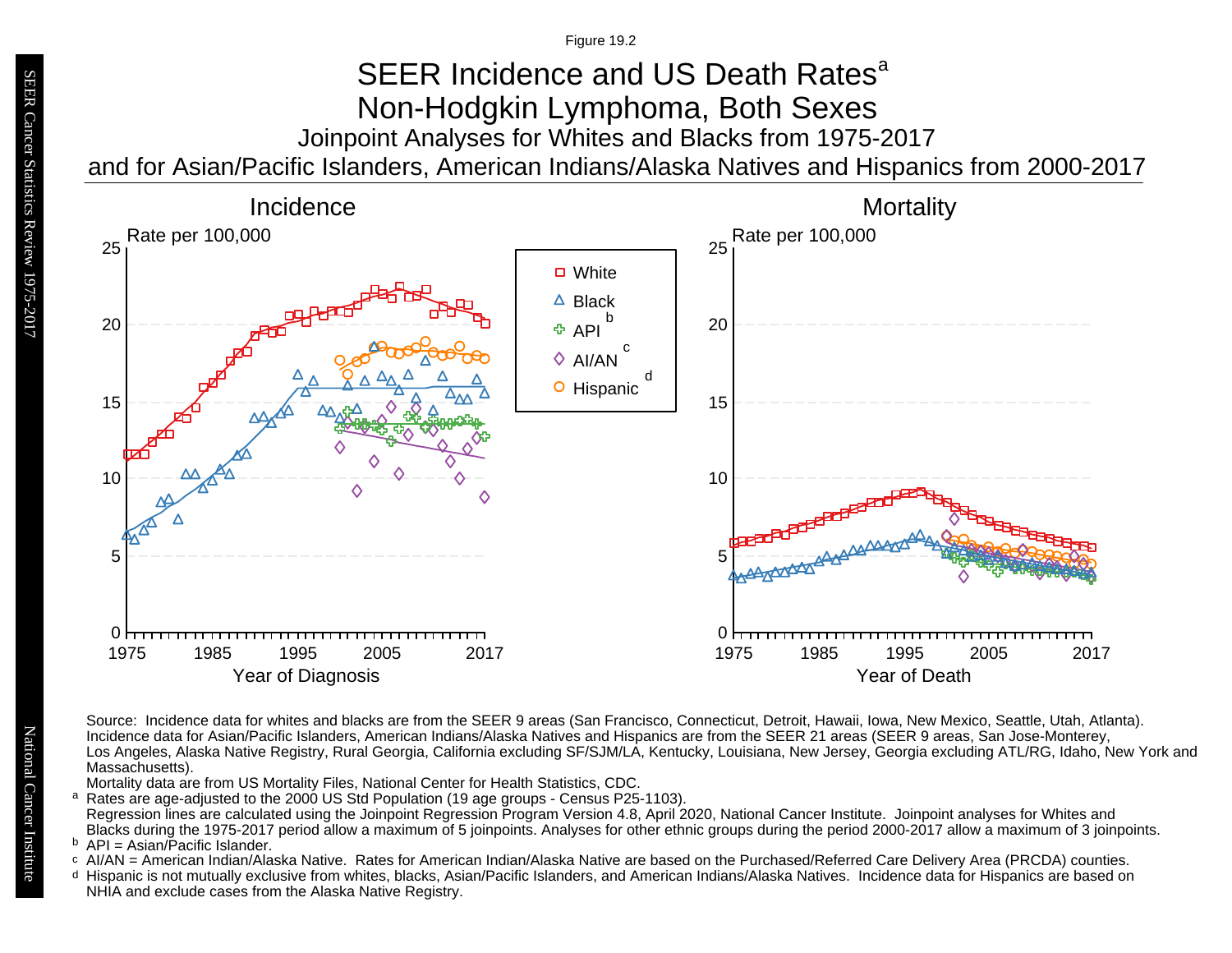Figure 19.2

# SEER Incidence and US Death Rates[a]

## Non-Hodgkin Lymphoma, Both Sexes

### Joinpoint Analyses for Whites and Blacks from 1975-2017 and for Asian/Pacific Islanders, American Indians/Alaska Natives and Hispanics from 2000-2017

Source: Incidence data for whites and blacks are from the SEER 9 areas (San Francisco, Connecticut, Detroit, Hawaii, Iowa, New Mexico, Seattle, Utah, Atlanta). Incidence data for Asian/Pacific Islanders, American Indians/Alaska Natives and Hispanics are from the SEER 21 areas (SEER 9 areas, San Jose-Monterey, Los Angeles, Alaska Native Registry, Rural Georgia, California excluding SF/SJM/LA, Kentucky, Louisiana, New Jersey, Georgia excluding ATL/RG, Idaho, New York and Massachusetts).

Mortality data are from US Mortality Files, National Center for Health Statistics, CDC.

[a] Rates are age-adjusted to the 2000 US Std Population (19 age groups - Census P25-1103). Regression lines are calculated using the Joinpoint Regression Program Version 4.8, April 2020, National Cancer Institute. Joinpoint analyses for Whites and Blacks during the 1975-2017 period allow a maximum of 5 joinpoints. Analyses for other ethnic groups during the period 2000-2017 allow a maximum of 3 joinpoints.

[b] API = Asian/Pacific Islander.

[c] AI/AN = American Indian/Alaska Native. Rates for American Indian/Alaska Native are based on the Purchased/Referred Care Delivery Area (PRCDA) counties.

[d] Hispanic is not mutually exclusive from whites, blacks, Asian/Pacific Islanders, and American Indians/Alaska Natives. Incidence data for Hispanics are based on NHIA and exclude cases from the Alaska Native Registry.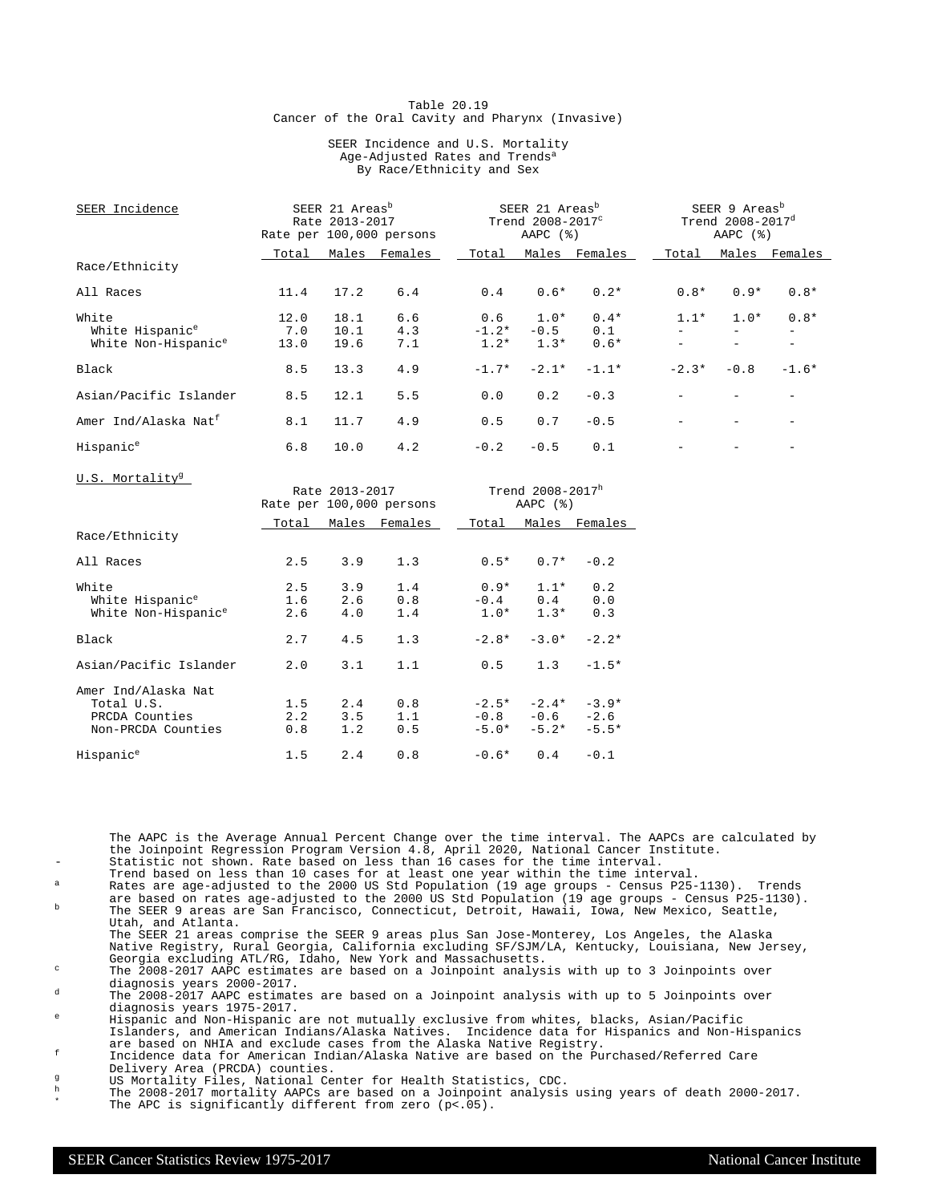Table 20.19
Cancer of the Oral Cavity and Pharynx (Invasive)

SEER Incidence and U.S. Mortality
Age-Adjusted Rates and Trends[a]
By Race/Ethnicity and Sex

| SEER Incidence | SEER 21 Areas[b] Rate 2013-2017 Rate per 100,000 persons | | | SEER 21 Areas[b] Trend 2008-2017[c] AAPC (%) | | | SEER 9 Areas[b] Trend 2008-2017[d] AAPC (%) | | |
|---|---|---|---|---|---|---|---|---|---|
| Race/Ethnicity | Total | Males | Females | Total | Males | Females | Total | Males | Females |
| All Races | 11.4 | 17.2 | 6.4 | 0.4 | 0.6* | 0.2* | 0.8* | 0.9* | 0.8* |
| White | 12.0 | 18.1 | 6.6 | 0.6 | 1.0* | 0.4* | 1.1* | 1.0* | 0.8* |
| White Hispanic[e] | 7.0 | 10.1 | 4.3 | -1.2* | -0.5 | 0.1 | - | - | - |
| White Non-Hispanic[e] | 13.0 | 19.6 | 7.1 | 1.2* | 1.3* | 0.6* | - | - | - |
| Black | 8.5 | 13.3 | 4.9 | -1.7* | -2.1* | -1.1* | -2.3* | -0.8 | -1.6* |
| Asian/Pacific Islander | 8.5 | 12.1 | 5.5 | 0.0 | 0.2 | -0.3 | - | - | - |
| Amer Ind/Alaska Nat[f] | 8.1 | 11.7 | 4.9 | 0.5 | 0.7 | -0.5 | - | - | - |
| Hispanic[e] | 6.8 | 10.0 | 4.2 | -0.2 | -0.5 | 0.1 | - | - | - |

| U.S. Mortality[g] | Rate 2013-2017 Rate per 100,000 persons | | | Trend 2008-2017[h] AAPC (%) | | |
|---|---|---|---|---|---|---|
| Race/Ethnicity | Total | Males | Females | Total | Males | Females |
| All Races | 2.5 | 3.9 | 1.3 | 0.5* | 0.7* | -0.2 |
| White | 2.5 | 3.9 | 1.4 | 0.9* | 1.1* | 0.2 |
| White Hispanic[e] | 1.6 | 2.6 | 0.8 | -0.4 | 0.4 | 0.0 |
| White Non-Hispanic[e] | 2.6 | 4.0 | 1.4 | 1.0* | 1.3* | 0.3 |
| Black | 2.7 | 4.5 | 1.3 | -2.8* | -3.0* | -2.2* |
| Asian/Pacific Islander | 2.0 | 3.1 | 1.1 | 0.5 | 1.3 | -1.5* |
| Amer Ind/Alaska Nat | | | | | | |
| Total U.S. | 1.5 | 2.4 | 0.8 | -2.5* | -2.4* | -3.9* |
| PRCDA Counties | 2.2 | 3.5 | 1.1 | -0.8 | -0.6 | -2.6 |
| Non-PRCDA Counties | 0.8 | 1.2 | 0.5 | -5.0* | -5.2* | -5.5* |
| Hispanic[e] | 1.5 | 2.4 | 0.8 | -0.6* | 0.4 | -0.1 |

The AAPC is the Average Annual Percent Change over the time interval. The AAPCs are calculated by the Joinpoint Regression Program Version 4.8, April 2020, National Cancer Institute.

- \- Statistic not shown. Rate based on less than 16 cases for the time interval. Trend based on less than 10 cases for at least one year within the time interval.
- [a] Rates are age-adjusted to the 2000 US Std Population (19 age groups - Census P25-1130). Trends are based on rates age-adjusted to the 2000 US Std Population (19 age groups - Census P25-1130).
- [b] The SEER 9 areas are San Francisco, Connecticut, Detroit, Hawaii, Iowa, New Mexico, Seattle, Utah, and Atlanta. The SEER 21 areas comprise the SEER 9 areas plus San Jose-Monterey, Los Angeles, the Alaska Native Registry, Rural Georgia, California excluding SF/SJM/LA, Kentucky, Louisiana, New Jersey, Georgia excluding ATL/RG, Idaho, New York and Massachusetts.
- [c] The 2008-2017 AAPC estimates are based on a Joinpoint analysis with up to 3 Joinpoints over diagnosis years 2000-2017.
- [d] The 2008-2017 AAPC estimates are based on a Joinpoint analysis with up to 5 Joinpoints over diagnosis years 1975-2017.
- [e] Hispanic and Non-Hispanic are not mutually exclusive from whites, blacks, Asian/Pacific Islanders, and American Indians/Alaska Natives. Incidence data for Hispanics and Non-Hispanics are based on NHIA and exclude cases from the Alaska Native Registry.
- [f] Incidence data for American Indian/Alaska Native are based on the Purchased/Referred Care Delivery Area (PRCDA) counties.
- [g] US Mortality Files, National Center for Health Statistics, CDC.
- [h] The 2008-2017 mortality AAPCs are based on a Joinpoint analysis using years of death 2000-2017.
- \* The APC is significantly different from zero (p<.05).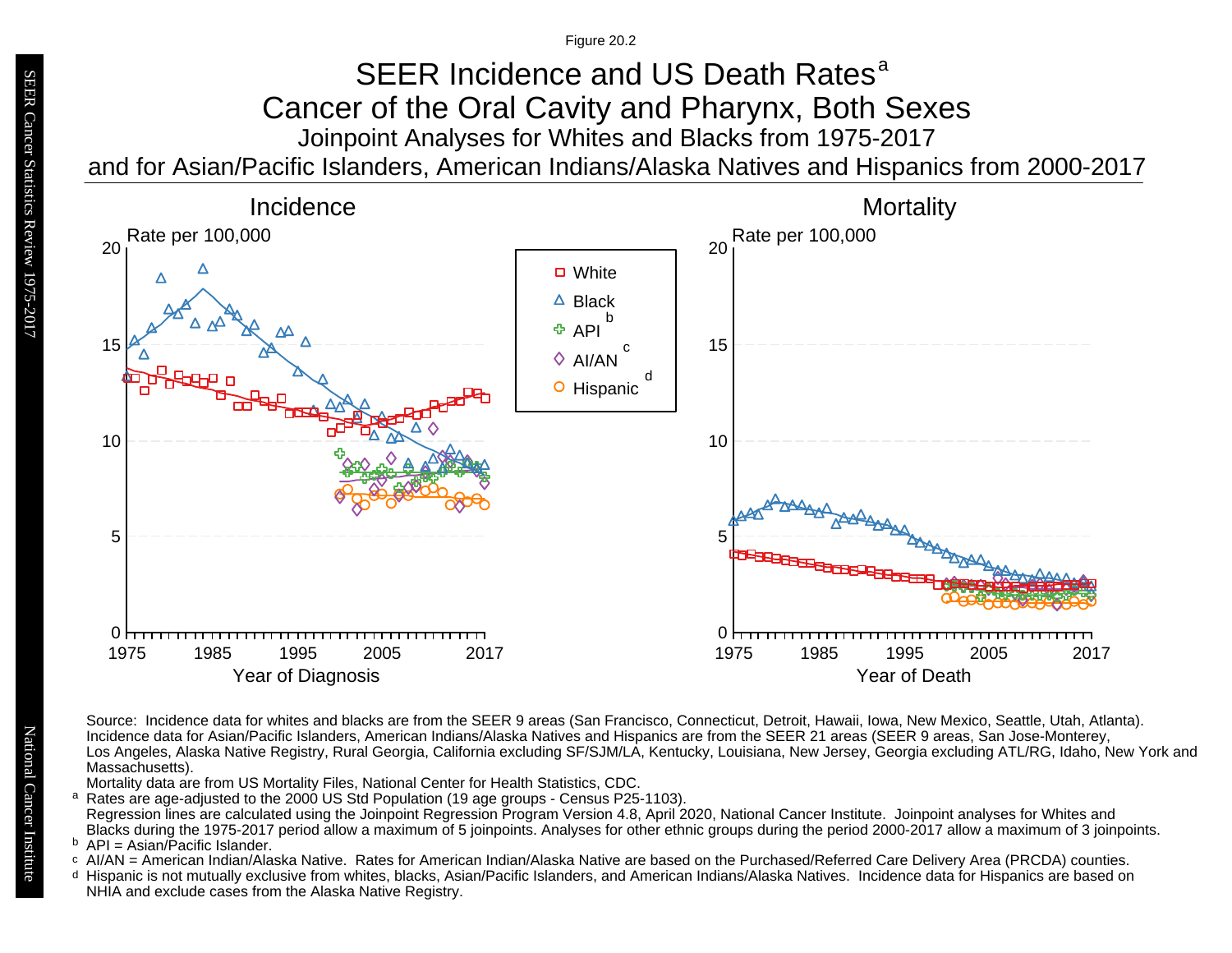Figure 20.2

# SEER Incidence and US Death Rates[a]

## Cancer of the Oral Cavity and Pharynx, Both Sexes

### Joinpoint Analyses for Whites and Blacks from 1975-2017 and for Asian/Pacific Islanders, American Indians/Alaska Natives and Hispanics from 2000-2017

**Incidence**

Rate per 100,000

Year of Diagnosis

**Mortality**

Rate per 100,000

Year of Death

Legend: White; Black; API[b]; AI/AN[c]; Hispanic[d]

Source: Incidence data for whites and blacks are from the SEER 9 areas (San Francisco, Connecticut, Detroit, Hawaii, Iowa, New Mexico, Seattle, Utah, Atlanta). Incidence data for Asian/Pacific Islanders, American Indians/Alaska Natives and Hispanics are from the SEER 21 areas (SEER 9 areas, San Jose-Monterey, Los Angeles, Alaska Native Registry, Rural Georgia, California excluding SF/SJM/LA, Kentucky, Louisiana, New Jersey, Georgia excluding ATL/RG, Idaho, New York and Massachusetts).
Mortality data are from US Mortality Files, National Center for Health Statistics, CDC.

[a] Rates are age-adjusted to the 2000 US Std Population (19 age groups - Census P25-1103).
Regression lines are calculated using the Joinpoint Regression Program Version 4.8, April 2020, National Cancer Institute. Joinpoint analyses for Whites and Blacks during the 1975-2017 period allow a maximum of 5 joinpoints. Analyses for other ethnic groups during the period 2000-2017 allow a maximum of 3 joinpoints.

[b] API = Asian/Pacific Islander.

[c] AI/AN = American Indian/Alaska Native. Rates for American Indian/Alaska Native are based on the Purchased/Referred Care Delivery Area (PRCDA) counties.

[d] Hispanic is not mutually exclusive from whites, blacks, Asian/Pacific Islanders, and American Indians/Alaska Natives. Incidence data for Hispanics are based on NHIA and exclude cases from the Alaska Native Registry.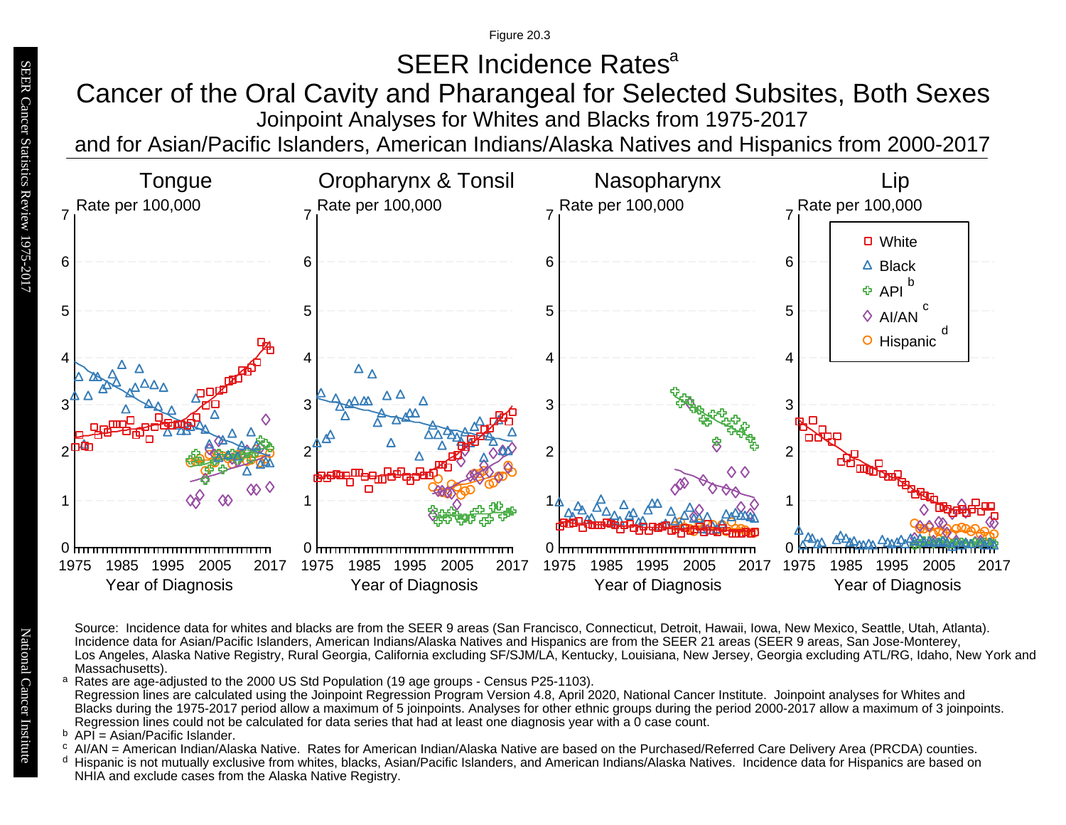Figure 20.3

# SEER Incidence Rates[a]

## Cancer of the Oral Cavity and Pharangeal for Selected Subsites, Both Sexes

### Joinpoint Analyses for Whites and Blacks from 1975-2017 and for Asian/Pacific Islanders, American Indians/Alaska Natives and Hispanics from 2000-2017

Source: Incidence data for whites and blacks are from the SEER 9 areas (San Francisco, Connecticut, Detroit, Hawaii, Iowa, New Mexico, Seattle, Utah, Atlanta). Incidence data for Asian/Pacific Islanders, American Indians/Alaska Natives and Hispanics are from the SEER 21 areas (SEER 9 areas, San Jose-Monterey, Los Angeles, Alaska Native Registry, Rural Georgia, California excluding SF/SJM/LA, Kentucky, Louisiana, New Jersey, Georgia excluding ATL/RG, Idaho, New York and Massachusetts).

[a] Rates are age-adjusted to the 2000 US Std Population (19 age groups - Census P25-1103).
Regression lines are calculated using the Joinpoint Regression Program Version 4.8, April 2020, National Cancer Institute. Joinpoint analyses for Whites and Blacks during the 1975-2017 period allow a maximum of 5 joinpoints. Analyses for other ethnic groups during the period 2000-2017 allow a maximum of 3 joinpoints. Regression lines could not be calculated for data series that had at least one diagnosis year with a 0 case count.

[b] API = Asian/Pacific Islander.

[c] AI/AN = American Indian/Alaska Native. Rates for American Indian/Alaska Native are based on the Purchased/Referred Care Delivery Area (PRCDA) counties.

[d] Hispanic is not mutually exclusive from whites, blacks, Asian/Pacific Islanders, and American Indians/Alaska Natives. Incidence data for Hispanics are based on NHIA and exclude cases from the Alaska Native Registry.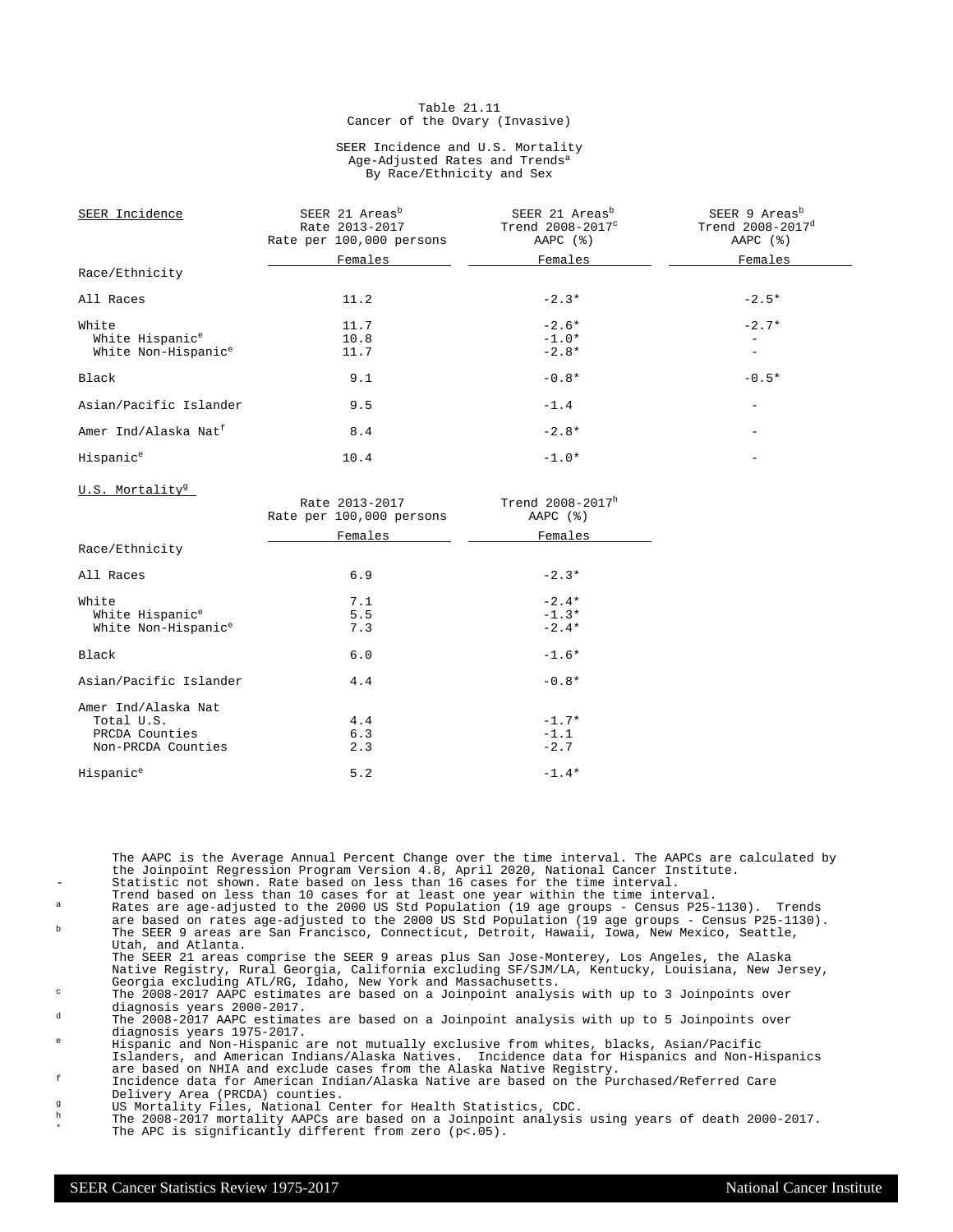# Table 21.11
## Cancer of the Ovary (Invasive)

### SEER Incidence and U.S. Mortality
### Age-Adjusted Rates and Trends[a]
### By Race/Ethnicity and Sex

| SEER Incidence | SEER 21 Areas[b] Rate 2013-2017 Rate per 100,000 persons | SEER 21 Areas[b] Trend 2008-2017[c] AAPC (%) | SEER 9 Areas[b] Trend 2008-2017[d] AAPC (%) |
|---|---|---|---|
| | Females | Females | Females |
| Race/Ethnicity | | | |
| All Races | 11.2 | -2.3* | -2.5* |
| White | 11.7 | -2.6* | -2.7* |
| White Hispanic[e] | 10.8 | -1.0* | - |
| White Non-Hispanic[e] | 11.7 | -2.8* | - |
| Black | 9.1 | -0.8* | -0.5* |
| Asian/Pacific Islander | 9.5 | -1.4 | - |
| Amer Ind/Alaska Nat[f] | 8.4 | -2.8* | - |
| Hispanic[e] | 10.4 | -1.0* | - |

| U.S. Mortality[g] | Rate 2013-2017 Rate per 100,000 persons | Trend 2008-2017[h] AAPC (%) |
|---|---|---|
| | Females | Females |
| Race/Ethnicity | | |
| All Races | 6.9 | -2.3* |
| White | 7.1 | -2.4* |
| White Hispanic[e] | 5.5 | -1.3* |
| White Non-Hispanic[e] | 7.3 | -2.4* |
| Black | 6.0 | -1.6* |
| Asian/Pacific Islander | 4.4 | -0.8* |
| Amer Ind/Alaska Nat | | |
| Total U.S. | 4.4 | -1.7* |
| PRCDA Counties | 6.3 | -1.1 |
| Non-PRCDA Counties | 2.3 | -2.7 |
| Hispanic[e] | 5.2 | -1.4* |

The AAPC is the Average Annual Percent Change over the time interval. The AAPCs are calculated by the Joinpoint Regression Program Version 4.8, April 2020, National Cancer Institute.

- \- Statistic not shown. Rate based on less than 16 cases for the time interval. Trend based on less than 10 cases for at least one year within the time interval.
- a Rates are age-adjusted to the 2000 US Std Population (19 age groups - Census P25-1130). Trends are based on rates age-adjusted to the 2000 US Std Population (19 age groups - Census P25-1130).
- b The SEER 9 areas are San Francisco, Connecticut, Detroit, Hawaii, Iowa, New Mexico, Seattle, Utah, and Atlanta. The SEER 21 areas comprise the SEER 9 areas plus San Jose-Monterey, Los Angeles, the Alaska Native Registry, Rural Georgia, California excluding SF/SJM/LA, Kentucky, Louisiana, New Jersey, Georgia excluding ATL/RG, Idaho, New York and Massachusetts.
- c The 2008-2017 AAPC estimates are based on a Joinpoint analysis with up to 3 Joinpoints over diagnosis years 2000-2017.
- d The 2008-2017 AAPC estimates are based on a Joinpoint analysis with up to 5 Joinpoints over diagnosis years 1975-2017.
- e Hispanic and Non-Hispanic are not mutually exclusive from whites, blacks, Asian/Pacific Islanders, and American Indians/Alaska Natives. Incidence data for Hispanics and Non-Hispanics are based on NHIA and exclude cases from the Alaska Native Registry.
- f Incidence data for American Indian/Alaska Native are based on the Purchased/Referred Care Delivery Area (PRCDA) counties.
- g US Mortality Files, National Center for Health Statistics, CDC.
- h The 2008-2017 mortality AAPCs are based on a Joinpoint analysis using years of death 2000-2017.
- \* The APC is significantly different from zero (p<.05).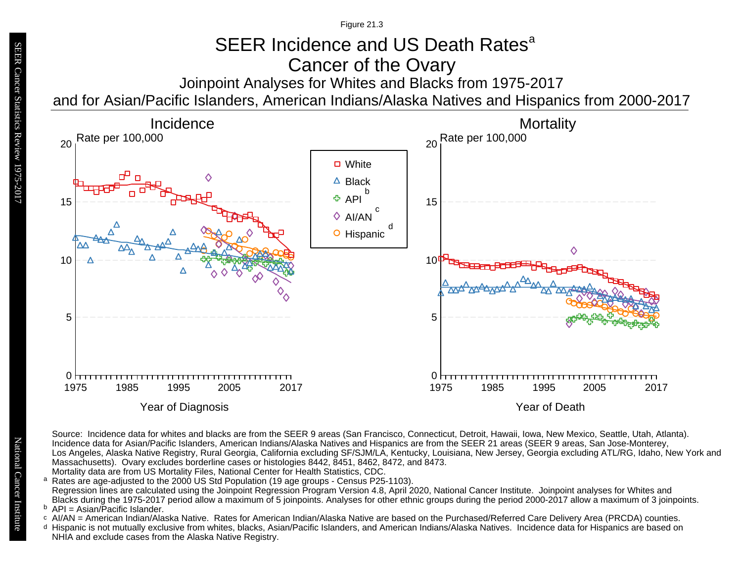Figure 21.3

# SEER Incidence and US Death Rates[a]

## Cancer of the Ovary

### Joinpoint Analyses for Whites and Blacks from 1975-2017 and for Asian/Pacific Islanders, American Indians/Alaska Natives and Hispanics from 2000-2017

**Incidence**

Rate per 100,000

Year of Diagnosis

**Mortality**

Rate per 100,000

Year of Death

Legend: White; Black; API[b]; AI/AN[c]; Hispanic[d]

Source: Incidence data for whites and blacks are from the SEER 9 areas (San Francisco, Connecticut, Detroit, Hawaii, Iowa, New Mexico, Seattle, Utah, Atlanta). Incidence data for Asian/Pacific Islanders, American Indians/Alaska Natives and Hispanics are from the SEER 21 areas (SEER 9 areas, San Jose-Monterey, Los Angeles, Alaska Native Registry, Rural Georgia, California excluding SF/SJM/LA, Kentucky, Louisiana, New Jersey, Georgia excluding ATL/RG, Idaho, New York and Massachusetts). Ovary excludes borderline cases or histologies 8442, 8451, 8462, 8472, and 8473.
Mortality data are from US Mortality Files, National Center for Health Statistics, CDC.

[a] Rates are age-adjusted to the 2000 US Std Population (19 age groups - Census P25-1103).
Regression lines are calculated using the Joinpoint Regression Program Version 4.8, April 2020, National Cancer Institute. Joinpoint analyses for Whites and Blacks during the 1975-2017 period allow a maximum of 5 joinpoints. Analyses for other ethnic groups during the period 2000-2017 allow a maximum of 3 joinpoints.

[b] API = Asian/Pacific Islander.

[c] AI/AN = American Indian/Alaska Native. Rates for American Indian/Alaska Native are based on the Purchased/Referred Care Delivery Area (PRCDA) counties.

[d] Hispanic is not mutually exclusive from whites, blacks, Asian/Pacific Islanders, and American Indians/Alaska Natives. Incidence data for Hispanics are based on NHIA and exclude cases from the Alaska Native Registry.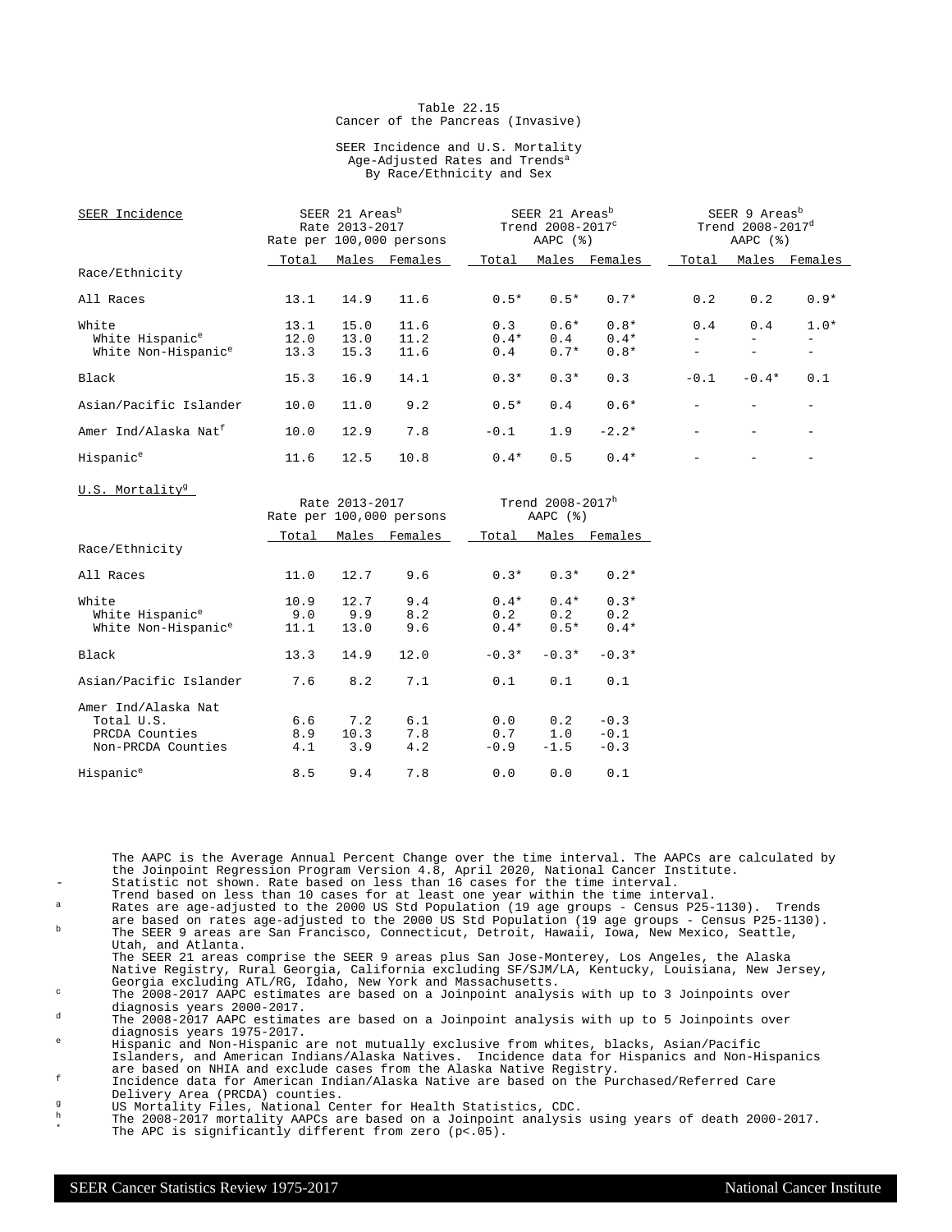Table 22.15
Cancer of the Pancreas (Invasive)

SEER Incidence and U.S. Mortality
Age-Adjusted Rates and Trends[a]
By Race/Ethnicity and Sex

| SEER Incidence | SEER 21 Areas[b] Rate 2013-2017 Rate per 100,000 persons | | | SEER 21 Areas[b] Trend 2008-2017[c] AAPC (%) | | | SEER 9 Areas[b] Trend 2008-2017[d] AAPC (%) | | |
|---|---|---|---|---|---|---|---|---|---|
| Race/Ethnicity | Total | Males | Females | Total | Males | Females | Total | Males | Females |
| All Races | 13.1 | 14.9 | 11.6 | 0.5* | 0.5* | 0.7* | 0.2 | 0.2 | 0.9* |
| White | 13.1 | 15.0 | 11.6 | 0.3 | 0.6* | 0.8* | 0.4 | 0.4 | 1.0* |
| White Hispanic[e] | 12.0 | 13.0 | 11.2 | 0.4* | 0.4 | 0.4* | - | - | - |
| White Non-Hispanic[e] | 13.3 | 15.3 | 11.6 | 0.4 | 0.7* | 0.8* | - | - | - |
| Black | 15.3 | 16.9 | 14.1 | 0.3* | 0.3* | 0.3 | -0.1 | -0.4* | 0.1 |
| Asian/Pacific Islander | 10.0 | 11.0 | 9.2 | 0.5* | 0.4 | 0.6* | - | - | - |
| Amer Ind/Alaska Nat[f] | 10.0 | 12.9 | 7.8 | -0.1 | 1.9 | -2.2* | - | - | - |
| Hispanic[e] | 11.6 | 12.5 | 10.8 | 0.4* | 0.5 | 0.4* | - | - | - |

| U.S. Mortality[g] | Rate 2013-2017 Rate per 100,000 persons | | | Trend 2008-2017[h] AAPC (%) | | |
|---|---|---|---|---|---|---|
| Race/Ethnicity | Total | Males | Females | Total | Males | Females |
| All Races | 11.0 | 12.7 | 9.6 | 0.3* | 0.3* | 0.2* |
| White | 10.9 | 12.7 | 9.4 | 0.4* | 0.4* | 0.3* |
| White Hispanic[e] | 9.0 | 9.9 | 8.2 | 0.2 | 0.2 | 0.2 |
| White Non-Hispanic[e] | 11.1 | 13.0 | 9.6 | 0.4* | 0.5* | 0.4* |
| Black | 13.3 | 14.9 | 12.0 | -0.3* | -0.3* | -0.3* |
| Asian/Pacific Islander | 7.6 | 8.2 | 7.1 | 0.1 | 0.1 | 0.1 |
| Amer Ind/Alaska Nat | | | | | | |
| Total U.S. | 6.6 | 7.2 | 6.1 | 0.0 | 0.2 | -0.3 |
| PRCDA Counties | 8.9 | 10.3 | 7.8 | 0.7 | 1.0 | -0.1 |
| Non-PRCDA Counties | 4.1 | 3.9 | 4.2 | -0.9 | -1.5 | -0.3 |
| Hispanic[e] | 8.5 | 9.4 | 7.8 | 0.0 | 0.0 | 0.1 |

The AAPC is the Average Annual Percent Change over the time interval. The AAPCs are calculated by the Joinpoint Regression Program Version 4.8, April 2020, National Cancer Institute.

- \- Statistic not shown. Rate based on less than 16 cases for the time interval. Trend based on less than 10 cases for at least one year within the time interval.
- [a] Rates are age-adjusted to the 2000 US Std Population (19 age groups - Census P25-1130). Trends are based on rates age-adjusted to the 2000 US Std Population (19 age groups - Census P25-1130).
- [b] The SEER 9 areas are San Francisco, Connecticut, Detroit, Hawaii, Iowa, New Mexico, Seattle, Utah, and Atlanta. The SEER 21 areas comprise the SEER 9 areas plus San Jose-Monterey, Los Angeles, the Alaska Native Registry, Rural Georgia, California excluding SF/SJM/LA, Kentucky, Louisiana, New Jersey, Georgia excluding ATL/RG, Idaho, New York and Massachusetts.
- [c] The 2008-2017 AAPC estimates are based on a Joinpoint analysis with up to 3 Joinpoints over diagnosis years 2000-2017.
- [d] The 2008-2017 AAPC estimates are based on a Joinpoint analysis with up to 5 Joinpoints over diagnosis years 1975-2017.
- [e] Hispanic and Non-Hispanic are not mutually exclusive from whites, blacks, Asian/Pacific Islanders, and American Indians/Alaska Natives. Incidence data for Hispanics and Non-Hispanics are based on NHIA and exclude cases from the Alaska Native Registry.
- [f] Incidence data for American Indian/Alaska Native are based on the Purchased/Referred Care Delivery Area (PRCDA) counties.
- [g] US Mortality Files, National Center for Health Statistics, CDC.
- [h] The 2008-2017 mortality AAPCs are based on a Joinpoint analysis using years of death 2000-2017.
- \* The APC is significantly different from zero (p<.05).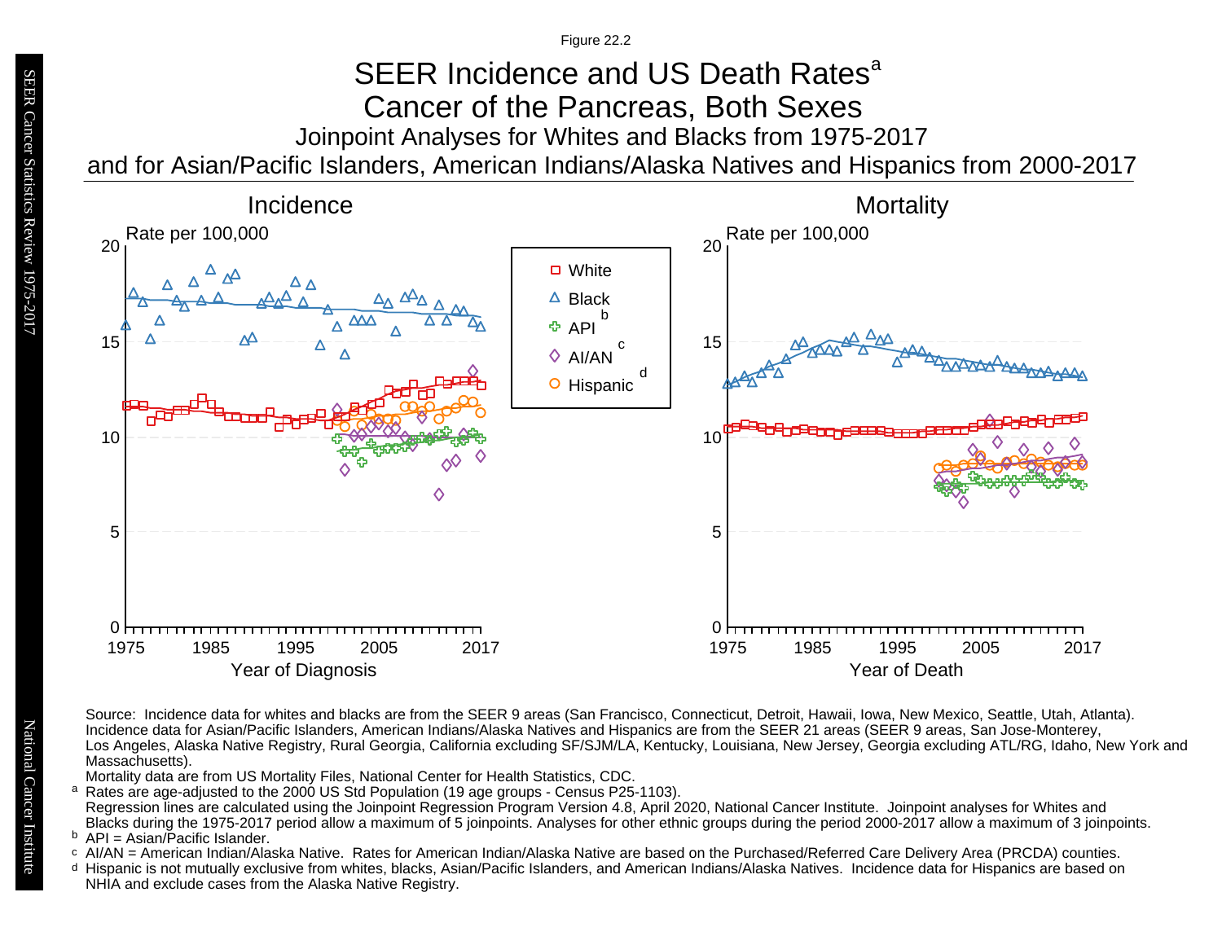Figure 22.2

# SEER Incidence and US Death Rates[a]

## Cancer of the Pancreas, Both Sexes

### Joinpoint Analyses for Whites and Blacks from 1975-2017 and for Asian/Pacific Islanders, American Indians/Alaska Natives and Hispanics from 2000-2017

**Incidence**

Rate per 100,000

Year of Diagnosis

**Mortality**

Rate per 100,000

Year of Death

Legend: White; Black; API[b]; AI/AN[c]; Hispanic[d]

Source: Incidence data for whites and blacks are from the SEER 9 areas (San Francisco, Connecticut, Detroit, Hawaii, Iowa, New Mexico, Seattle, Utah, Atlanta). Incidence data for Asian/Pacific Islanders, American Indians/Alaska Natives and Hispanics are from the SEER 21 areas (SEER 9 areas, San Jose-Monterey, Los Angeles, Alaska Native Registry, Rural Georgia, California excluding SF/SJM/LA, Kentucky, Louisiana, New Jersey, Georgia excluding ATL/RG, Idaho, New York and Massachusetts).

Mortality data are from US Mortality Files, National Center for Health Statistics, CDC.

[a] Rates are age-adjusted to the 2000 US Std Population (19 age groups - Census P25-1103). Regression lines are calculated using the Joinpoint Regression Program Version 4.8, April 2020, National Cancer Institute. Joinpoint analyses for Whites and Blacks during the 1975-2017 period allow a maximum of 5 joinpoints. Analyses for other ethnic groups during the period 2000-2017 allow a maximum of 3 joinpoints.

[b] API = Asian/Pacific Islander.

[c] AI/AN = American Indian/Alaska Native. Rates for American Indian/Alaska Native are based on the Purchased/Referred Care Delivery Area (PRCDA) counties.

[d] Hispanic is not mutually exclusive from whites, blacks, Asian/Pacific Islanders, and American Indians/Alaska Natives. Incidence data for Hispanics are based on NHIA and exclude cases from the Alaska Native Registry.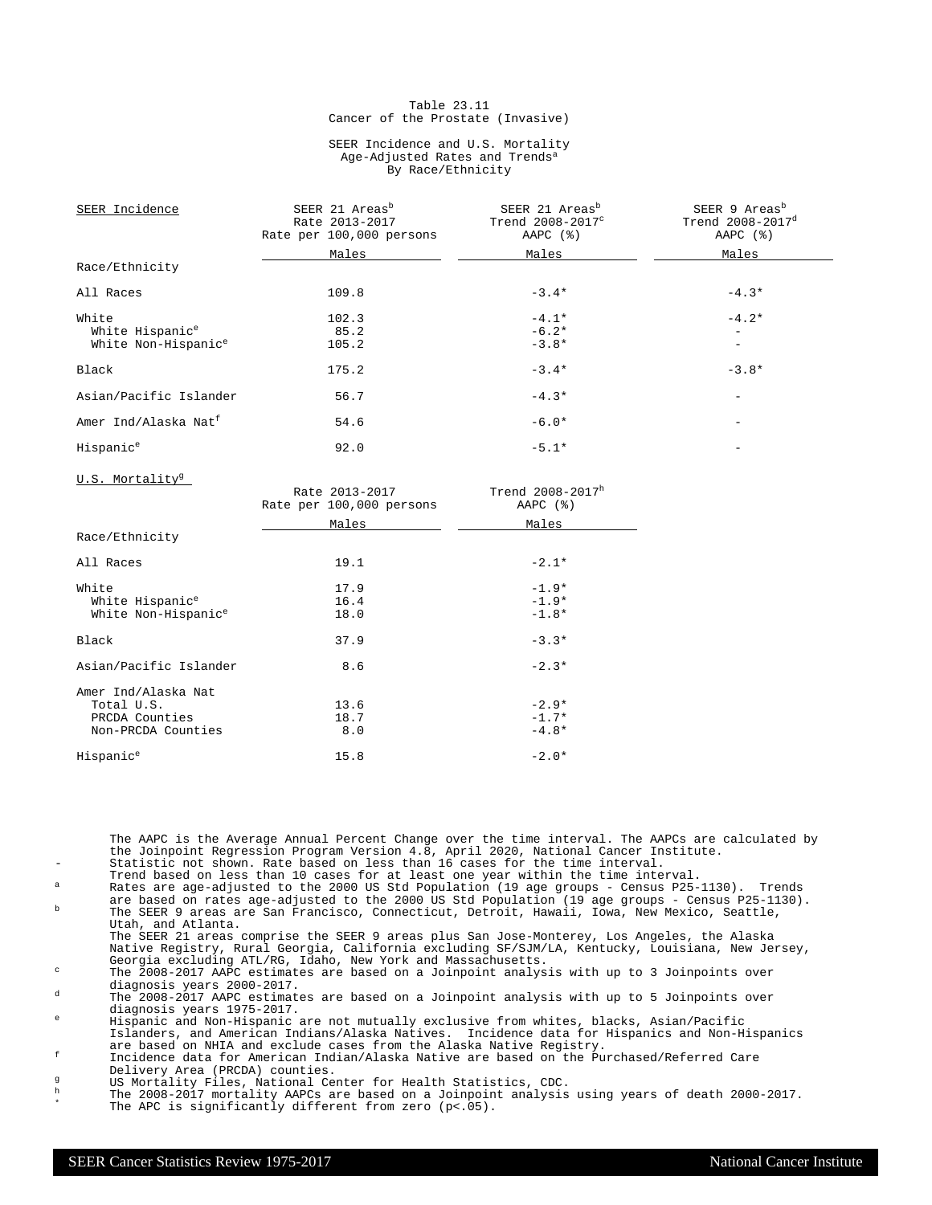# Table 23.11
## Cancer of the Prostate (Invasive)

### SEER Incidence and U.S. Mortality
### Age-Adjusted Rates and Trends[a]
### By Race/Ethnicity

| SEER Incidence | SEER 21 Areas[b] Rate 2013-2017 Rate per 100,000 persons | SEER 21 Areas[b] Trend 2008-2017[c] AAPC (%) | SEER 9 Areas[b] Trend 2008-2017[d] AAPC (%) |
|---|---|---|---|
| Race/Ethnicity | Males | Males | Males |
| All Races | 109.8 | -3.4* | -4.3* |
| White | 102.3 | -4.1* | -4.2* |
| White Hispanic[e] | 85.2 | -6.2* | - |
| White Non-Hispanic[e] | 105.2 | -3.8* | - |
| Black | 175.2 | -3.4* | -3.8* |
| Asian/Pacific Islander | 56.7 | -4.3* | - |
| Amer Ind/Alaska Nat[f] | 54.6 | -6.0* | - |
| Hispanic[e] | 92.0 | -5.1* | - |

| U.S. Mortality[g] | Rate 2013-2017 Rate per 100,000 persons | Trend 2008-2017[h] AAPC (%) |
|---|---|---|
| Race/Ethnicity | Males | Males |
| All Races | 19.1 | -2.1* |
| White | 17.9 | -1.9* |
| White Hispanic[e] | 16.4 | -1.9* |
| White Non-Hispanic[e] | 18.0 | -1.8* |
| Black | 37.9 | -3.3* |
| Asian/Pacific Islander | 8.6 | -2.3* |
| Amer Ind/Alaska Nat | | |
| Total U.S. | 13.6 | -2.9* |
| PRCDA Counties | 18.7 | -1.7* |
| Non-PRCDA Counties | 8.0 | -4.8* |
| Hispanic[e] | 15.8 | -2.0* |

The AAPC is the Average Annual Percent Change over the time interval. The AAPCs are calculated by the Joinpoint Regression Program Version 4.8, April 2020, National Cancer Institute.

- \- Statistic not shown. Rate based on less than 16 cases for the time interval. Trend based on less than 10 cases for at least one year within the time interval.
- [a] Rates are age-adjusted to the 2000 US Std Population (19 age groups - Census P25-1130). Trends are based on rates age-adjusted to the 2000 US Std Population (19 age groups - Census P25-1130).
- [b] The SEER 9 areas are San Francisco, Connecticut, Detroit, Hawaii, Iowa, New Mexico, Seattle, Utah, and Atlanta. The SEER 21 areas comprise the SEER 9 areas plus San Jose-Monterey, Los Angeles, the Alaska Native Registry, Rural Georgia, California excluding SF/SJM/LA, Kentucky, Louisiana, New Jersey, Georgia excluding ATL/RG, Idaho, New York and Massachusetts.
- [c] The 2008-2017 AAPC estimates are based on a Joinpoint analysis with up to 3 Joinpoints over diagnosis years 2000-2017.
- [d] The 2008-2017 AAPC estimates are based on a Joinpoint analysis with up to 5 Joinpoints over diagnosis years 1975-2017.
- [e] Hispanic and Non-Hispanic are not mutually exclusive from whites, blacks, Asian/Pacific Islanders, and American Indians/Alaska Natives. Incidence data for Hispanics and Non-Hispanics are based on NHIA and exclude cases from the Alaska Native Registry.
- [f] Incidence data for American Indian/Alaska Native are based on the Purchased/Referred Care Delivery Area (PRCDA) counties.
- [g] US Mortality Files, National Center for Health Statistics, CDC.
- [h] The 2008-2017 mortality AAPCs are based on a Joinpoint analysis using years of death 2000-2017.
- \* The APC is significantly different from zero (p<.05).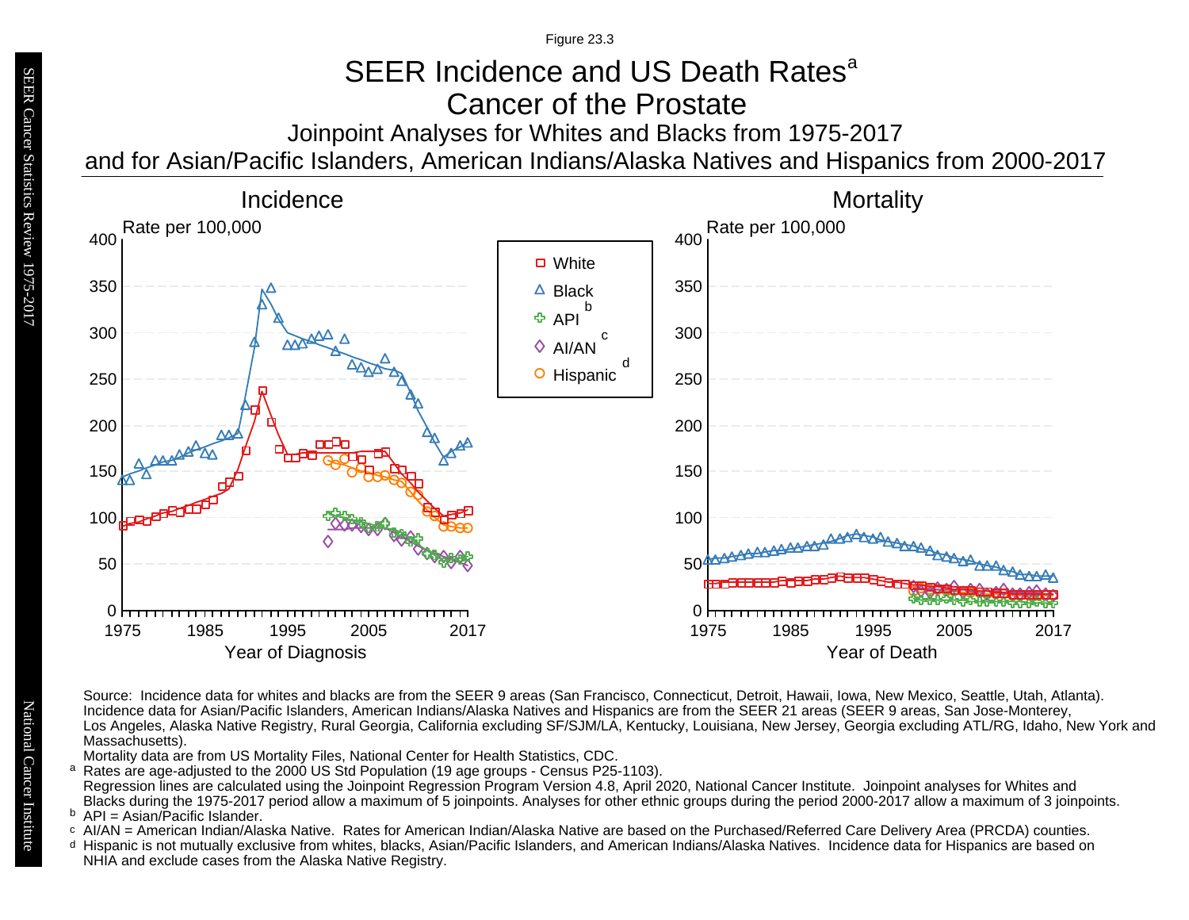Figure 23.3

# SEER Incidence and US Death Rates[a]

## Cancer of the Prostate

### Joinpoint Analyses for Whites and Blacks from 1975-2017 and for Asian/Pacific Islanders, American Indians/Alaska Natives and Hispanics from 2000-2017

Incidence

Mortality

Rate per 100,000

Legend: White; Black; API[b]; AI/AN[c]; Hispanic[d]

Year of Diagnosis

Year of Death

Source: Incidence data for whites and blacks are from the SEER 9 areas (San Francisco, Connecticut, Detroit, Hawaii, Iowa, New Mexico, Seattle, Utah, Atlanta). Incidence data for Asian/Pacific Islanders, American Indians/Alaska Natives and Hispanics are from the SEER 21 areas (SEER 9 areas, San Jose-Monterey, Los Angeles, Alaska Native Registry, Rural Georgia, California excluding SF/SJM/LA, Kentucky, Louisiana, New Jersey, Georgia excluding ATL/RG, Idaho, New York and Massachusetts).

Mortality data are from US Mortality Files, National Center for Health Statistics, CDC.

[a] Rates are age-adjusted to the 2000 US Std Population (19 age groups - Census P25-1103). Regression lines are calculated using the Joinpoint Regression Program Version 4.8, April 2020, National Cancer Institute. Joinpoint analyses for Whites and Blacks during the 1975-2017 period allow a maximum of 5 joinpoints. Analyses for other ethnic groups during the period 2000-2017 allow a maximum of 3 joinpoints.

[b] API = Asian/Pacific Islander.

[c] AI/AN = American Indian/Alaska Native. Rates for American Indian/Alaska Native are based on the Purchased/Referred Care Delivery Area (PRCDA) counties.

[d] Hispanic is not mutually exclusive from whites, blacks, Asian/Pacific Islanders, and American Indians/Alaska Natives. Incidence data for Hispanics are based on NHIA and exclude cases from the Alaska Native Registry.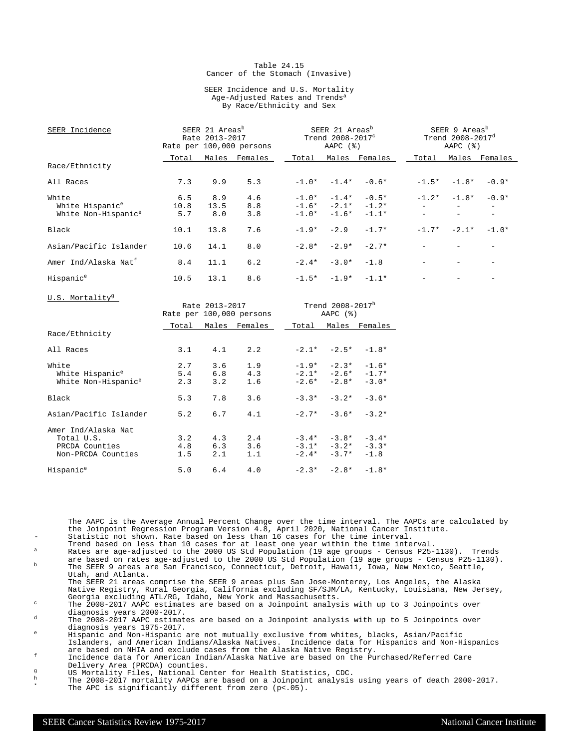Table 24.15
Cancer of the Stomach (Invasive)

SEER Incidence and U.S. Mortality
Age-Adjusted Rates and Trends[a]
By Race/Ethnicity and Sex

| SEER Incidence | SEER 21 Areas[b] Rate 2013-2017 Rate per 100,000 persons | | | SEER 21 Areas[b] Trend 2008-2017[c] AAPC (%) | | | SEER 9 Areas[b] Trend 2008-2017[d] AAPC (%) | | |
|---|---|---|---|---|---|---|---|---|---|
| Race/Ethnicity | Total | Males | Females | Total | Males | Females | Total | Males | Females |
| All Races | 7.3 | 9.9 | 5.3 | -1.0* | -1.4* | -0.6* | -1.5* | -1.8* | -0.9* |
| White | 6.5 | 8.9 | 4.6 | -1.0* | -1.4* | -0.5* | -1.2* | -1.8* | -0.9* |
| White Hispanic[e] | 10.8 | 13.5 | 8.8 | -1.6* | -2.1* | -1.2* | - | - | - |
| White Non-Hispanic[e] | 5.7 | 8.0 | 3.8 | -1.0* | -1.6* | -1.1* | - | - | - |
| Black | 10.1 | 13.8 | 7.6 | -1.9* | -2.9 | -1.7* | -1.7* | -2.1* | -1.0* |
| Asian/Pacific Islander | 10.6 | 14.1 | 8.0 | -2.8* | -2.9* | -2.7* | - | - | - |
| Amer Ind/Alaska Nat[f] | 8.4 | 11.1 | 6.2 | -2.4* | -3.0* | -1.8 | - | - | - |
| Hispanic[e] | 10.5 | 13.1 | 8.6 | -1.5* | -1.9* | -1.1* | - | - | - |

| U.S. Mortality[g] | Rate 2013-2017 Rate per 100,000 persons | | | Trend 2008-2017[h] AAPC (%) | | |
|---|---|---|---|---|---|---|
| Race/Ethnicity | Total | Males | Females | Total | Males | Females |
| All Races | 3.1 | 4.1 | 2.2 | -2.1* | -2.5* | -1.8* |
| White | 2.7 | 3.6 | 1.9 | -1.9* | -2.3* | -1.6* |
| White Hispanic[e] | 5.4 | 6.8 | 4.3 | -2.1* | -2.6* | -1.7* |
| White Non-Hispanic[e] | 2.3 | 3.2 | 1.6 | -2.6* | -2.8* | -3.0* |
| Black | 5.3 | 7.8 | 3.6 | -3.3* | -3.2* | -3.6* |
| Asian/Pacific Islander | 5.2 | 6.7 | 4.1 | -2.7* | -3.6* | -3.2* |
| Amer Ind/Alaska Nat | | | | | | |
| Total U.S. | 3.2 | 4.3 | 2.4 | -3.4* | -3.8* | -3.4* |
| PRCDA Counties | 4.8 | 6.3 | 3.6 | -3.1* | -3.2* | -3.3* |
| Non-PRCDA Counties | 1.5 | 2.1 | 1.1 | -2.4* | -3.7* | -1.8 |
| Hispanic[e] | 5.0 | 6.4 | 4.0 | -2.3* | -2.8* | -1.8* |

The AAPC is the Average Annual Percent Change over the time interval. The AAPCs are calculated by the Joinpoint Regression Program Version 4.8, April 2020, National Cancer Institute.

- \- Statistic not shown. Rate based on less than 16 cases for the time interval. Trend based on less than 10 cases for at least one year within the time interval.
- [a] Rates are age-adjusted to the 2000 US Std Population (19 age groups - Census P25-1130). Trends are based on rates age-adjusted to the 2000 US Std Population (19 age groups - Census P25-1130).
- [b] The SEER 9 areas are San Francisco, Connecticut, Detroit, Hawaii, Iowa, New Mexico, Seattle, Utah, and Atlanta. The SEER 21 areas comprise the SEER 9 areas plus San Jose-Monterey, Los Angeles, the Alaska Native Registry, Rural Georgia, California excluding SF/SJM/LA, Kentucky, Louisiana, New Jersey, Georgia excluding ATL/RG, Idaho, New York and Massachusetts.
- [c] The 2008-2017 AAPC estimates are based on a Joinpoint analysis with up to 3 Joinpoints over diagnosis years 2000-2017.
- [d] The 2008-2017 AAPC estimates are based on a Joinpoint analysis with up to 5 Joinpoints over diagnosis years 1975-2017.
- [e] Hispanic and Non-Hispanic are not mutually exclusive from whites, blacks, Asian/Pacific Islanders, and American Indians/Alaska Natives. Incidence data for Hispanics and Non-Hispanics are based on NHIA and exclude cases from the Alaska Native Registry.
- [f] Incidence data for American Indian/Alaska Native are based on the Purchased/Referred Care Delivery Area (PRCDA) counties.
- [g] US Mortality Files, National Center for Health Statistics, CDC.
- [h] The 2008-2017 mortality AAPCs are based on a Joinpoint analysis using years of death 2000-2017.
- \* The APC is significantly different from zero (p<.05).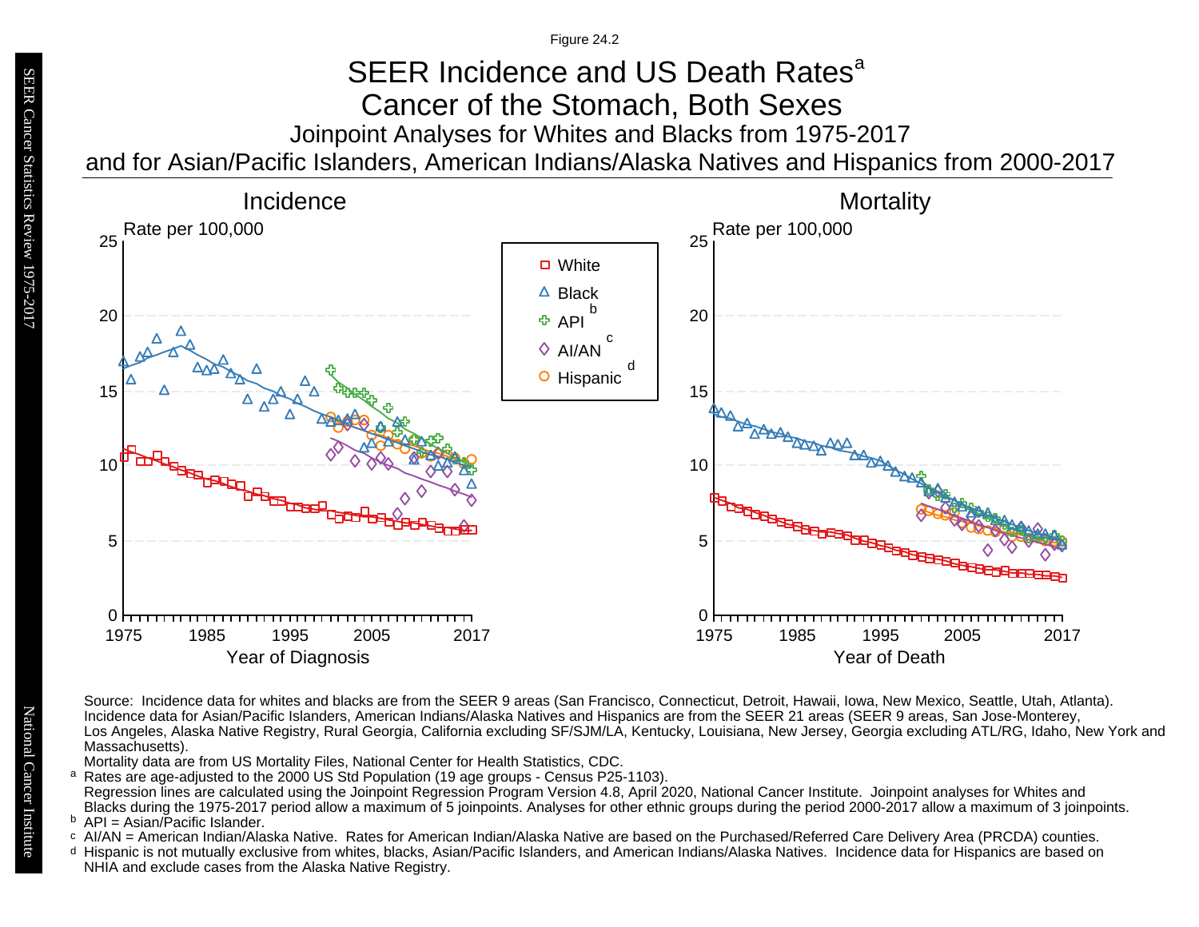Figure 24.2

# SEER Incidence and US Death Rates[a]

## Cancer of the Stomach, Both Sexes

### Joinpoint Analyses for Whites and Blacks from 1975-2017 and for Asian/Pacific Islanders, American Indians/Alaska Natives and Hispanics from 2000-2017

Source: Incidence data for whites and blacks are from the SEER 9 areas (San Francisco, Connecticut, Detroit, Hawaii, Iowa, New Mexico, Seattle, Utah, Atlanta). Incidence data for Asian/Pacific Islanders, American Indians/Alaska Natives and Hispanics are from the SEER 21 areas (SEER 9 areas, San Jose-Monterey, Los Angeles, Alaska Native Registry, Rural Georgia, California excluding SF/SJM/LA, Kentucky, Louisiana, New Jersey, Georgia excluding ATL/RG, Idaho, New York and Massachusetts).
Mortality data are from US Mortality Files, National Center for Health Statistics, CDC.

[a] Rates are age-adjusted to the 2000 US Std Population (19 age groups - Census P25-1103).
Regression lines are calculated using the Joinpoint Regression Program Version 4.8, April 2020, National Cancer Institute. Joinpoint analyses for Whites and Blacks during the 1975-2017 period allow a maximum of 5 joinpoints. Analyses for other ethnic groups during the period 2000-2017 allow a maximum of 3 joinpoints.

[b] API = Asian/Pacific Islander.

[c] AI/AN = American Indian/Alaska Native. Rates for American Indian/Alaska Native are based on the Purchased/Referred Care Delivery Area (PRCDA) counties.

[d] Hispanic is not mutually exclusive from whites, blacks, Asian/Pacific Islanders, and American Indians/Alaska Natives. Incidence data for Hispanics are based on NHIA and exclude cases from the Alaska Native Registry.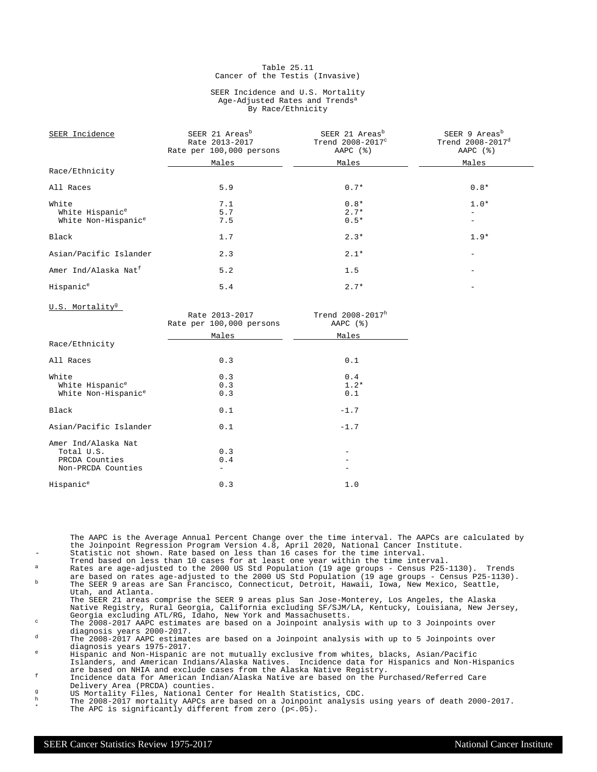Table 25.11
Cancer of the Testis (Invasive)

SEER Incidence and U.S. Mortality
Age-Adjusted Rates and Trends[a]
By Race/Ethnicity

| SEER Incidence | SEER 21 Areas[b] Rate 2013-2017 Rate per 100,000 persons | SEER 21 Areas[b] Trend 2008-2017[c] AAPC (%) | SEER 9 Areas[b] Trend 2008-2017[d] AAPC (%) |
|---|---|---|---|
| | Males | Males | Males |
| Race/Ethnicity | | | |
| All Races | 5.9 | 0.7* | 0.8* |
| White | 7.1 | 0.8* | 1.0* |
| White Hispanic[e] | 5.7 | 2.7* | - |
| White Non-Hispanic[e] | 7.5 | 0.5* | - |
| Black | 1.7 | 2.3* | 1.9* |
| Asian/Pacific Islander | 2.3 | 2.1* | - |
| Amer Ind/Alaska Nat[f] | 5.2 | 1.5 | - |
| Hispanic[e] | 5.4 | 2.7* | - |

| U.S. Mortality[g] | Rate 2013-2017 Rate per 100,000 persons | Trend 2008-2017[h] AAPC (%) |
|---|---|---|
| | Males | Males |
| Race/Ethnicity | | |
| All Races | 0.3 | 0.1 |
| White | 0.3 | 0.4 |
| White Hispanic[e] | 0.3 | 1.2* |
| White Non-Hispanic[e] | 0.3 | 0.1 |
| Black | 0.1 | -1.7 |
| Asian/Pacific Islander | 0.1 | -1.7 |
| Amer Ind/Alaska Nat | | |
| Total U.S. | 0.3 | - |
| PRCDA Counties | 0.4 | - |
| Non-PRCDA Counties | - | - |
| Hispanic[e] | 0.3 | 1.0 |

The AAPC is the Average Annual Percent Change over the time interval. The AAPCs are calculated by the Joinpoint Regression Program Version 4.8, April 2020, National Cancer Institute.

- Statistic not shown. Rate based on less than 16 cases for the time interval. Trend based on less than 10 cases for at least one year within the time interval.

[a] Rates are age-adjusted to the 2000 US Std Population (19 age groups - Census P25-1130). Trends are based on rates age-adjusted to the 2000 US Std Population (19 age groups - Census P25-1130).

[b] The SEER 9 areas are San Francisco, Connecticut, Detroit, Hawaii, Iowa, New Mexico, Seattle, Utah, and Atlanta. The SEER 21 areas comprise the SEER 9 areas plus San Jose-Monterey, Los Angeles, the Alaska Native Registry, Rural Georgia, California excluding SF/SJM/LA, Kentucky, Louisiana, New Jersey, Georgia excluding ATL/RG, Idaho, New York and Massachusetts.

[c] The 2008-2017 AAPC estimates are based on a Joinpoint analysis with up to 3 Joinpoints over diagnosis years 2000-2017.

[d] The 2008-2017 AAPC estimates are based on a Joinpoint analysis with up to 5 Joinpoints over diagnosis years 1975-2017.

[e] Hispanic and Non-Hispanic are not mutually exclusive from whites, blacks, Asian/Pacific Islanders, and American Indians/Alaska Natives. Incidence data for Hispanics and Non-Hispanics are based on NHIA and exclude cases from the Alaska Native Registry.

[f] Incidence data for American Indian/Alaska Native are based on the Purchased/Referred Care Delivery Area (PRCDA) counties.

[g] US Mortality Files, National Center for Health Statistics, CDC.

[h] The 2008-2017 mortality AAPCs are based on a Joinpoint analysis using years of death 2000-2017.

* The APC is significantly different from zero (p<.05).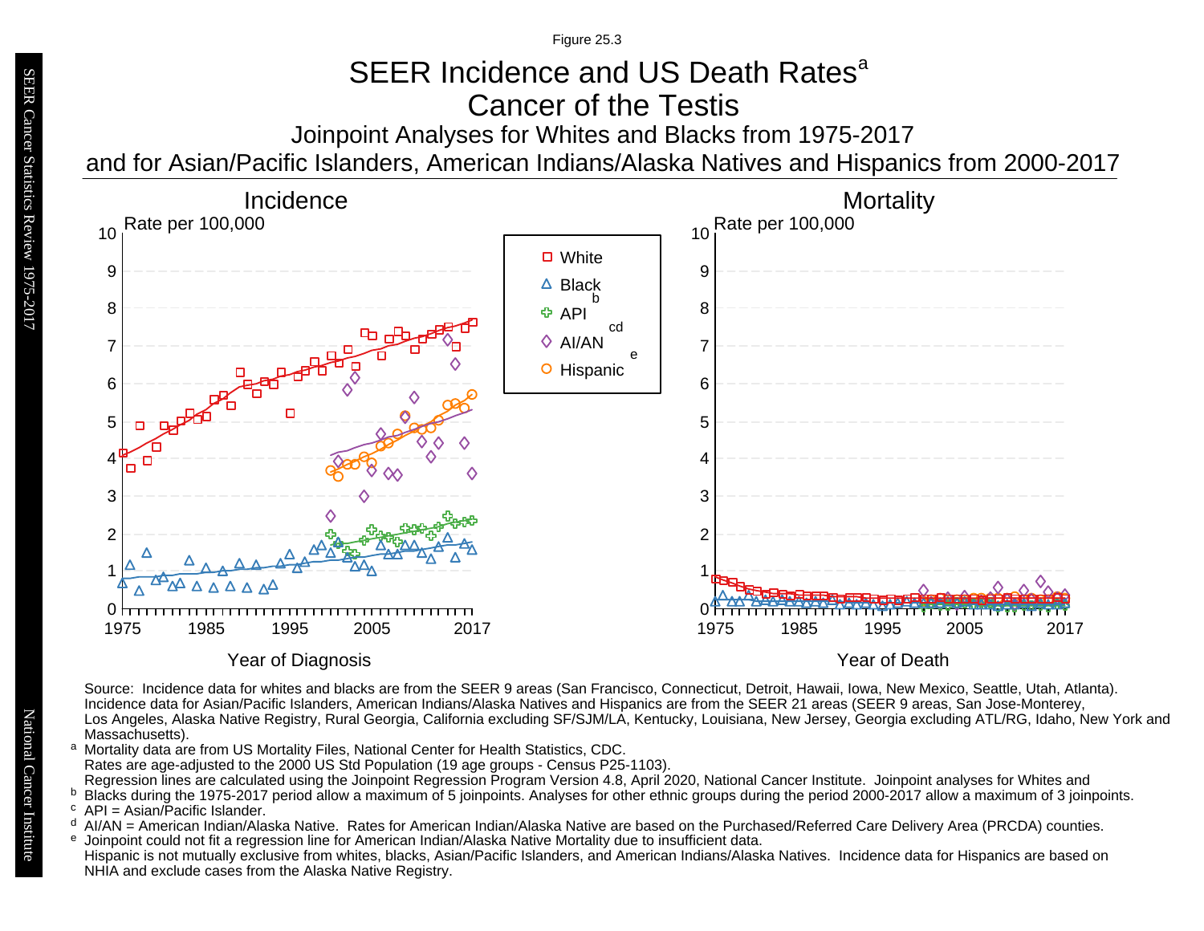Figure 25.3

# SEER Incidence and US Death Rates[a]

## Cancer of the Testis

### Joinpoint Analyses for Whites and Blacks from 1975-2017 and for Asian/Pacific Islanders, American Indians/Alaska Natives and Hispanics from 2000-2017

**Incidence**

Rate per 100,000

Year of Diagnosis

**Mortality**

Rate per 100,000

Year of Death

Legend: White, Black, API[b], AI/AN[cd], Hispanic[e]

Source: Incidence data for whites and blacks are from the SEER 9 areas (San Francisco, Connecticut, Detroit, Hawaii, Iowa, New Mexico, Seattle, Utah, Atlanta). Incidence data for Asian/Pacific Islanders, American Indians/Alaska Natives and Hispanics are from the SEER 21 areas (SEER 9 areas, San Jose-Monterey, Los Angeles, Alaska Native Registry, Rural Georgia, California excluding SF/SJM/LA, Kentucky, Louisiana, New Jersey, Georgia excluding ATL/RG, Idaho, New York and Massachusetts).

[a] Mortality data are from US Mortality Files, National Center for Health Statistics, CDC.
Rates are age-adjusted to the 2000 US Std Population (19 age groups - Census P25-1103).
Regression lines are calculated using the Joinpoint Regression Program Version 4.8, April 2020, National Cancer Institute. Joinpoint analyses for Whites and Blacks during the 1975-2017 period allow a maximum of 5 joinpoints. Analyses for other ethnic groups during the period 2000-2017 allow a maximum of 3 joinpoints.

[b] API = Asian/Pacific Islander.

[c] AI/AN = American Indian/Alaska Native. Rates for American Indian/Alaska Native are based on the Purchased/Referred Care Delivery Area (PRCDA) counties.

[d] Joinpoint could not fit a regression line for American Indian/Alaska Native Mortality due to insufficient data.

[e] Hispanic is not mutually exclusive from whites, blacks, Asian/Pacific Islanders, and American Indians/Alaska Natives. Incidence data for Hispanics are based on NHIA and exclude cases from the Alaska Native Registry.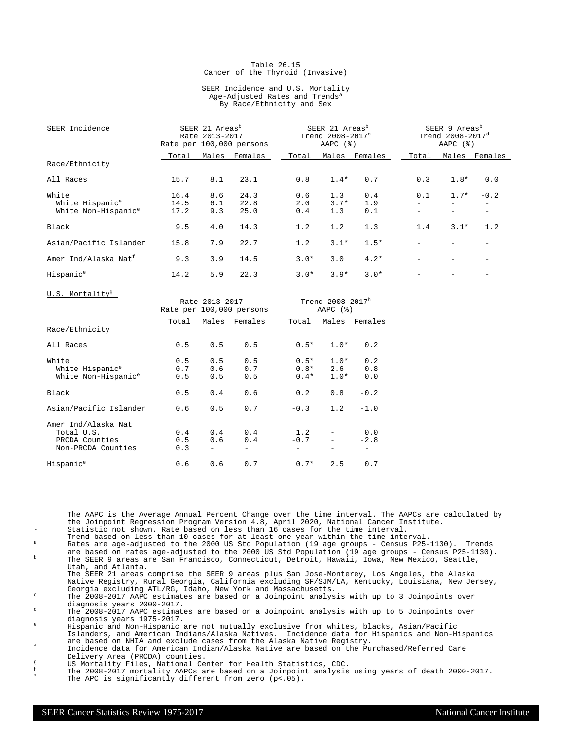Table 26.15
Cancer of the Thyroid (Invasive)

SEER Incidence and U.S. Mortality
Age-Adjusted Rates and Trends[a]
By Race/Ethnicity and Sex

| SEER Incidence | SEER 21 Areas[b] Rate 2013-2017 Rate per 100,000 persons | | | SEER 21 Areas[b] Trend 2008-2017[c] AAPC (%) | | | SEER 9 Areas[b] Trend 2008-2017[d] AAPC (%) | | |
|---|---|---|---|---|---|---|---|---|---|
| Race/Ethnicity | Total | Males | Females | Total | Males | Females | Total | Males | Females |
| All Races | 15.7 | 8.1 | 23.1 | 0.8 | 1.4* | 0.7 | 0.3 | 1.8* | 0.0 |
| White | 16.4 | 8.6 | 24.3 | 0.6 | 1.3 | 0.4 | 0.1 | 1.7* | -0.2 |
| White Hispanic[e] | 14.5 | 6.1 | 22.8 | 2.0 | 3.7* | 1.9 | - | - | - |
| White Non-Hispanic[e] | 17.2 | 9.3 | 25.0 | 0.4 | 1.3 | 0.1 | - | - | - |
| Black | 9.5 | 4.0 | 14.3 | 1.2 | 1.2 | 1.3 | 1.4 | 3.1* | 1.2 |
| Asian/Pacific Islander | 15.8 | 7.9 | 22.7 | 1.2 | 3.1* | 1.5* | - | - | - |
| Amer Ind/Alaska Nat[f] | 9.3 | 3.9 | 14.5 | 3.0* | 3.0 | 4.2* | - | - | - |
| Hispanic[e] | 14.2 | 5.9 | 22.3 | 3.0* | 3.9* | 3.0* | - | - | - |

| U.S. Mortality[g] | Rate 2013-2017 Rate per 100,000 persons | | | Trend 2008-2017[h] AAPC (%) | | |
|---|---|---|---|---|---|---|
| Race/Ethnicity | Total | Males | Females | Total | Males | Females |
| All Races | 0.5 | 0.5 | 0.5 | 0.5* | 1.0* | 0.2 |
| White | 0.5 | 0.5 | 0.5 | 0.5* | 1.0* | 0.2 |
| White Hispanic[e] | 0.7 | 0.6 | 0.7 | 0.8* | 2.6 | 0.8 |
| White Non-Hispanic[e] | 0.5 | 0.5 | 0.5 | 0.4* | 1.0* | 0.0 |
| Black | 0.5 | 0.4 | 0.6 | 0.2 | 0.8 | -0.2 |
| Asian/Pacific Islander | 0.6 | 0.5 | 0.7 | -0.3 | 1.2 | -1.0 |
| Amer Ind/Alaska Nat | | | | | | |
| Total U.S. | 0.4 | 0.4 | 0.4 | 1.2 | - | 0.0 |
| PRCDA Counties | 0.5 | 0.6 | 0.4 | -0.7 | - | -2.8 |
| Non-PRCDA Counties | 0.3 | - | - | - | - | - |
| Hispanic[e] | 0.6 | 0.6 | 0.7 | 0.7* | 2.5 | 0.7 |

The AAPC is the Average Annual Percent Change over the time interval. The AAPCs are calculated by the Joinpoint Regression Program Version 4.8, April 2020, National Cancer Institute.

- \- Statistic not shown. Rate based on less than 16 cases for the time interval. Trend based on less than 10 cases for at least one year within the time interval.
- [a] Rates are age-adjusted to the 2000 US Std Population (19 age groups - Census P25-1130). Trends are based on rates age-adjusted to the 2000 US Std Population (19 age groups - Census P25-1130).
- [b] The SEER 9 areas are San Francisco, Connecticut, Detroit, Hawaii, Iowa, New Mexico, Seattle, Utah, and Atlanta. The SEER 21 areas comprise the SEER 9 areas plus San Jose-Monterey, Los Angeles, the Alaska Native Registry, Rural Georgia, California excluding SF/SJM/LA, Kentucky, Louisiana, New Jersey, Georgia excluding ATL/RG, Idaho, New York and Massachusetts.
- [c] The 2008-2017 AAPC estimates are based on a Joinpoint analysis with up to 3 Joinpoints over diagnosis years 2000-2017.
- [d] The 2008-2017 AAPC estimates are based on a Joinpoint analysis with up to 5 Joinpoints over diagnosis years 1975-2017.
- [e] Hispanic and Non-Hispanic are not mutually exclusive from whites, blacks, Asian/Pacific Islanders, and American Indians/Alaska Natives. Incidence data for Hispanics and Non-Hispanics are based on NHIA and exclude cases from the Alaska Native Registry.
- [f] Incidence data for American Indian/Alaska Native are based on the Purchased/Referred Care Delivery Area (PRCDA) counties.
- [g] US Mortality Files, National Center for Health Statistics, CDC.
- [h] The 2008-2017 mortality AAPCs are based on a Joinpoint analysis using years of death 2000-2017.
- \* The APC is significantly different from zero (p<.05).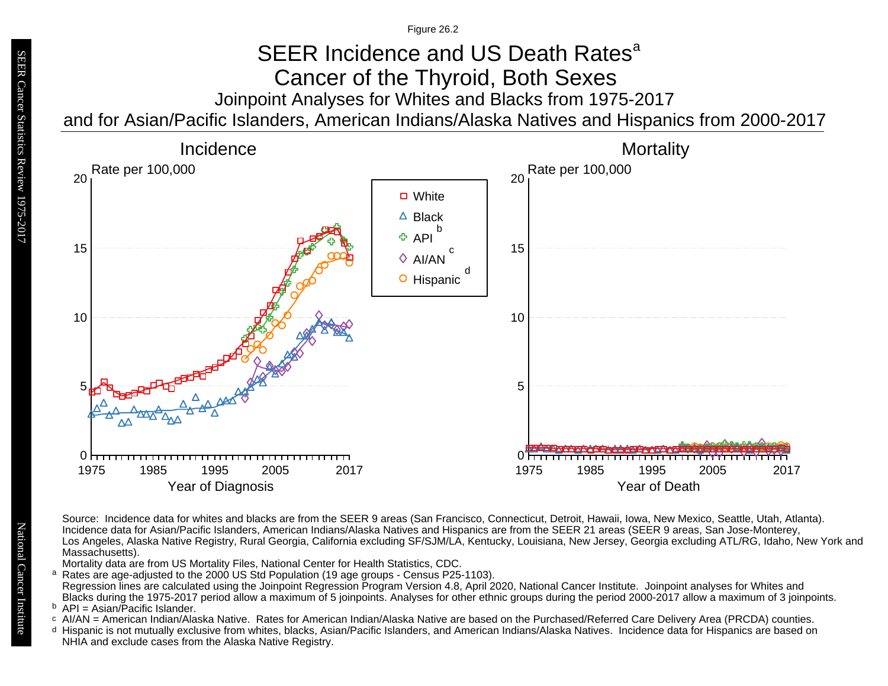Figure 26.2

# SEER Incidence and US Death Rates[a]

## Cancer of the Thyroid, Both Sexes

### Joinpoint Analyses for Whites and Blacks from 1975-2017 and for Asian/Pacific Islanders, American Indians/Alaska Natives and Hispanics from 2000-2017

Incidence

Mortality

Source: Incidence data for whites and blacks are from the SEER 9 areas (San Francisco, Connecticut, Detroit, Hawaii, Iowa, New Mexico, Seattle, Utah, Atlanta). Incidence data for Asian/Pacific Islanders, American Indians/Alaska Natives and Hispanics are from the SEER 21 areas (SEER 9 areas, San Jose-Monterey, Los Angeles, Alaska Native Registry, Rural Georgia, California excluding SF/SJM/LA, Kentucky, Louisiana, New Jersey, Georgia excluding ATL/RG, Idaho, New York and Massachusetts).
Mortality data are from US Mortality Files, National Center for Health Statistics, CDC.

[a] Rates are age-adjusted to the 2000 US Std Population (19 age groups - Census P25-1103).
Regression lines are calculated using the Joinpoint Regression Program Version 4.8, April 2020, National Cancer Institute. Joinpoint analyses for Whites and Blacks during the 1975-2017 period allow a maximum of 5 joinpoints. Analyses for other ethnic groups during the period 2000-2017 allow a maximum of 3 joinpoints.

[b] API = Asian/Pacific Islander.

[c] AI/AN = American Indian/Alaska Native. Rates for American Indian/Alaska Native are based on the Purchased/Referred Care Delivery Area (PRCDA) counties.

[d] Hispanic is not mutually exclusive from whites, blacks, Asian/Pacific Islanders, and American Indians/Alaska Natives. Incidence data for Hispanics are based on NHIA and exclude cases from the Alaska Native Registry.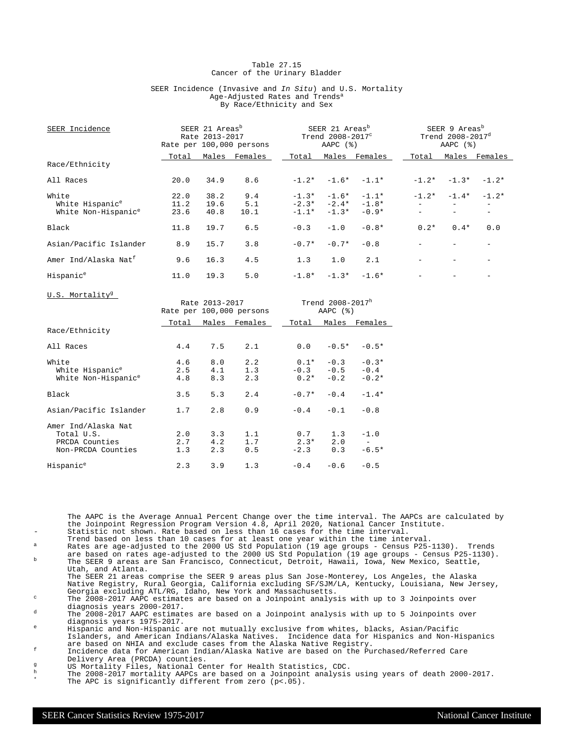# Table 27.15
## Cancer of the Urinary Bladder

SEER Incidence (Invasive and *In Situ*) and U.S. Mortality
Age-Adjusted Rates and Trends[a]
By Race/Ethnicity and Sex

| SEER Incidence | SEER 21 Areas[b] Rate 2013-2017 Rate per 100,000 persons | | | SEER 21 Areas[b] Trend 2008-2017[c] AAPC (%) | | | SEER 9 Areas[b] Trend 2008-2017[d] AAPC (%) | | |
|---|---|---|---|---|---|---|---|---|---|
| Race/Ethnicity | Total | Males | Females | Total | Males | Females | Total | Males | Females |
| All Races | 20.0 | 34.9 | 8.6 | -1.2* | -1.6* | -1.1* | -1.2* | -1.3* | -1.2* |
| White | 22.0 | 38.2 | 9.4 | -1.3* | -1.6* | -1.1* | -1.2* | -1.4* | -1.2* |
| White Hispanic[e] | 11.2 | 19.6 | 5.1 | -2.3* | -2.4* | -1.8* | - | - | - |
| White Non-Hispanic[e] | 23.6 | 40.8 | 10.1 | -1.1* | -1.3* | -0.9* | - | - | - |
| Black | 11.8 | 19.7 | 6.5 | -0.3 | -1.0 | -0.8* | 0.2* | 0.4* | 0.0 |
| Asian/Pacific Islander | 8.9 | 15.7 | 3.8 | -0.7* | -0.7* | -0.8 | - | - | - |
| Amer Ind/Alaska Nat[f] | 9.6 | 16.3 | 4.5 | 1.3 | 1.0 | 2.1 | - | - | - |
| Hispanic[e] | 11.0 | 19.3 | 5.0 | -1.8* | -1.3* | -1.6* | - | - | - |

| U.S. Mortality[g] | Rate 2013-2017 Rate per 100,000 persons | | | Trend 2008-2017[h] AAPC (%) | | |
|---|---|---|---|---|---|---|
| Race/Ethnicity | Total | Males | Females | Total | Males | Females |
| All Races | 4.4 | 7.5 | 2.1 | 0.0 | -0.5* | -0.5* |
| White | 4.6 | 8.0 | 2.2 | 0.1* | -0.3 | -0.3* |
| White Hispanic[e] | 2.5 | 4.1 | 1.3 | -0.3 | -0.5 | -0.4 |
| White Non-Hispanic[e] | 4.8 | 8.3 | 2.3 | 0.2* | -0.2 | -0.2* |
| Black | 3.5 | 5.3 | 2.4 | -0.7* | -0.4 | -1.4* |
| Asian/Pacific Islander | 1.7 | 2.8 | 0.9 | -0.4 | -0.1 | -0.8 |
| Amer Ind/Alaska Nat | | | | | | |
| Total U.S. | 2.0 | 3.3 | 1.1 | 0.7 | 1.3 | -1.0 |
| PRCDA Counties | 2.7 | 4.2 | 1.7 | 2.3* | 2.0 | - |
| Non-PRCDA Counties | 1.3 | 2.3 | 0.5 | -2.3 | 0.3 | -6.5* |
| Hispanic[e] | 2.3 | 3.9 | 1.3 | -0.4 | -0.6 | -0.5 |

The AAPC is the Average Annual Percent Change over the time interval. The AAPCs are calculated by the Joinpoint Regression Program Version 4.8, April 2020, National Cancer Institute.

- \- Statistic not shown. Rate based on less than 16 cases for the time interval. Trend based on less than 10 cases for at least one year within the time interval.
- a Rates are age-adjusted to the 2000 US Std Population (19 age groups - Census P25-1130). Trends are based on rates age-adjusted to the 2000 US Std Population (19 age groups - Census P25-1130).
- b The SEER 9 areas are San Francisco, Connecticut, Detroit, Hawaii, Iowa, New Mexico, Seattle, Utah, and Atlanta. The SEER 21 areas comprise the SEER 9 areas plus San Jose-Monterey, Los Angeles, the Alaska Native Registry, Rural Georgia, California excluding SF/SJM/LA, Kentucky, Louisiana, New Jersey, Georgia excluding ATL/RG, Idaho, New York and Massachusetts.
- c The 2008-2017 AAPC estimates are based on a Joinpoint analysis with up to 3 Joinpoints over diagnosis years 2000-2017.
- d The 2008-2017 AAPC estimates are based on a Joinpoint analysis with up to 5 Joinpoints over diagnosis years 1975-2017.
- e Hispanic and Non-Hispanic are not mutually exclusive from whites, blacks, Asian/Pacific Islanders, and American Indians/Alaska Natives. Incidence data for Hispanics and Non-Hispanics are based on NHIA and exclude cases from the Alaska Native Registry.
- f Incidence data for American Indian/Alaska Native are based on the Purchased/Referred Care Delivery Area (PRCDA) counties.
- g US Mortality Files, National Center for Health Statistics, CDC.
- h The 2008-2017 mortality AAPCs are based on a Joinpoint analysis using years of death 2000-2017.
- \* The APC is significantly different from zero (p<.05).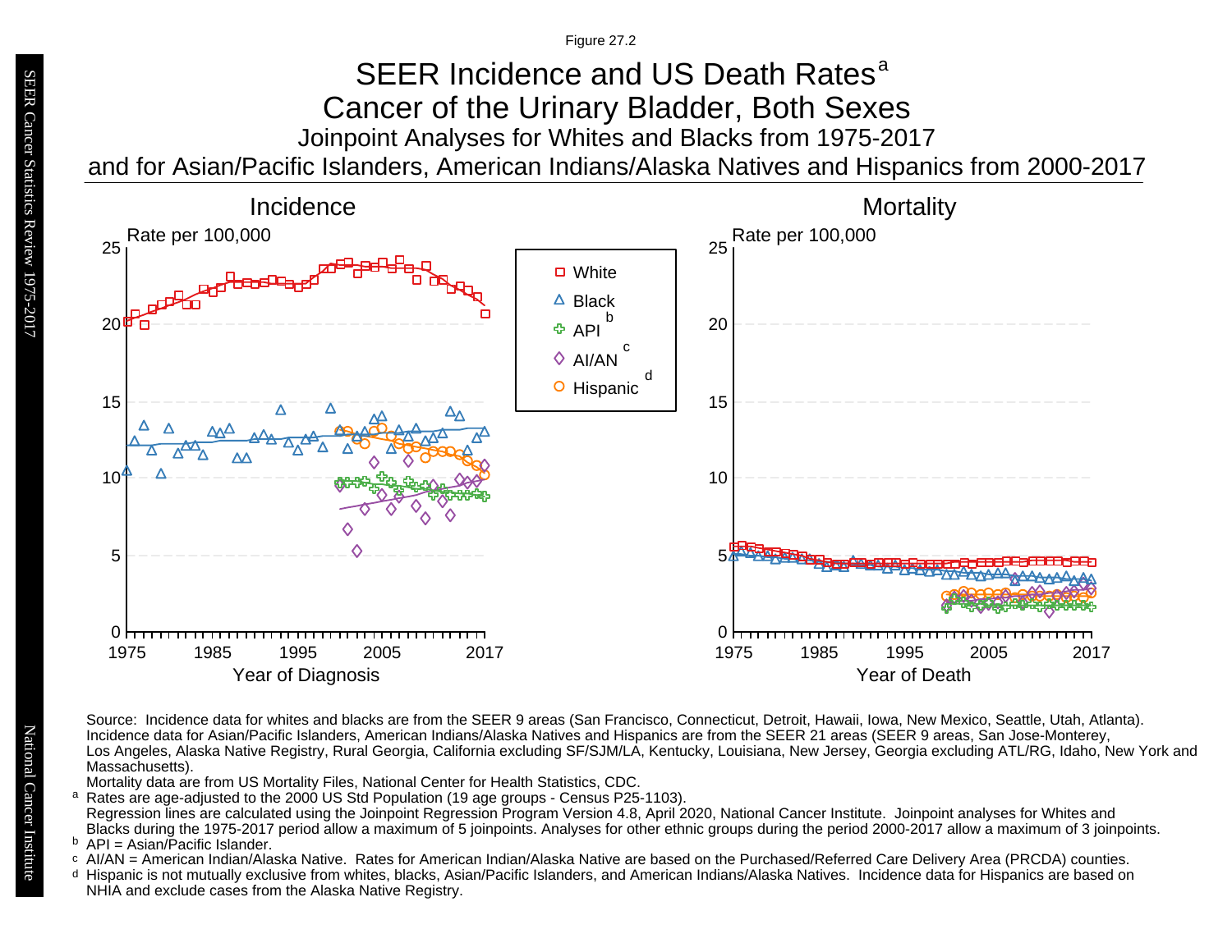Figure 27.2

# SEER Incidence and US Death Rates[a]

## Cancer of the Urinary Bladder, Both Sexes

### Joinpoint Analyses for Whites and Blacks from 1975-2017 and for Asian/Pacific Islanders, American Indians/Alaska Natives and Hispanics from 2000-2017

**Incidence** — Rate per 100,000; Year of Diagnosis (1975–2017)

**Mortality** — Rate per 100,000; Year of Death (1975–2017)

Legend: White; Black; API[b]; AI/AN[c]; Hispanic[d]

Source: Incidence data for whites and blacks are from the SEER 9 areas (San Francisco, Connecticut, Detroit, Hawaii, Iowa, New Mexico, Seattle, Utah, Atlanta). Incidence data for Asian/Pacific Islanders, American Indians/Alaska Natives and Hispanics are from the SEER 21 areas (SEER 9 areas, San Jose-Monterey, Los Angeles, Alaska Native Registry, Rural Georgia, California excluding SF/SJM/LA, Kentucky, Louisiana, New Jersey, Georgia excluding ATL/RG, Idaho, New York and Massachusetts).

Mortality data are from US Mortality Files, National Center for Health Statistics, CDC.

[a] Rates are age-adjusted to the 2000 US Std Population (19 age groups - Census P25-1103). Regression lines are calculated using the Joinpoint Regression Program Version 4.8, April 2020, National Cancer Institute. Joinpoint analyses for Whites and Blacks during the 1975-2017 period allow a maximum of 5 joinpoints. Analyses for other ethnic groups during the period 2000-2017 allow a maximum of 3 joinpoints.

[b] API = Asian/Pacific Islander.

[c] AI/AN = American Indian/Alaska Native. Rates for American Indian/Alaska Native are based on the Purchased/Referred Care Delivery Area (PRCDA) counties.

[d] Hispanic is not mutually exclusive from whites, blacks, Asian/Pacific Islanders, and American Indians/Alaska Natives. Incidence data for Hispanics are based on NHIA and exclude cases from the Alaska Native Registry.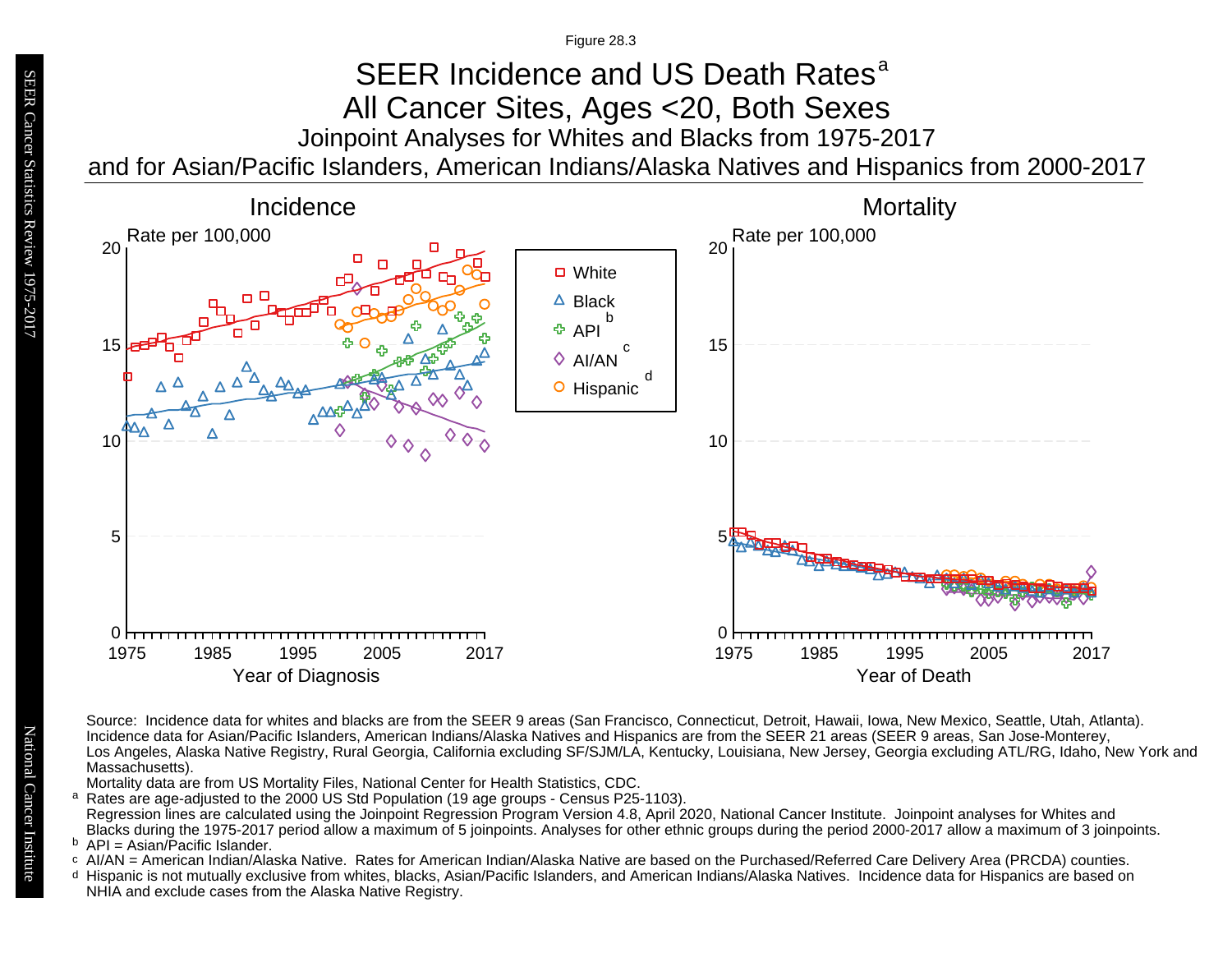Figure 28.3

# SEER Incidence and US Death Rates[a]

## All Cancer Sites, Ages <20, Both Sexes

### Joinpoint Analyses for Whites and Blacks from 1975-2017 and for Asian/Pacific Islanders, American Indians/Alaska Natives and Hispanics from 2000-2017

**Incidence**

Rate per 100,000

Year of Diagnosis

**Mortality**

Rate per 100,000

Year of Death

Legend: White; Black; API[b]; AI/AN[c]; Hispanic[d]

Source: Incidence data for whites and blacks are from the SEER 9 areas (San Francisco, Connecticut, Detroit, Hawaii, Iowa, New Mexico, Seattle, Utah, Atlanta). Incidence data for Asian/Pacific Islanders, American Indians/Alaska Natives and Hispanics are from the SEER 21 areas (SEER 9 areas, San Jose-Monterey, Los Angeles, Alaska Native Registry, Rural Georgia, California excluding SF/SJM/LA, Kentucky, Louisiana, New Jersey, Georgia excluding ATL/RG, Idaho, New York and Massachusetts).

Mortality data are from US Mortality Files, National Center for Health Statistics, CDC.

[a] Rates are age-adjusted to the 2000 US Std Population (19 age groups - Census P25-1103). Regression lines are calculated using the Joinpoint Regression Program Version 4.8, April 2020, National Cancer Institute. Joinpoint analyses for Whites and Blacks during the 1975-2017 period allow a maximum of 5 joinpoints. Analyses for other ethnic groups during the period 2000-2017 allow a maximum of 3 joinpoints.

[b] API = Asian/Pacific Islander.

[c] AI/AN = American Indian/Alaska Native. Rates for American Indian/Alaska Native are based on the Purchased/Referred Care Delivery Area (PRCDA) counties.

[d] Hispanic is not mutually exclusive from whites, blacks, Asian/Pacific Islanders, and American Indians/Alaska Natives. Incidence data for Hispanics are based on NHIA and exclude cases from the Alaska Native Registry.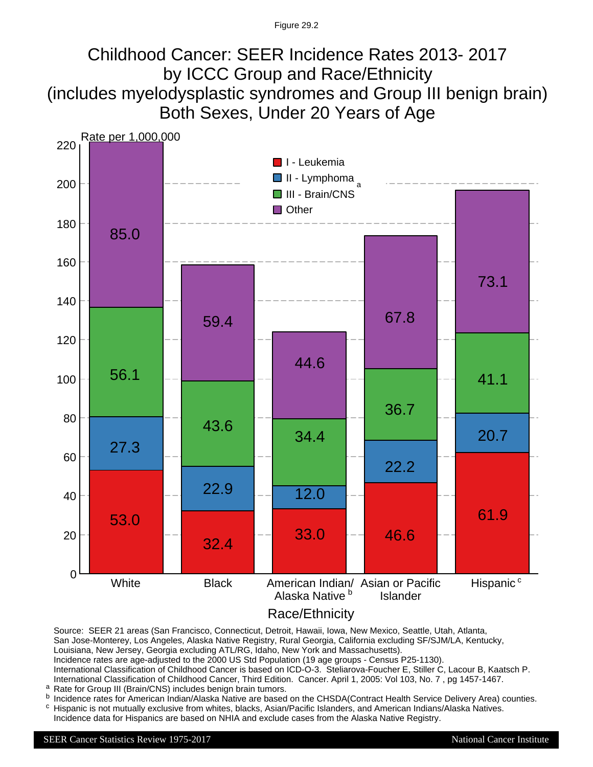Figure 29.2

# Childhood Cancer: SEER Incidence Rates 2013- 2017 by ICCC Group and Race/Ethnicity (includes myelodysplastic syndromes and Group III benign brain) Both Sexes, Under 20 Years of Age

Rate per 1,000,000

| Race/Ethnicity | I - Leukemia | II - Lymphoma | III - Brain/CNS[a] | Other |
|---|---|---|---|---|
| White | 53.0 | 27.3 | 56.1 | 85.0 |
| Black | 32.4 | 22.9 | 43.6 | 59.4 |
| American Indian/ Alaska Native[b] | 33.0 | 12.0 | 34.4 | 44.6 |
| Asian or Pacific Islander | 46.6 | 22.2 | 36.7 | 67.8 |
| Hispanic[c] | 61.9 | 20.7 | 41.1 | 73.1 |

Source: SEER 21 areas (San Francisco, Connecticut, Detroit, Hawaii, Iowa, New Mexico, Seattle, Utah, Atlanta, San Jose-Monterey, Los Angeles, Alaska Native Registry, Rural Georgia, California excluding SF/SJM/LA, Kentucky, Louisiana, New Jersey, Georgia excluding ATL/RG, Idaho, New York and Massachusetts).
Incidence rates are age-adjusted to the 2000 US Std Population (19 age groups - Census P25-1130).
International Classification of Childhood Cancer is based on ICD-O-3. Steliarova-Foucher E, Stiller C, Lacour B, Kaatsch P. International Classification of Childhood Cancer, Third Edition. Cancer. April 1, 2005: Vol 103, No. 7 , pg 1457-1467.

[a] Rate for Group III (Brain/CNS) includes benign brain tumors.
[b] Incidence rates for American Indian/Alaska Native are based on the CHSDA(Contract Health Service Delivery Area) counties.
[c] Hispanic is not mutually exclusive from whites, blacks, Asian/Pacific Islanders, and American Indians/Alaska Natives. Incidence data for Hispanics are based on NHIA and exclude cases from the Alaska Native Registry.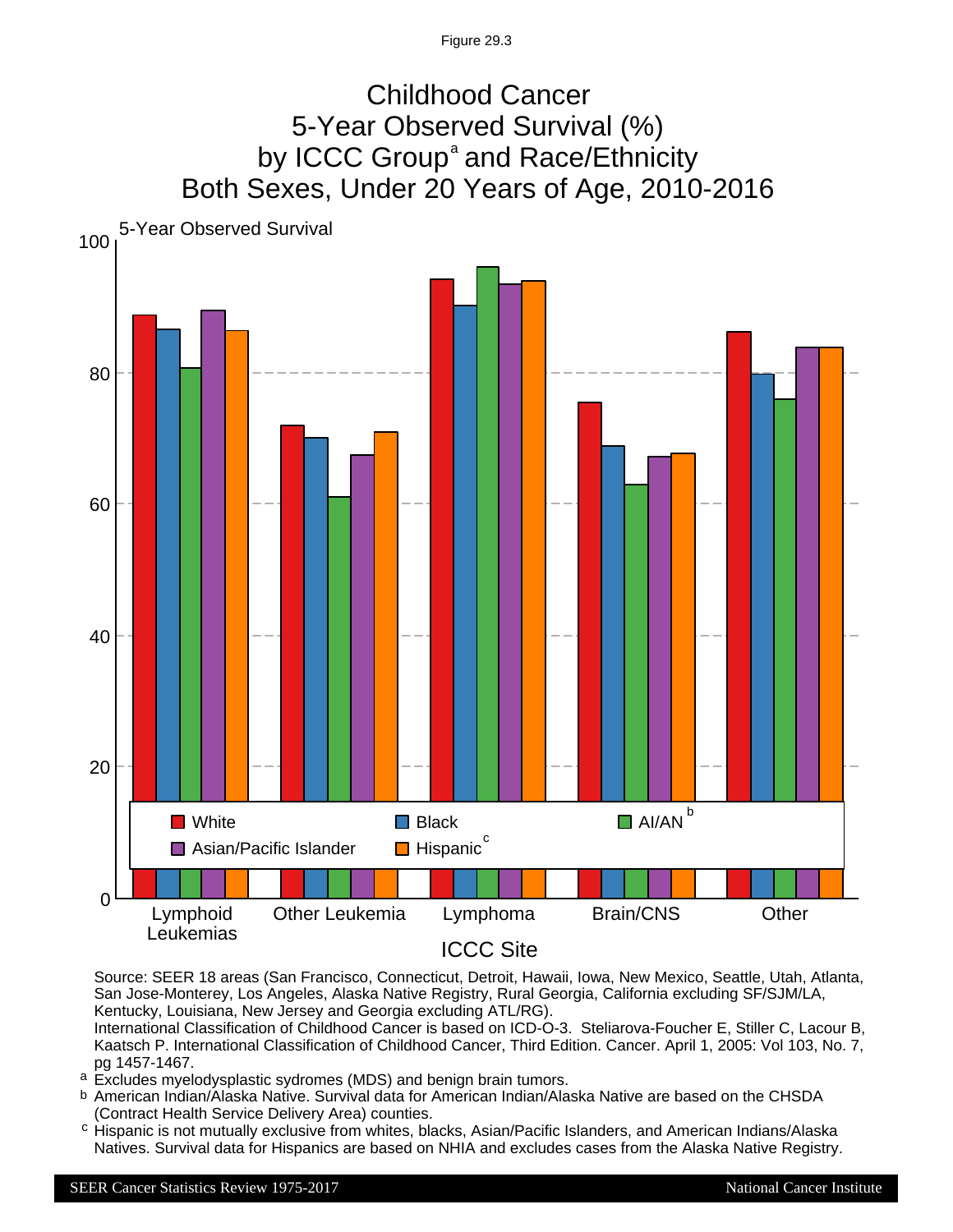Figure 29.3

# Childhood Cancer
# 5-Year Observed Survival (%)
# by ICCC Group[a] and Race/Ethnicity
# Both Sexes, Under 20 Years of Age, 2010-2016

5-Year Observed Survival

100

80

60

40

20

0

Lymphoid Leukemias

Other Leukemia

Lymphoma

Brain/CNS

Other

ICCC Site

White

Black

AI/AN[b]

Asian/Pacific Islander

Hispanic[c]

Source: SEER 18 areas (San Francisco, Connecticut, Detroit, Hawaii, Iowa, New Mexico, Seattle, Utah, Atlanta, San Jose-Monterey, Los Angeles, Alaska Native Registry, Rural Georgia, California excluding SF/SJM/LA, Kentucky, Louisiana, New Jersey and Georgia excluding ATL/RG).
International Classification of Childhood Cancer is based on ICD-O-3. Steliarova-Foucher E, Stiller C, Lacour B, Kaatsch P. International Classification of Childhood Cancer, Third Edition. Cancer. April 1, 2005: Vol 103, No. 7, pg 1457-1467.

[a] Excludes myelodysplastic sydromes (MDS) and benign brain tumors.

[b] American Indian/Alaska Native. Survival data for American Indian/Alaska Native are based on the CHSDA (Contract Health Service Delivery Area) counties.

[c] Hispanic is not mutually exclusive from whites, blacks, Asian/Pacific Islanders, and American Indians/Alaska Natives. Survival data for Hispanics are based on NHIA and excludes cases from the Alaska Native Registry.